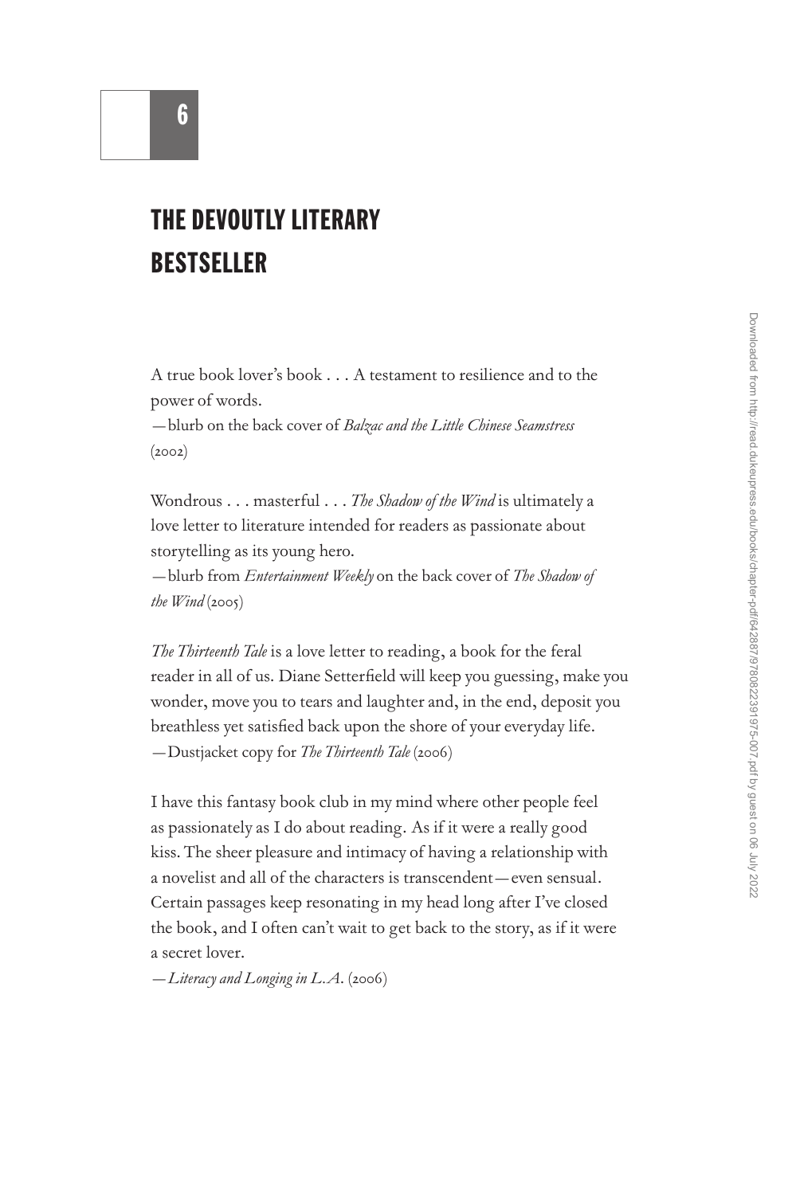# 6

# THE DEVOUTLY LITERARY BESTSELLER

A true book lover's book . . . A testament to resilience and to the power of words.
—blurb on the back cover of *Balzac and the Little Chinese Seamstress* (2002)

Wondrous . . . masterful . . . *The Shadow of the Wind* is ultimately a love letter to literature intended for readers as passionate about storytelling as its young hero.
—blurb from *Entertainment Weekly* on the back cover of *The Shadow of the Wind* (2005)

*The Thirteenth Tale* is a love letter to reading, a book for the feral reader in all of us. Diane Setterfield will keep you guessing, make you wonder, move you to tears and laughter and, in the end, deposit you breathless yet satisfied back upon the shore of your everyday life.
—Dustjacket copy for *The Thirteenth Tale* (2006)

I have this fantasy book club in my mind where other people feel as passionately as I do about reading. As if it were a really good kiss. The sheer pleasure and intimacy of having a relationship with a novelist and all of the characters is transcendent—even sensual. Certain passages keep resonating in my head long after I've closed the book, and I often can't wait to get back to the story, as if it were a secret lover.
—*Literacy and Longing in L.A.* (2006)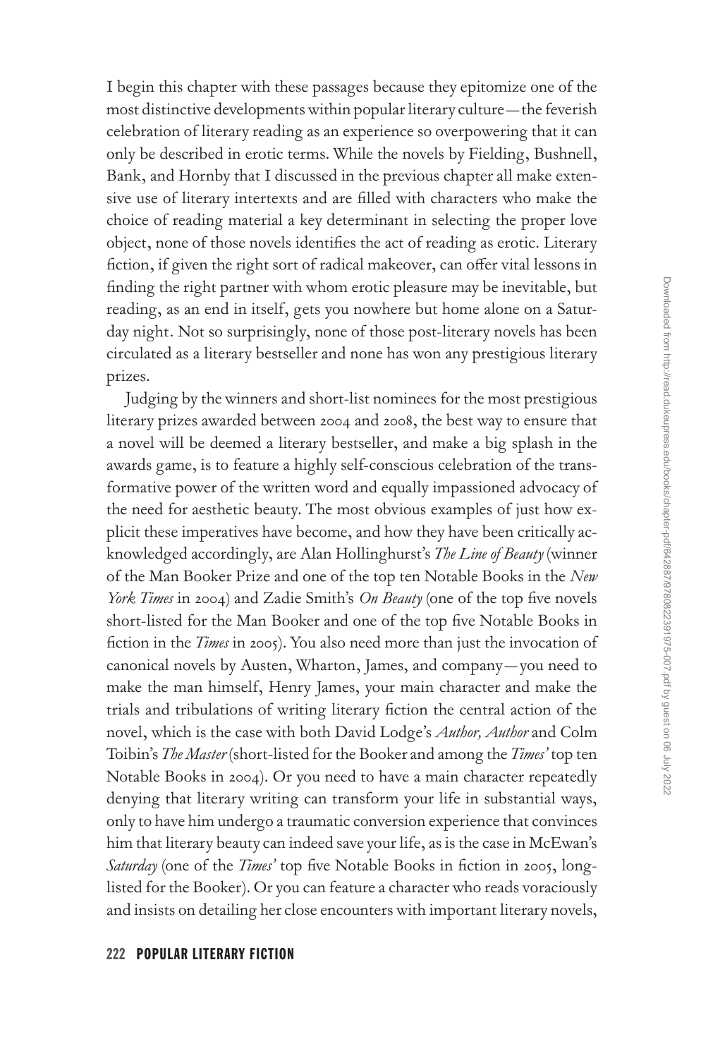I begin this chapter with these passages because they epitomize one of the most distinctive developments within popular literary culture—the feverish celebration of literary reading as an experience so overpowering that it can only be described in erotic terms. While the novels by Fielding, Bushnell, Bank, and Hornby that I discussed in the previous chapter all make extensive use of literary intertexts and are filled with characters who make the choice of reading material a key determinant in selecting the proper love object, none of those novels identifies the act of reading as erotic. Literary fiction, if given the right sort of radical makeover, can offer vital lessons in finding the right partner with whom erotic pleasure may be inevitable, but reading, as an end in itself, gets you nowhere but home alone on a Saturday night. Not so surprisingly, none of those post-literary novels has been circulated as a literary bestseller and none has won any prestigious literary prizes.

Judging by the winners and short-list nominees for the most prestigious literary prizes awarded between 2004 and 2008, the best way to ensure that a novel will be deemed a literary bestseller, and make a big splash in the awards game, is to feature a highly self-conscious celebration of the transformative power of the written word and equally impassioned advocacy of the need for aesthetic beauty. The most obvious examples of just how explicit these imperatives have become, and how they have been critically acknowledged accordingly, are Alan Hollinghurst's *The Line of Beauty* (winner of the Man Booker Prize and one of the top ten Notable Books in the *New York Times* in 2004) and Zadie Smith's *On Beauty* (one of the top five novels short-listed for the Man Booker and one of the top five Notable Books in fiction in the *Times* in 2005). You also need more than just the invocation of canonical novels by Austen, Wharton, James, and company—you need to make the man himself, Henry James, your main character and make the trials and tribulations of writing literary fiction the central action of the novel, which is the case with both David Lodge's *Author, Author* and Colm Toibin's *The Master* (short-listed for the Booker and among the *Times'* top ten Notable Books in 2004). Or you need to have a main character repeatedly denying that literary writing can transform your life in substantial ways, only to have him undergo a traumatic conversion experience that convinces him that literary beauty can indeed save your life, as is the case in McEwan's *Saturday* (one of the *Times'* top five Notable Books in fiction in 2005, long-listed for the Booker). Or you can feature a character who reads voraciously and insists on detailing her close encounters with important literary novels,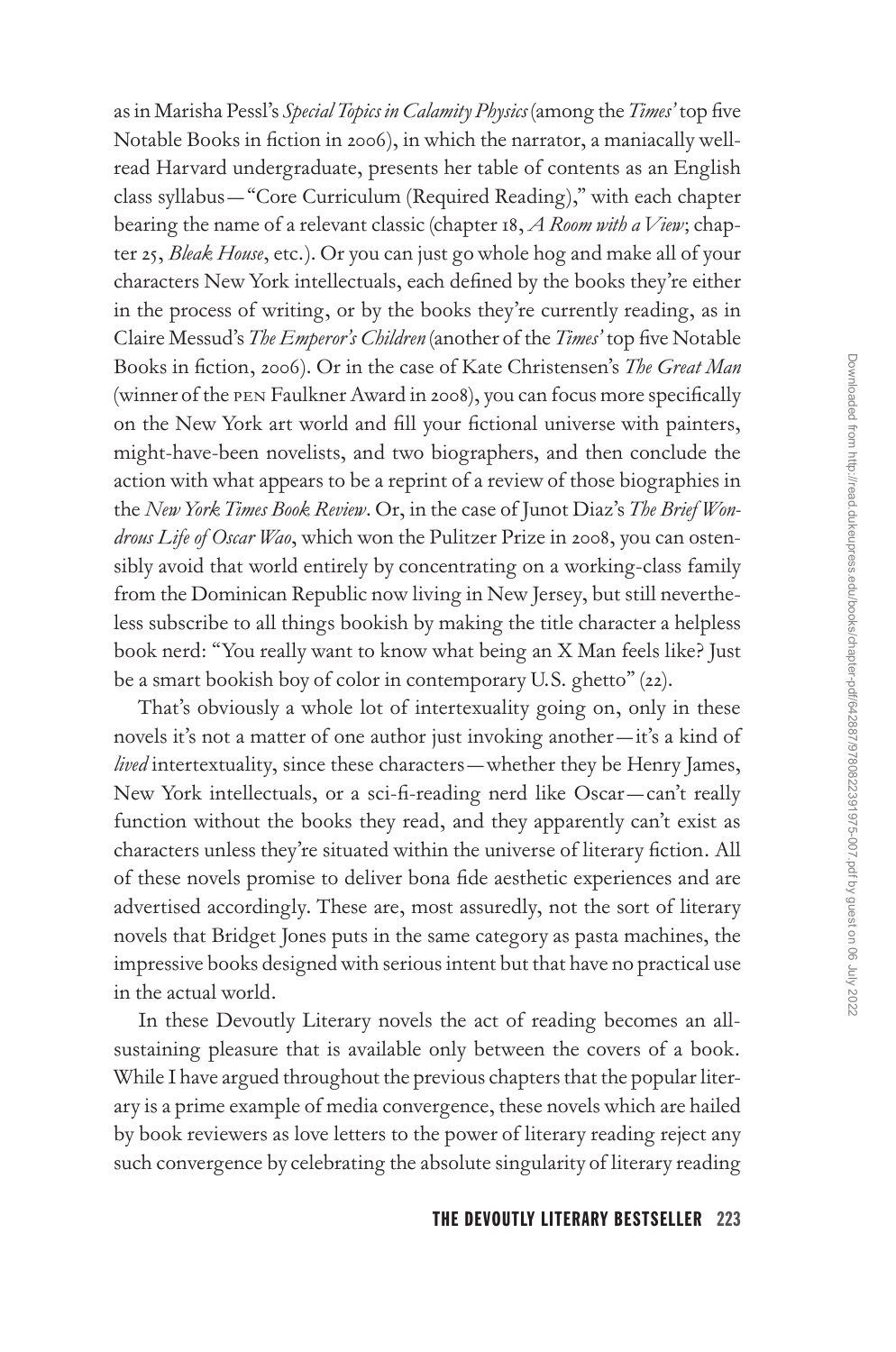as in Marisha Pessl's *Special Topics in Calamity Physics* (among the *Times'* top five Notable Books in fiction in 2006), in which the narrator, a maniacally well-read Harvard undergraduate, presents her table of contents as an English class syllabus—"Core Curriculum (Required Reading)," with each chapter bearing the name of a relevant classic (chapter 18, *A Room with a View*; chapter 25, *Bleak House*, etc.). Or you can just go whole hog and make all of your characters New York intellectuals, each defined by the books they're either in the process of writing, or by the books they're currently reading, as in Claire Messud's *The Emperor's Children* (another of the *Times'* top five Notable Books in fiction, 2006). Or in the case of Kate Christensen's *The Great Man* (winner of the PEN Faulkner Award in 2008), you can focus more specifically on the New York art world and fill your fictional universe with painters, might-have-been novelists, and two biographers, and then conclude the action with what appears to be a reprint of a review of those biographies in the *New York Times Book Review*. Or, in the case of Junot Diaz's *The Brief Wondrous Life of Oscar Wao*, which won the Pulitzer Prize in 2008, you can ostensibly avoid that world entirely by concentrating on a working-class family from the Dominican Republic now living in New Jersey, but still nevertheless subscribe to all things bookish by making the title character a helpless book nerd: "You really want to know what being an X Man feels like? Just be a smart bookish boy of color in contemporary U.S. ghetto" (22).

That's obviously a whole lot of intertexuality going on, only in these novels it's not a matter of one author just invoking another—it's a kind of *lived* intertextuality, since these characters—whether they be Henry James, New York intellectuals, or a sci-fi-reading nerd like Oscar—can't really function without the books they read, and they apparently can't exist as characters unless they're situated within the universe of literary fiction. All of these novels promise to deliver bona fide aesthetic experiences and are advertised accordingly. These are, most assuredly, not the sort of literary novels that Bridget Jones puts in the same category as pasta machines, the impressive books designed with serious intent but that have no practical use in the actual world.

In these Devoutly Literary novels the act of reading becomes an all-sustaining pleasure that is available only between the covers of a book. While I have argued throughout the previous chapters that the popular literary is a prime example of media convergence, these novels which are hailed by book reviewers as love letters to the power of literary reading reject any such convergence by celebrating the absolute singularity of literary reading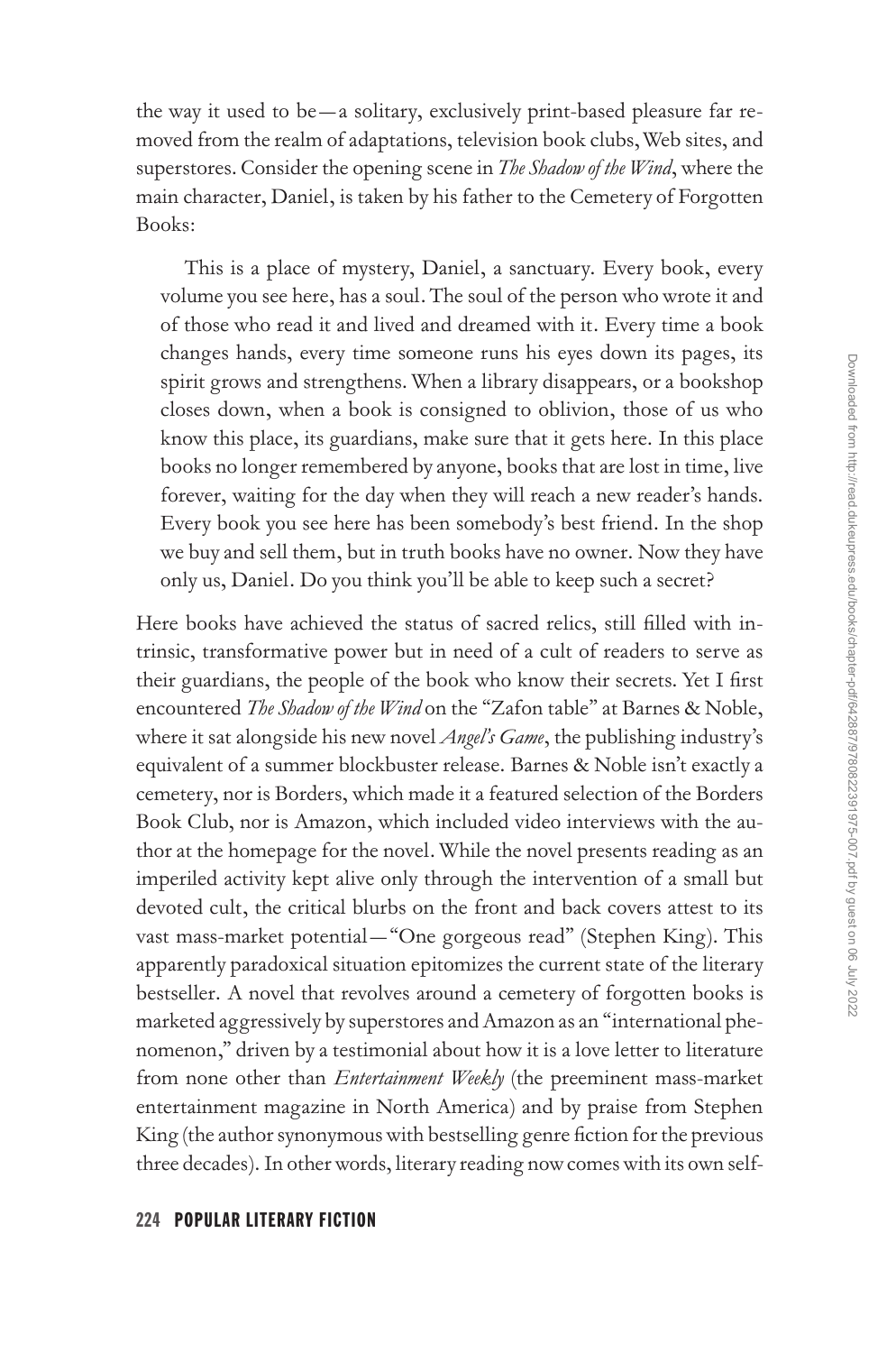the way it used to be—a solitary, exclusively print-based pleasure far removed from the realm of adaptations, television book clubs, Web sites, and superstores. Consider the opening scene in *The Shadow of the Wind*, where the main character, Daniel, is taken by his father to the Cemetery of Forgotten Books:

> This is a place of mystery, Daniel, a sanctuary. Every book, every volume you see here, has a soul. The soul of the person who wrote it and of those who read it and lived and dreamed with it. Every time a book changes hands, every time someone runs his eyes down its pages, its spirit grows and strengthens. When a library disappears, or a bookshop closes down, when a book is consigned to oblivion, those of us who know this place, its guardians, make sure that it gets here. In this place books no longer remembered by anyone, books that are lost in time, live forever, waiting for the day when they will reach a new reader's hands. Every book you see here has been somebody's best friend. In the shop we buy and sell them, but in truth books have no owner. Now they have only us, Daniel. Do you think you'll be able to keep such a secret?

Here books have achieved the status of sacred relics, still filled with intrinsic, transformative power but in need of a cult of readers to serve as their guardians, the people of the book who know their secrets. Yet I first encountered *The Shadow of the Wind* on the "Zafon table" at Barnes & Noble, where it sat alongside his new novel *Angel's Game*, the publishing industry's equivalent of a summer blockbuster release. Barnes & Noble isn't exactly a cemetery, nor is Borders, which made it a featured selection of the Borders Book Club, nor is Amazon, which included video interviews with the author at the homepage for the novel. While the novel presents reading as an imperiled activity kept alive only through the intervention of a small but devoted cult, the critical blurbs on the front and back covers attest to its vast mass-market potential—"One gorgeous read" (Stephen King). This apparently paradoxical situation epitomizes the current state of the literary bestseller. A novel that revolves around a cemetery of forgotten books is marketed aggressively by superstores and Amazon as an "international phenomenon," driven by a testimonial about how it is a love letter to literature from none other than *Entertainment Weekly* (the preeminent mass-market entertainment magazine in North America) and by praise from Stephen King (the author synonymous with bestselling genre fiction for the previous three decades). In other words, literary reading now comes with its own self-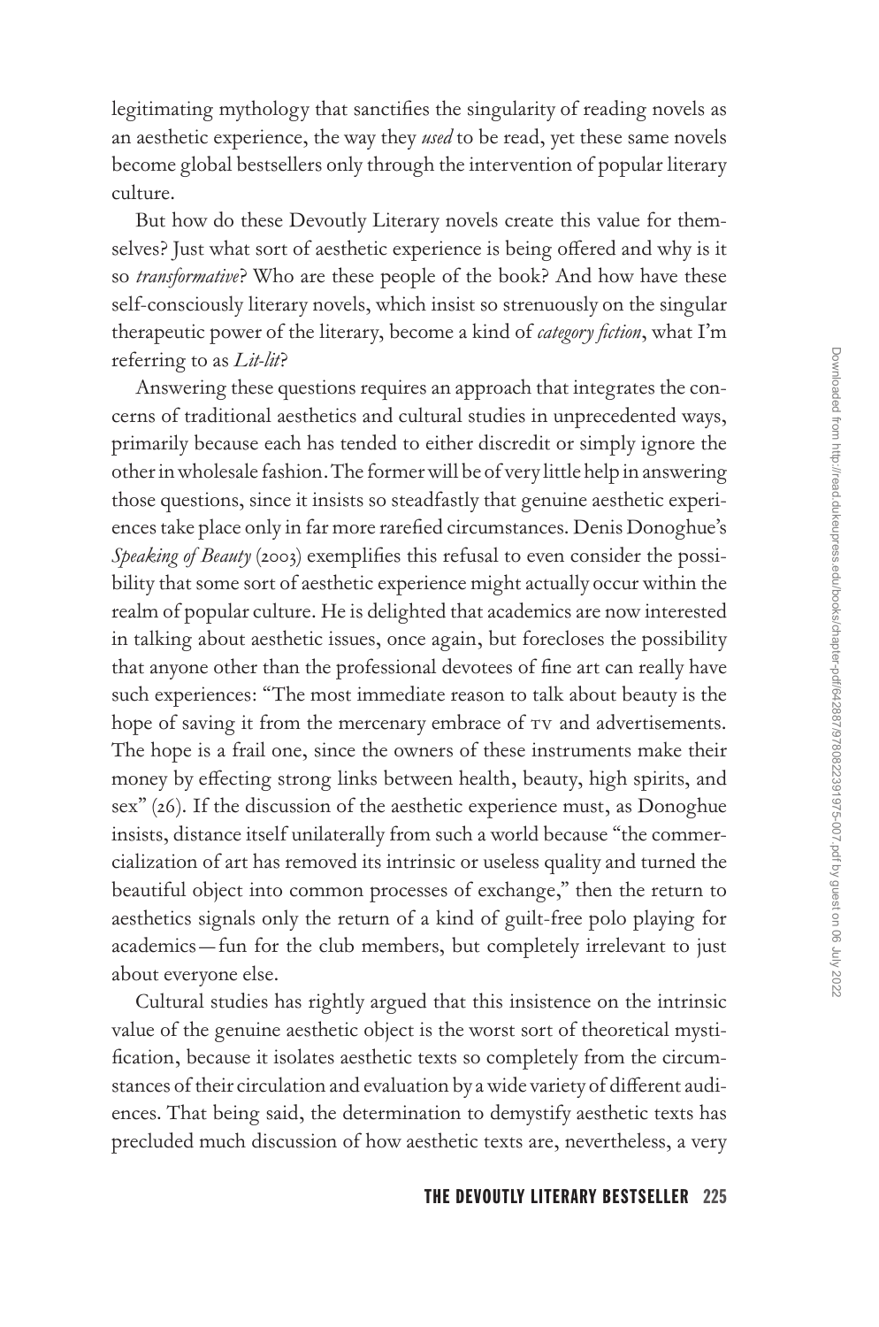legitimating mythology that sanctifies the singularity of reading novels as an aesthetic experience, the way they *used* to be read, yet these same novels become global bestsellers only through the intervention of popular literary culture.

But how do these Devoutly Literary novels create this value for themselves? Just what sort of aesthetic experience is being offered and why is it so *transformative*? Who are these people of the book? And how have these self-consciously literary novels, which insist so strenuously on the singular therapeutic power of the literary, become a kind of *category fiction*, what I'm referring to as *Lit-lit*?

Answering these questions requires an approach that integrates the concerns of traditional aesthetics and cultural studies in unprecedented ways, primarily because each has tended to either discredit or simply ignore the other in wholesale fashion. The former will be of very little help in answering those questions, since it insists so steadfastly that genuine aesthetic experiences take place only in far more rarefied circumstances. Denis Donoghue's *Speaking of Beauty* (2003) exemplifies this refusal to even consider the possibility that some sort of aesthetic experience might actually occur within the realm of popular culture. He is delighted that academics are now interested in talking about aesthetic issues, once again, but forecloses the possibility that anyone other than the professional devotees of fine art can really have such experiences: "The most immediate reason to talk about beauty is the hope of saving it from the mercenary embrace of TV and advertisements. The hope is a frail one, since the owners of these instruments make their money by effecting strong links between health, beauty, high spirits, and sex" (26). If the discussion of the aesthetic experience must, as Donoghue insists, distance itself unilaterally from such a world because "the commercialization of art has removed its intrinsic or useless quality and turned the beautiful object into common processes of exchange," then the return to aesthetics signals only the return of a kind of guilt-free polo playing for academics—fun for the club members, but completely irrelevant to just about everyone else.

Cultural studies has rightly argued that this insistence on the intrinsic value of the genuine aesthetic object is the worst sort of theoretical mystification, because it isolates aesthetic texts so completely from the circumstances of their circulation and evaluation by a wide variety of different audiences. That being said, the determination to demystify aesthetic texts has precluded much discussion of how aesthetic texts are, nevertheless, a very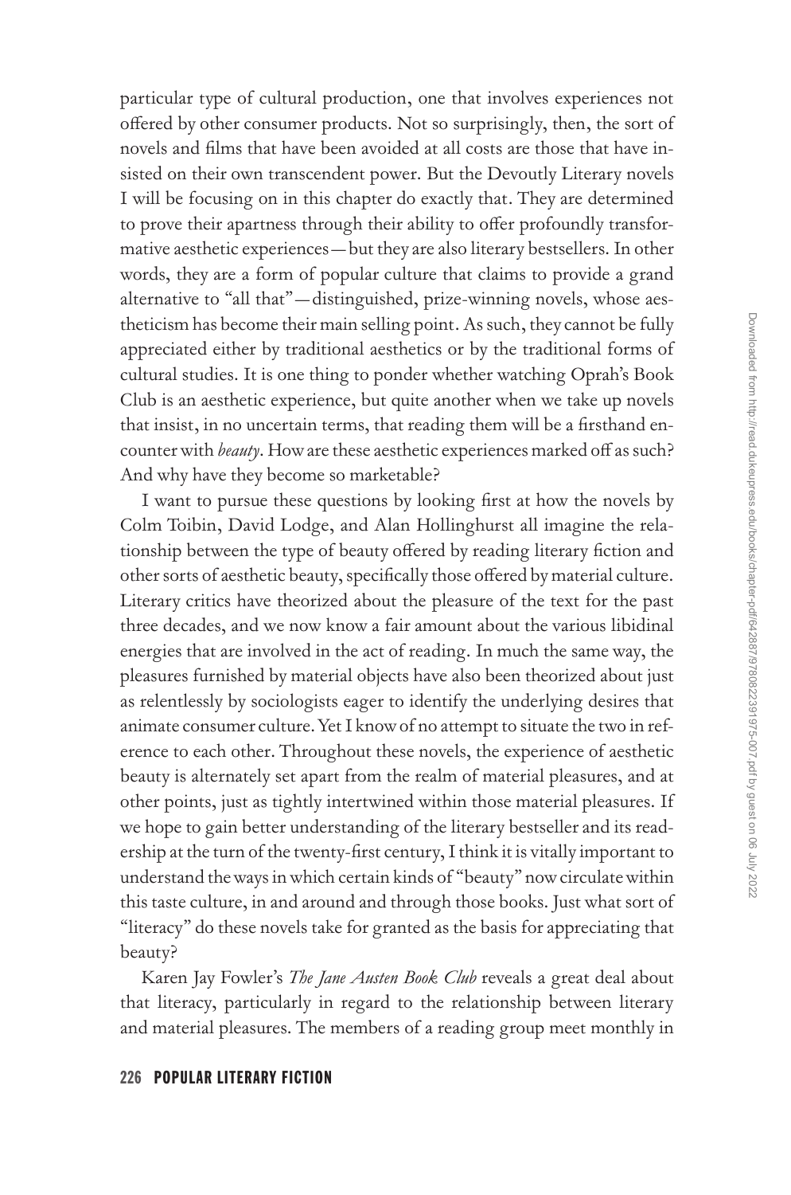particular type of cultural production, one that involves experiences not offered by other consumer products. Not so surprisingly, then, the sort of novels and films that have been avoided at all costs are those that have insisted on their own transcendent power. But the Devoutly Literary novels I will be focusing on in this chapter do exactly that. They are determined to prove their apartness through their ability to offer profoundly transformative aesthetic experiences—but they are also literary bestsellers. In other words, they are a form of popular culture that claims to provide a grand alternative to "all that"—distinguished, prize-winning novels, whose aestheticism has become their main selling point. As such, they cannot be fully appreciated either by traditional aesthetics or by the traditional forms of cultural studies. It is one thing to ponder whether watching Oprah's Book Club is an aesthetic experience, but quite another when we take up novels that insist, in no uncertain terms, that reading them will be a firsthand encounter with *beauty*. How are these aesthetic experiences marked off as such? And why have they become so marketable?

I want to pursue these questions by looking first at how the novels by Colm Toibin, David Lodge, and Alan Hollinghurst all imagine the relationship between the type of beauty offered by reading literary fiction and other sorts of aesthetic beauty, specifically those offered by material culture. Literary critics have theorized about the pleasure of the text for the past three decades, and we now know a fair amount about the various libidinal energies that are involved in the act of reading. In much the same way, the pleasures furnished by material objects have also been theorized about just as relentlessly by sociologists eager to identify the underlying desires that animate consumer culture. Yet I know of no attempt to situate the two in reference to each other. Throughout these novels, the experience of aesthetic beauty is alternately set apart from the realm of material pleasures, and at other points, just as tightly intertwined within those material pleasures. If we hope to gain better understanding of the literary bestseller and its readership at the turn of the twenty-first century, I think it is vitally important to understand the ways in which certain kinds of "beauty" now circulate within this taste culture, in and around and through those books. Just what sort of "literacy" do these novels take for granted as the basis for appreciating that beauty?

Karen Jay Fowler's *The Jane Austen Book Club* reveals a great deal about that literacy, particularly in regard to the relationship between literary and material pleasures. The members of a reading group meet monthly in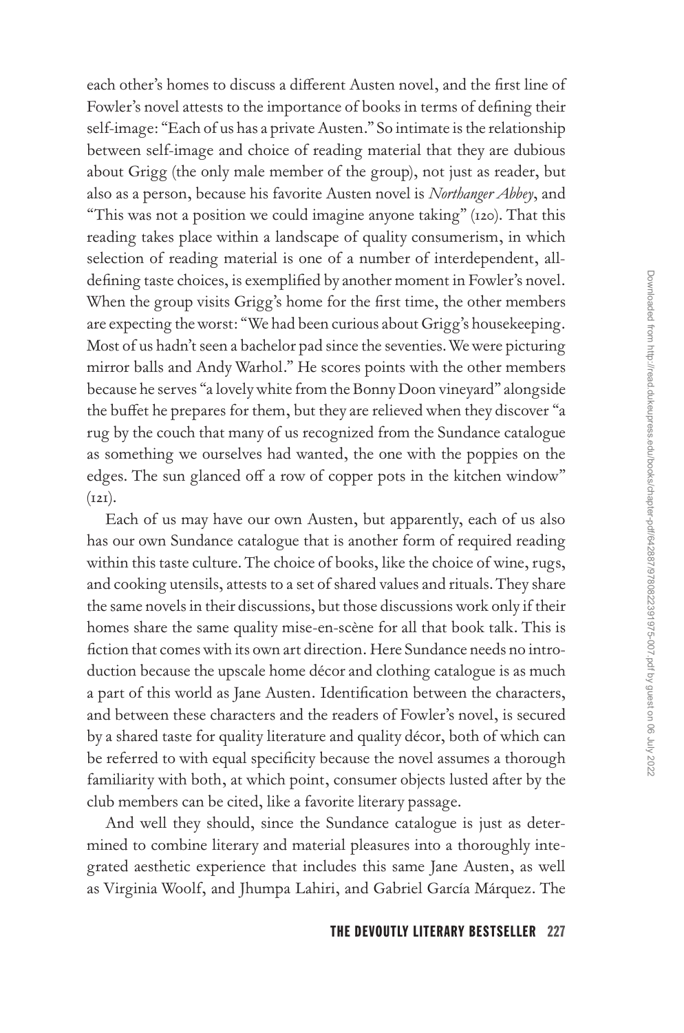each other's homes to discuss a different Austen novel, and the first line of Fowler's novel attests to the importance of books in terms of defining their self-image: "Each of us has a private Austen." So intimate is the relationship between self-image and choice of reading material that they are dubious about Grigg (the only male member of the group), not just as reader, but also as a person, because his favorite Austen novel is *Northanger Abbey*, and "This was not a position we could imagine anyone taking" (120). That this reading takes place within a landscape of quality consumerism, in which selection of reading material is one of a number of interdependent, all-defining taste choices, is exemplified by another moment in Fowler's novel. When the group visits Grigg's home for the first time, the other members are expecting the worst: "We had been curious about Grigg's housekeeping. Most of us hadn't seen a bachelor pad since the seventies. We were picturing mirror balls and Andy Warhol." He scores points with the other members because he serves "a lovely white from the Bonny Doon vineyard" alongside the buffet he prepares for them, but they are relieved when they discover "a rug by the couch that many of us recognized from the Sundance catalogue as something we ourselves had wanted, the one with the poppies on the edges. The sun glanced off a row of copper pots in the kitchen window" (121).

Each of us may have our own Austen, but apparently, each of us also has our own Sundance catalogue that is another form of required reading within this taste culture. The choice of books, like the choice of wine, rugs, and cooking utensils, attests to a set of shared values and rituals. They share the same novels in their discussions, but those discussions work only if their homes share the same quality mise-en-scène for all that book talk. This is fiction that comes with its own art direction. Here Sundance needs no introduction because the upscale home décor and clothing catalogue is as much a part of this world as Jane Austen. Identification between the characters, and between these characters and the readers of Fowler's novel, is secured by a shared taste for quality literature and quality décor, both of which can be referred to with equal specificity because the novel assumes a thorough familiarity with both, at which point, consumer objects lusted after by the club members can be cited, like a favorite literary passage.

And well they should, since the Sundance catalogue is just as determined to combine literary and material pleasures into a thoroughly integrated aesthetic experience that includes this same Jane Austen, as well as Virginia Woolf, and Jhumpa Lahiri, and Gabriel García Márquez. The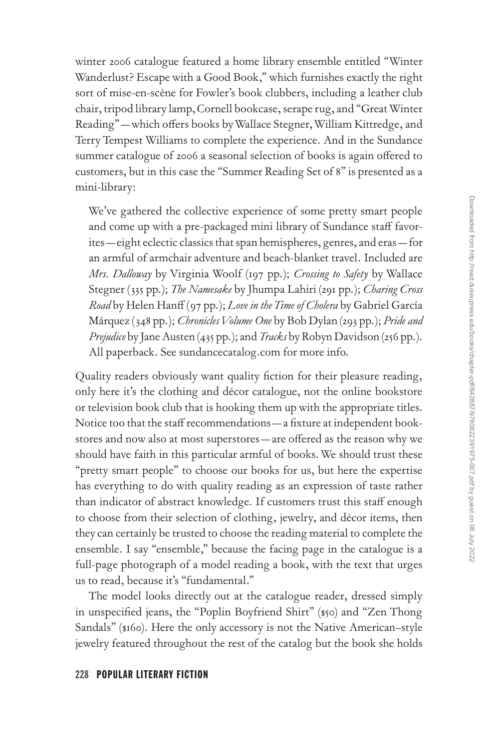winter 2006 catalogue featured a home library ensemble entitled "Winter Wanderlust? Escape with a Good Book," which furnishes exactly the right sort of mise-en-scène for Fowler's book clubbers, including a leather club chair, tripod library lamp, Cornell bookcase, serape rug, and "Great Winter Reading"—which offers books by Wallace Stegner, William Kittredge, and Terry Tempest Williams to complete the experience. And in the Sundance summer catalogue of 2006 a seasonal selection of books is again offered to customers, but in this case the "Summer Reading Set of 8" is presented as a mini-library:

> We've gathered the collective experience of some pretty smart people and come up with a pre-packaged mini library of Sundance staff favorites—eight eclectic classics that span hemispheres, genres, and eras—for an armful of armchair adventure and beach-blanket travel. Included are *Mrs. Dalloway* by Virginia Woolf (197 pp.); *Crossing to Safety* by Wallace Stegner (335 pp.); *The Namesake* by Jhumpa Lahiri (291 pp.); *Charing Cross Road* by Helen Hanff (97 pp.); *Love in the Time of Cholera* by Gabriel García Márquez (348 pp.); *Chronicles Volume One* by Bob Dylan (293 pp.); *Pride and Prejudice* by Jane Austen (435 pp.); and *Tracks* by Robyn Davidson (256 pp.). All paperback. See sundancecatalog.com for more info.

Quality readers obviously want quality fiction for their pleasure reading, only here it's the clothing and décor catalogue, not the online bookstore or television book club that is hooking them up with the appropriate titles. Notice too that the staff recommendations—a fixture at independent bookstores and now also at most superstores—are offered as the reason why we should have faith in this particular armful of books. We should trust these "pretty smart people" to choose our books for us, but here the expertise has everything to do with quality reading as an expression of taste rather than indicator of abstract knowledge. If customers trust this staff enough to choose from their selection of clothing, jewelry, and décor items, then they can certainly be trusted to choose the reading material to complete the ensemble. I say "ensemble," because the facing page in the catalogue is a full-page photograph of a model reading a book, with the text that urges us to read, because it's "fundamental."

The model looks directly out at the catalogue reader, dressed simply in unspecified jeans, the "Poplin Boyfriend Shirt" ($50) and "Zen Thong Sandals" ($160). Here the only accessory is not the Native American–style jewelry featured throughout the rest of the catalog but the book she holds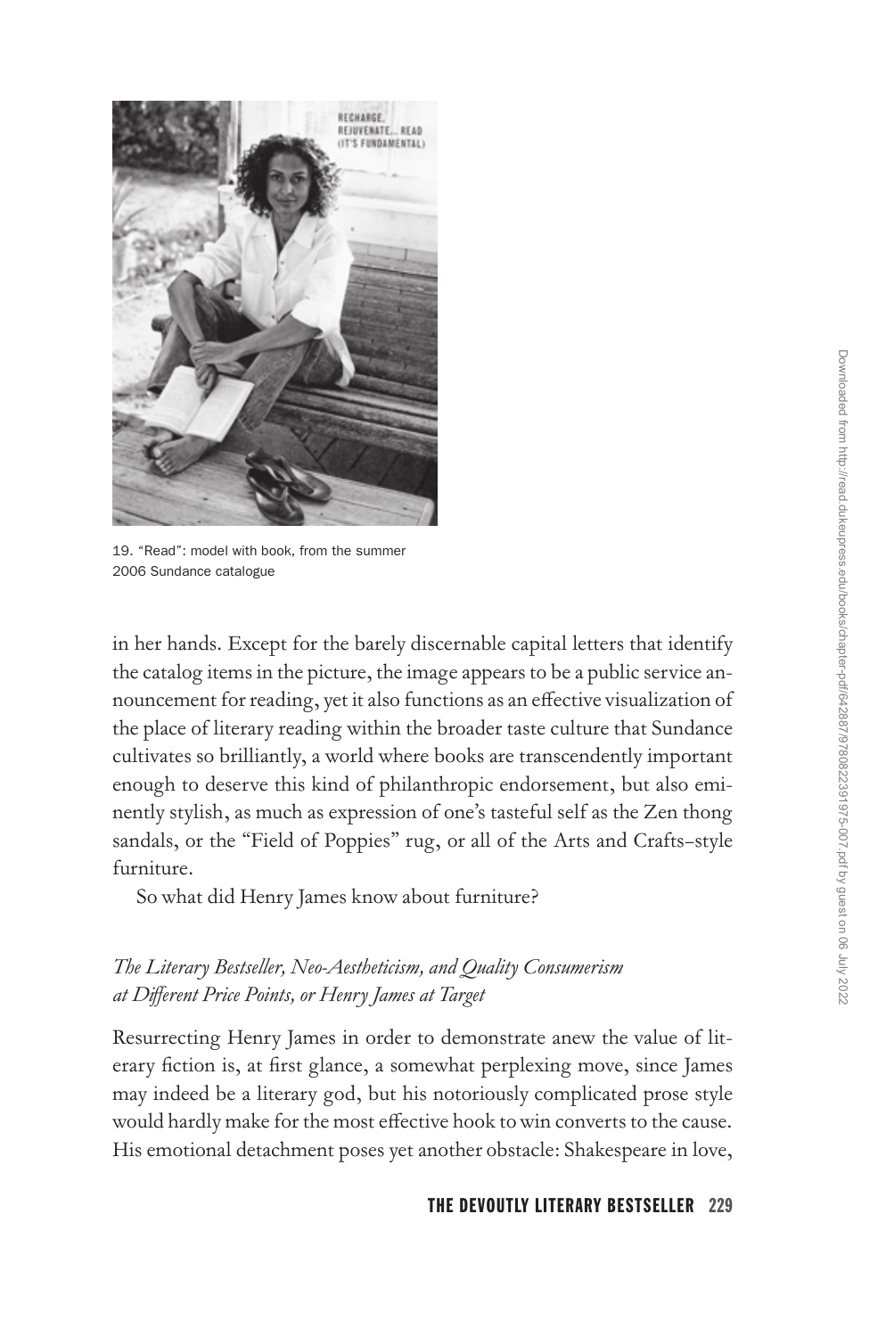19. "Read": model with book, from the summer 2006 Sundance catalogue

in her hands. Except for the barely discernable capital letters that identify the catalog items in the picture, the image appears to be a public service announcement for reading, yet it also functions as an effective visualization of the place of literary reading within the broader taste culture that Sundance cultivates so brilliantly, a world where books are transcendently important enough to deserve this kind of philanthropic endorsement, but also eminently stylish, as much as expression of one's tasteful self as the Zen thong sandals, or the "Field of Poppies" rug, or all of the Arts and Crafts–style furniture.

So what did Henry James know about furniture?

### *The Literary Bestseller, Neo-Aestheticism, and Quality Consumerism at Different Price Points, or Henry James at Target*

Resurrecting Henry James in order to demonstrate anew the value of literary fiction is, at first glance, a somewhat perplexing move, since James may indeed be a literary god, but his notoriously complicated prose style would hardly make for the most effective hook to win converts to the cause. His emotional detachment poses yet another obstacle: Shakespeare in love,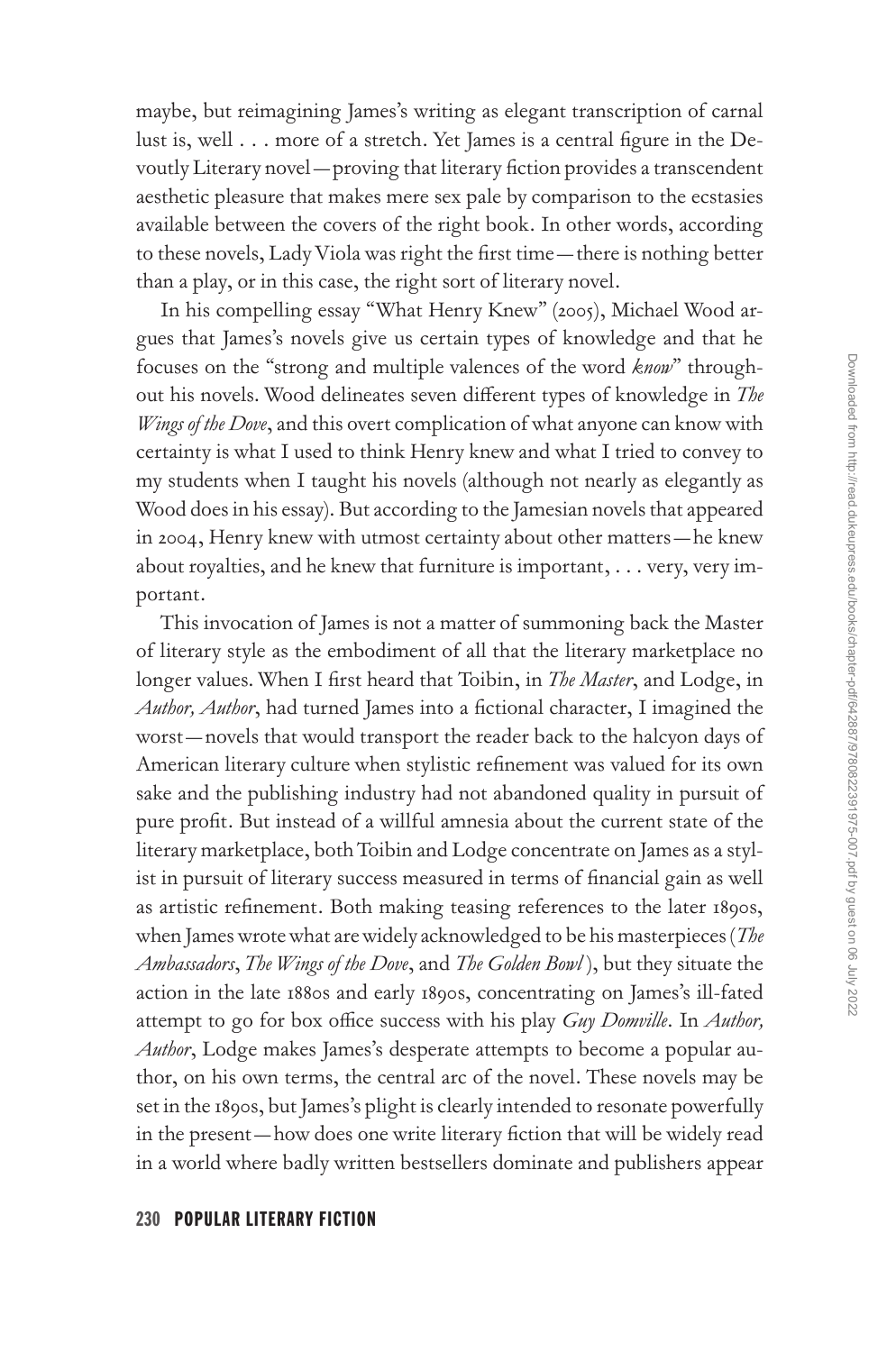maybe, but reimagining James's writing as elegant transcription of carnal lust is, well . . . more of a stretch. Yet James is a central figure in the Devoutly Literary novel—proving that literary fiction provides a transcendent aesthetic pleasure that makes mere sex pale by comparison to the ecstasies available between the covers of the right book. In other words, according to these novels, Lady Viola was right the first time—there is nothing better than a play, or in this case, the right sort of literary novel.

In his compelling essay "What Henry Knew" (2005), Michael Wood argues that James's novels give us certain types of knowledge and that he focuses on the "strong and multiple valences of the word *know*" throughout his novels. Wood delineates seven different types of knowledge in *The Wings of the Dove*, and this overt complication of what anyone can know with certainty is what I used to think Henry knew and what I tried to convey to my students when I taught his novels (although not nearly as elegantly as Wood does in his essay). But according to the Jamesian novels that appeared in 2004, Henry knew with utmost certainty about other matters—he knew about royalties, and he knew that furniture is important, . . . very, very important.

This invocation of James is not a matter of summoning back the Master of literary style as the embodiment of all that the literary marketplace no longer values. When I first heard that Toibin, in *The Master*, and Lodge, in *Author, Author*, had turned James into a fictional character, I imagined the worst—novels that would transport the reader back to the halcyon days of American literary culture when stylistic refinement was valued for its own sake and the publishing industry had not abandoned quality in pursuit of pure profit. But instead of a willful amnesia about the current state of the literary marketplace, both Toibin and Lodge concentrate on James as a stylist in pursuit of literary success measured in terms of financial gain as well as artistic refinement. Both making teasing references to the later 1890s, when James wrote what are widely acknowledged to be his masterpieces (*The Ambassadors*, *The Wings of the Dove*, and *The Golden Bowl*), but they situate the action in the late 1880s and early 1890s, concentrating on James's ill-fated attempt to go for box office success with his play *Guy Domville*. In *Author, Author*, Lodge makes James's desperate attempts to become a popular author, on his own terms, the central arc of the novel. These novels may be set in the 1890s, but James's plight is clearly intended to resonate powerfully in the present—how does one write literary fiction that will be widely read in a world where badly written bestsellers dominate and publishers appear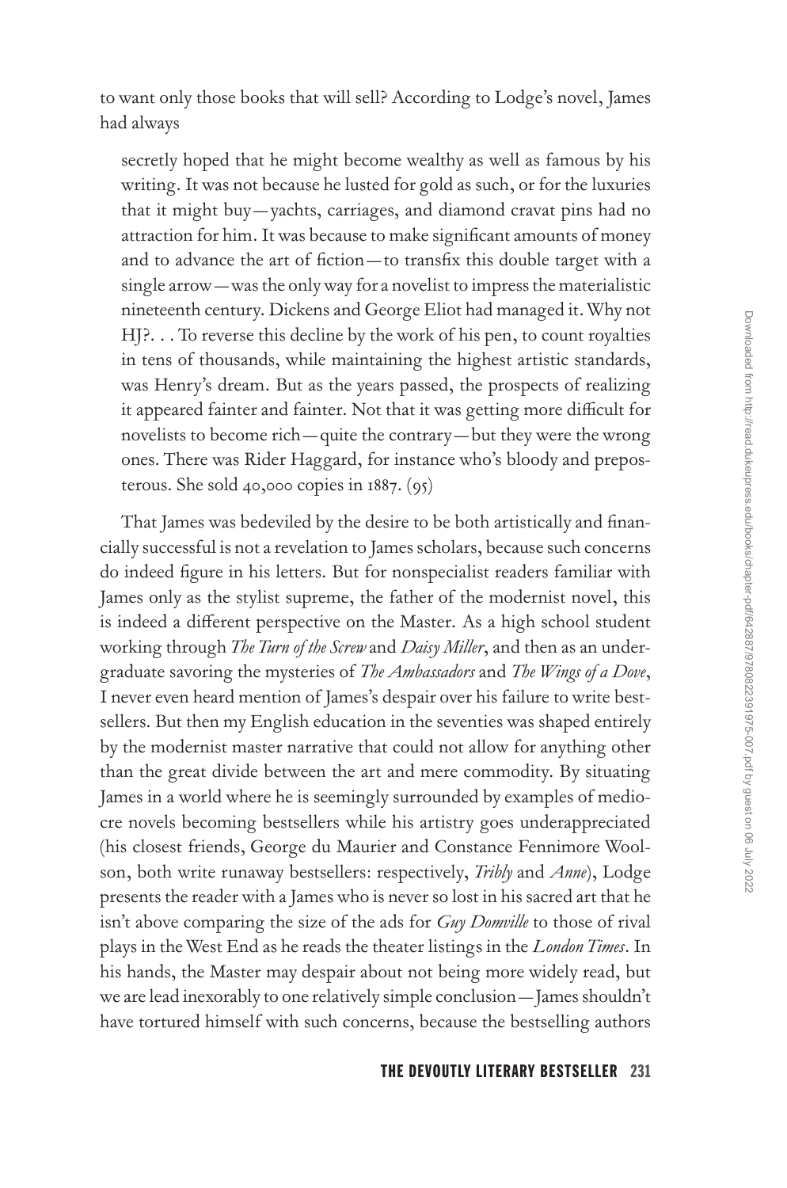to want only those books that will sell? According to Lodge's novel, James had always

> secretly hoped that he might become wealthy as well as famous by his writing. It was not because he lusted for gold as such, or for the luxuries that it might buy—yachts, carriages, and diamond cravat pins had no attraction for him. It was because to make significant amounts of money and to advance the art of fiction—to transfix this double target with a single arrow—was the only way for a novelist to impress the materialistic nineteenth century. Dickens and George Eliot had managed it. Why not HJ?. . . To reverse this decline by the work of his pen, to count royalties in tens of thousands, while maintaining the highest artistic standards, was Henry's dream. But as the years passed, the prospects of realizing it appeared fainter and fainter. Not that it was getting more difficult for novelists to become rich—quite the contrary—but they were the wrong ones. There was Rider Haggard, for instance who's bloody and preposterous. She sold 40,000 copies in 1887. (95)

That James was bedeviled by the desire to be both artistically and financially successful is not a revelation to James scholars, because such concerns do indeed figure in his letters. But for nonspecialist readers familiar with James only as the stylist supreme, the father of the modernist novel, this is indeed a different perspective on the Master. As a high school student working through *The Turn of the Screw* and *Daisy Miller*, and then as an undergraduate savoring the mysteries of *The Ambassadors* and *The Wings of a Dove*, I never even heard mention of James's despair over his failure to write bestsellers. But then my English education in the seventies was shaped entirely by the modernist master narrative that could not allow for anything other than the great divide between the art and mere commodity. By situating James in a world where he is seemingly surrounded by examples of mediocre novels becoming bestsellers while his artistry goes underappreciated (his closest friends, George du Maurier and Constance Fennimore Woolson, both write runaway bestsellers: respectively, *Tribly* and *Anne*), Lodge presents the reader with a James who is never so lost in his sacred art that he isn't above comparing the size of the ads for *Guy Domville* to those of rival plays in the West End as he reads the theater listings in the *London Times*. In his hands, the Master may despair about not being more widely read, but we are lead inexorably to one relatively simple conclusion—James shouldn't have tortured himself with such concerns, because the bestselling authors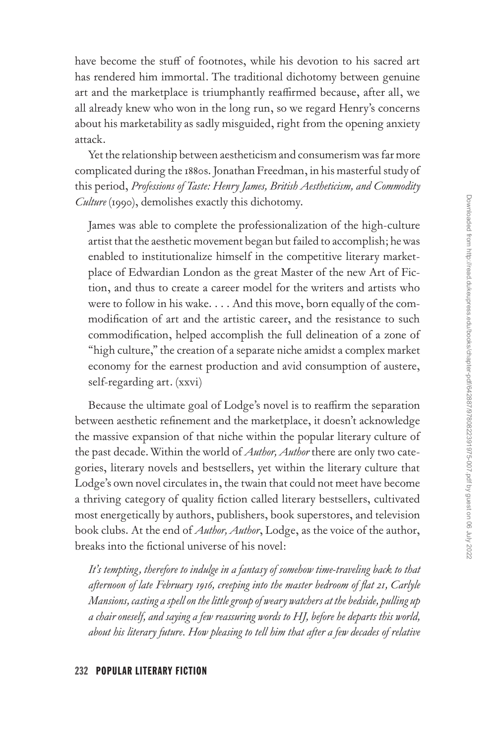have become the stuff of footnotes, while his devotion to his sacred art has rendered him immortal. The traditional dichotomy between genuine art and the marketplace is triumphantly reaffirmed because, after all, we all already knew who won in the long run, so we regard Henry's concerns about his marketability as sadly misguided, right from the opening anxiety attack.

Yet the relationship between aestheticism and consumerism was far more complicated during the 1880s. Jonathan Freedman, in his masterful study of this period, *Professions of Taste: Henry James, British Aestheticism, and Commodity Culture* (1990), demolishes exactly this dichotomy.

> James was able to complete the professionalization of the high-culture artist that the aesthetic movement began but failed to accomplish; he was enabled to institutionalize himself in the competitive literary marketplace of Edwardian London as the great Master of the new Art of Fiction, and thus to create a career model for the writers and artists who were to follow in his wake. . . . And this move, born equally of the commodification of art and the artistic career, and the resistance to such commodification, helped accomplish the full delineation of a zone of "high culture," the creation of a separate niche amidst a complex market economy for the earnest production and avid consumption of austere, self-regarding art. (xxvi)

Because the ultimate goal of Lodge's novel is to reaffirm the separation between aesthetic refinement and the marketplace, it doesn't acknowledge the massive expansion of that niche within the popular literary culture of the past decade. Within the world of *Author, Author* there are only two categories, literary novels and bestsellers, yet within the literary culture that Lodge's own novel circulates in, the twain that could not meet have become a thriving category of quality fiction called literary bestsellers, cultivated most energetically by authors, publishers, book superstores, and television book clubs. At the end of *Author, Author*, Lodge, as the voice of the author, breaks into the fictional universe of his novel:

> *It's tempting, therefore to indulge in a fantasy of somehow time-traveling back to that afternoon of late February 1916, creeping into the master bedroom of flat 21, Carlyle Mansions, casting a spell on the little group of weary watchers at the bedside, pulling up a chair oneself, and saying a few reassuring words to HJ, before he departs this world, about his literary future. How pleasing to tell him that after a few decades of relative*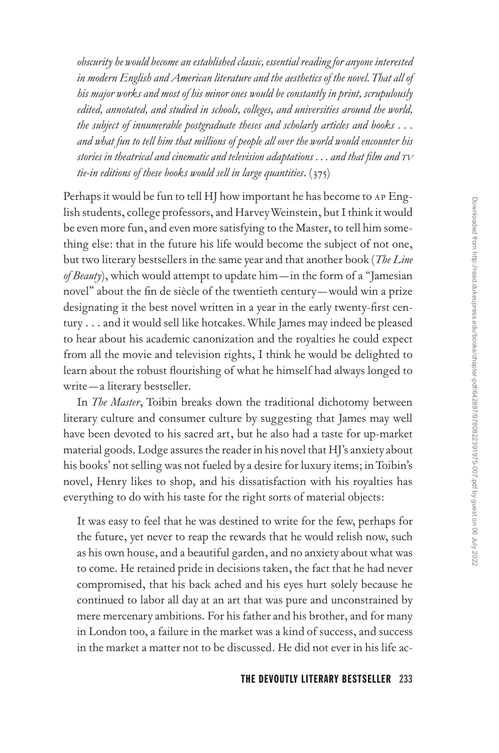*obscurity he would become an established classic, essential reading for anyone interested in modern English and American literature and the aesthetics of the novel. That all of his major works and most of his minor ones would be constantly in print, scrupulously edited, annotated, and studied in schools, colleges, and universities around the world, the subject of innumerable postgraduate theses and scholarly articles and books . . . and what fun to tell him that millions of people all over the world would encounter his stories in theatrical and cinematic and television adaptations . . . and that film and TV tie-in editions of these books would sell in large quantities*. (375)

Perhaps it would be fun to tell HJ how important he has become to AP English students, college professors, and Harvey Weinstein, but I think it would be even more fun, and even more satisfying to the Master, to tell him something else: that in the future his life would become the subject of not one, but two literary bestsellers in the same year and that another book (*The Line of Beauty*), which would attempt to update him—in the form of a "Jamesian novel" about the fin de siècle of the twentieth century—would win a prize designating it the best novel written in a year in the early twenty-first century . . . and it would sell like hotcakes. While James may indeed be pleased to hear about his academic canonization and the royalties he could expect from all the movie and television rights, I think he would be delighted to learn about the robust flourishing of what he himself had always longed to write—a literary bestseller.

In *The Master*, Toibin breaks down the traditional dichotomy between literary culture and consumer culture by suggesting that James may well have been devoted to his sacred art, but he also had a taste for up-market material goods. Lodge assures the reader in his novel that HJ's anxiety about his books' not selling was not fueled by a desire for luxury items; in Toibin's novel, Henry likes to shop, and his dissatisfaction with his royalties has everything to do with his taste for the right sorts of material objects:

> It was easy to feel that he was destined to write for the few, perhaps for the future, yet never to reap the rewards that he would relish now, such as his own house, and a beautiful garden, and no anxiety about what was to come. He retained pride in decisions taken, the fact that he had never compromised, that his back ached and his eyes hurt solely because he continued to labor all day at an art that was pure and unconstrained by mere mercenary ambitions. For his father and his brother, and for many in London too, a failure in the market was a kind of success, and success in the market a matter not to be discussed. He did not ever in his life ac-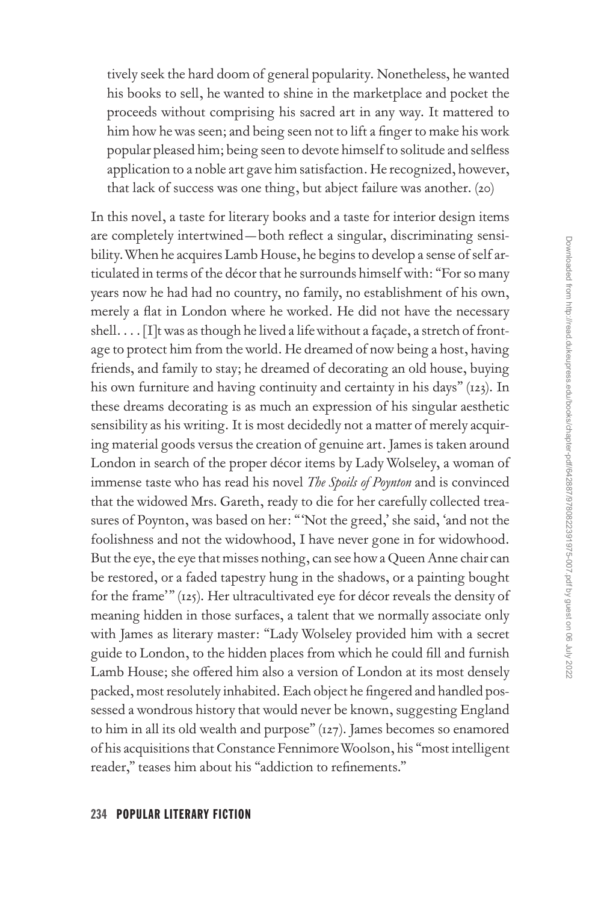tively seek the hard doom of general popularity. Nonetheless, he wanted his books to sell, he wanted to shine in the marketplace and pocket the proceeds without comprising his sacred art in any way. It mattered to him how he was seen; and being seen not to lift a finger to make his work popular pleased him; being seen to devote himself to solitude and selfless application to a noble art gave him satisfaction. He recognized, however, that lack of success was one thing, but abject failure was another. (20)

In this novel, a taste for literary books and a taste for interior design items are completely intertwined—both reflect a singular, discriminating sensibility. When he acquires Lamb House, he begins to develop a sense of self articulated in terms of the décor that he surrounds himself with: "For so many years now he had had no country, no family, no establishment of his own, merely a flat in London where he worked. He did not have the necessary shell. . . . [I]t was as though he lived a life without a façade, a stretch of frontage to protect him from the world. He dreamed of now being a host, having friends, and family to stay; he dreamed of decorating an old house, buying his own furniture and having continuity and certainty in his days" (123). In these dreams decorating is as much an expression of his singular aesthetic sensibility as his writing. It is most decidedly not a matter of merely acquiring material goods versus the creation of genuine art. James is taken around London in search of the proper décor items by Lady Wolseley, a woman of immense taste who has read his novel *The Spoils of Poynton* and is convinced that the widowed Mrs. Gareth, ready to die for her carefully collected treasures of Poynton, was based on her: "'Not the greed,' she said, 'and not the foolishness and not the widowhood, I have never gone in for widowhood. But the eye, the eye that misses nothing, can see how a Queen Anne chair can be restored, or a faded tapestry hung in the shadows, or a painting bought for the frame'" (125). Her ultracultivated eye for décor reveals the density of meaning hidden in those surfaces, a talent that we normally associate only with James as literary master: "Lady Wolseley provided him with a secret guide to London, to the hidden places from which he could fill and furnish Lamb House; she offered him also a version of London at its most densely packed, most resolutely inhabited. Each object he fingered and handled possessed a wondrous history that would never be known, suggesting England to him in all its old wealth and purpose" (127). James becomes so enamored of his acquisitions that Constance Fennimore Woolson, his "most intelligent reader," teases him about his "addiction to refinements."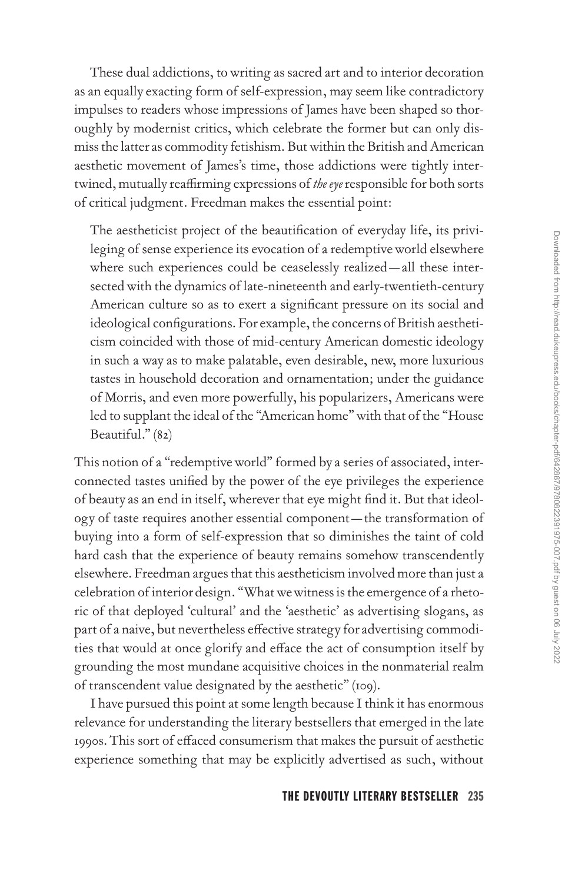These dual addictions, to writing as sacred art and to interior decoration as an equally exacting form of self-expression, may seem like contradictory impulses to readers whose impressions of James have been shaped so thoroughly by modernist critics, which celebrate the former but can only dismiss the latter as commodity fetishism. But within the British and American aesthetic movement of James's time, those addictions were tightly intertwined, mutually reaffirming expressions of *the eye* responsible for both sorts of critical judgment. Freedman makes the essential point:

> The aestheticist project of the beautification of everyday life, its privileging of sense experience its evocation of a redemptive world elsewhere where such experiences could be ceaselessly realized—all these intersected with the dynamics of late-nineteenth and early-twentieth-century American culture so as to exert a significant pressure on its social and ideological configurations. For example, the concerns of British aestheticism coincided with those of mid-century American domestic ideology in such a way as to make palatable, even desirable, new, more luxurious tastes in household decoration and ornamentation; under the guidance of Morris, and even more powerfully, his popularizers, Americans were led to supplant the ideal of the "American home" with that of the "House Beautiful." (82)

This notion of a "redemptive world" formed by a series of associated, interconnected tastes unified by the power of the eye privileges the experience of beauty as an end in itself, wherever that eye might find it. But that ideology of taste requires another essential component—the transformation of buying into a form of self-expression that so diminishes the taint of cold hard cash that the experience of beauty remains somehow transcendently elsewhere. Freedman argues that this aestheticism involved more than just a celebration of interior design. "What we witness is the emergence of a rhetoric of that deployed 'cultural' and the 'aesthetic' as advertising slogans, as part of a naive, but nevertheless effective strategy for advertising commodities that would at once glorify and efface the act of consumption itself by grounding the most mundane acquisitive choices in the nonmaterial realm of transcendent value designated by the aesthetic" (109).

I have pursued this point at some length because I think it has enormous relevance for understanding the literary bestsellers that emerged in the late 1990s. This sort of effaced consumerism that makes the pursuit of aesthetic experience something that may be explicitly advertised as such, without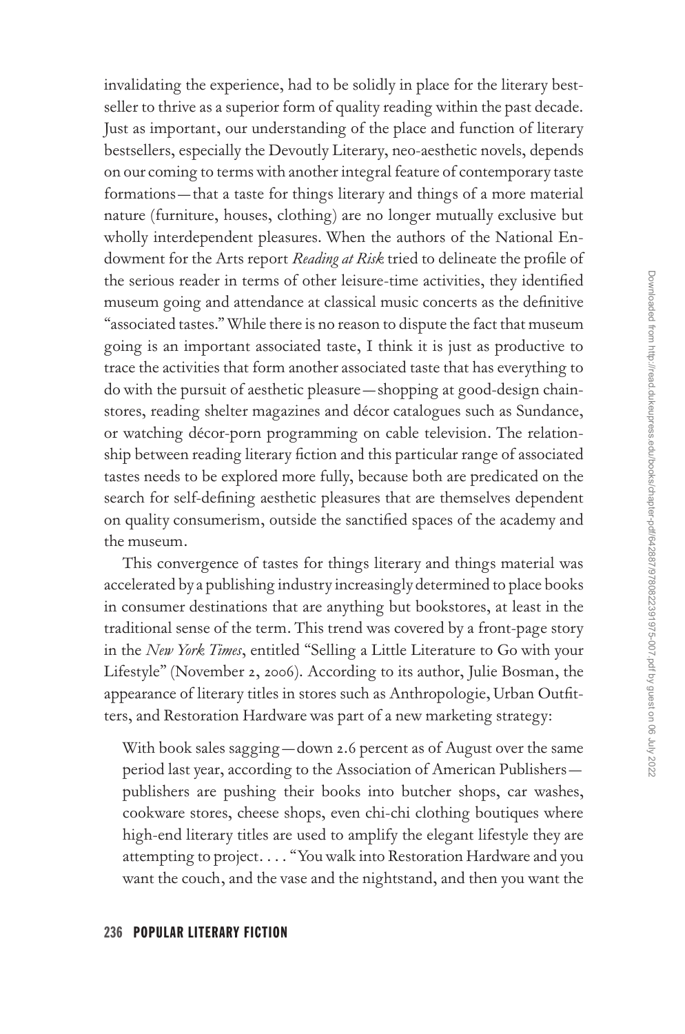invalidating the experience, had to be solidly in place for the literary bestseller to thrive as a superior form of quality reading within the past decade. Just as important, our understanding of the place and function of literary bestsellers, especially the Devoutly Literary, neo-aesthetic novels, depends on our coming to terms with another integral feature of contemporary taste formations—that a taste for things literary and things of a more material nature (furniture, houses, clothing) are no longer mutually exclusive but wholly interdependent pleasures. When the authors of the National Endowment for the Arts report *Reading at Risk* tried to delineate the profile of the serious reader in terms of other leisure-time activities, they identified museum going and attendance at classical music concerts as the definitive "associated tastes." While there is no reason to dispute the fact that museum going is an important associated taste, I think it is just as productive to trace the activities that form another associated taste that has everything to do with the pursuit of aesthetic pleasure—shopping at good-design chainstores, reading shelter magazines and décor catalogues such as Sundance, or watching décor-porn programming on cable television. The relationship between reading literary fiction and this particular range of associated tastes needs to be explored more fully, because both are predicated on the search for self-defining aesthetic pleasures that are themselves dependent on quality consumerism, outside the sanctified spaces of the academy and the museum.

This convergence of tastes for things literary and things material was accelerated by a publishing industry increasingly determined to place books in consumer destinations that are anything but bookstores, at least in the traditional sense of the term. This trend was covered by a front-page story in the *New York Times*, entitled "Selling a Little Literature to Go with your Lifestyle" (November 2, 2006). According to its author, Julie Bosman, the appearance of literary titles in stores such as Anthropologie, Urban Outfitters, and Restoration Hardware was part of a new marketing strategy:

> With book sales sagging—down 2.6 percent as of August over the same period last year, according to the Association of American Publishers—publishers are pushing their books into butcher shops, car washes, cookware stores, cheese shops, even chi-chi clothing boutiques where high-end literary titles are used to amplify the elegant lifestyle they are attempting to project. . . . "You walk into Restoration Hardware and you want the couch, and the vase and the nightstand, and then you want the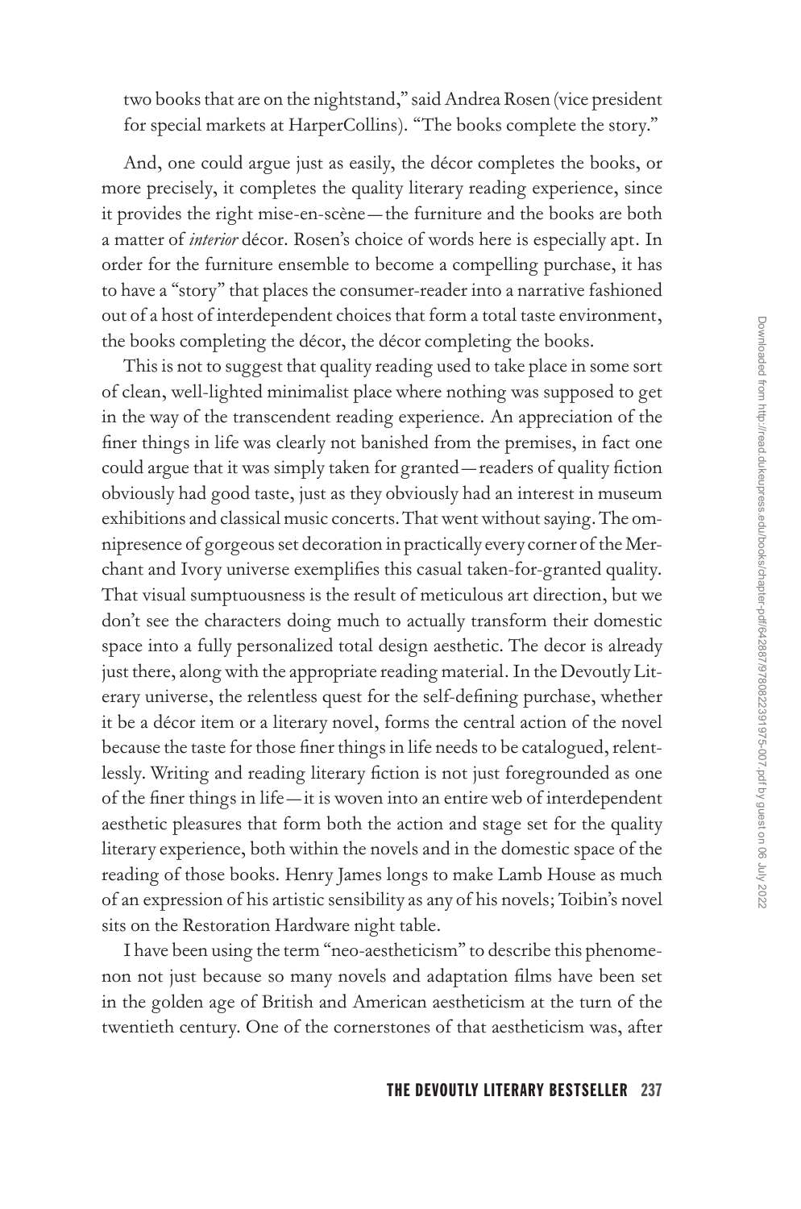two books that are on the nightstand," said Andrea Rosen (vice president for special markets at HarperCollins). "The books complete the story."

And, one could argue just as easily, the décor completes the books, or more precisely, it completes the quality literary reading experience, since it provides the right mise-en-scène—the furniture and the books are both a matter of *interior* décor. Rosen's choice of words here is especially apt. In order for the furniture ensemble to become a compelling purchase, it has to have a "story" that places the consumer-reader into a narrative fashioned out of a host of interdependent choices that form a total taste environment, the books completing the décor, the décor completing the books.

This is not to suggest that quality reading used to take place in some sort of clean, well-lighted minimalist place where nothing was supposed to get in the way of the transcendent reading experience. An appreciation of the finer things in life was clearly not banished from the premises, in fact one could argue that it was simply taken for granted—readers of quality fiction obviously had good taste, just as they obviously had an interest in museum exhibitions and classical music concerts. That went without saying. The omnipresence of gorgeous set decoration in practically every corner of the Merchant and Ivory universe exemplifies this casual taken-for-granted quality. That visual sumptuousness is the result of meticulous art direction, but we don't see the characters doing much to actually transform their domestic space into a fully personalized total design aesthetic. The decor is already just there, along with the appropriate reading material. In the Devoutly Literary universe, the relentless quest for the self-defining purchase, whether it be a décor item or a literary novel, forms the central action of the novel because the taste for those finer things in life needs to be catalogued, relentlessly. Writing and reading literary fiction is not just foregrounded as one of the finer things in life—it is woven into an entire web of interdependent aesthetic pleasures that form both the action and stage set for the quality literary experience, both within the novels and in the domestic space of the reading of those books. Henry James longs to make Lamb House as much of an expression of his artistic sensibility as any of his novels; Toibin's novel sits on the Restoration Hardware night table.

I have been using the term "neo-aestheticism" to describe this phenomenon not just because so many novels and adaptation films have been set in the golden age of British and American aestheticism at the turn of the twentieth century. One of the cornerstones of that aestheticism was, after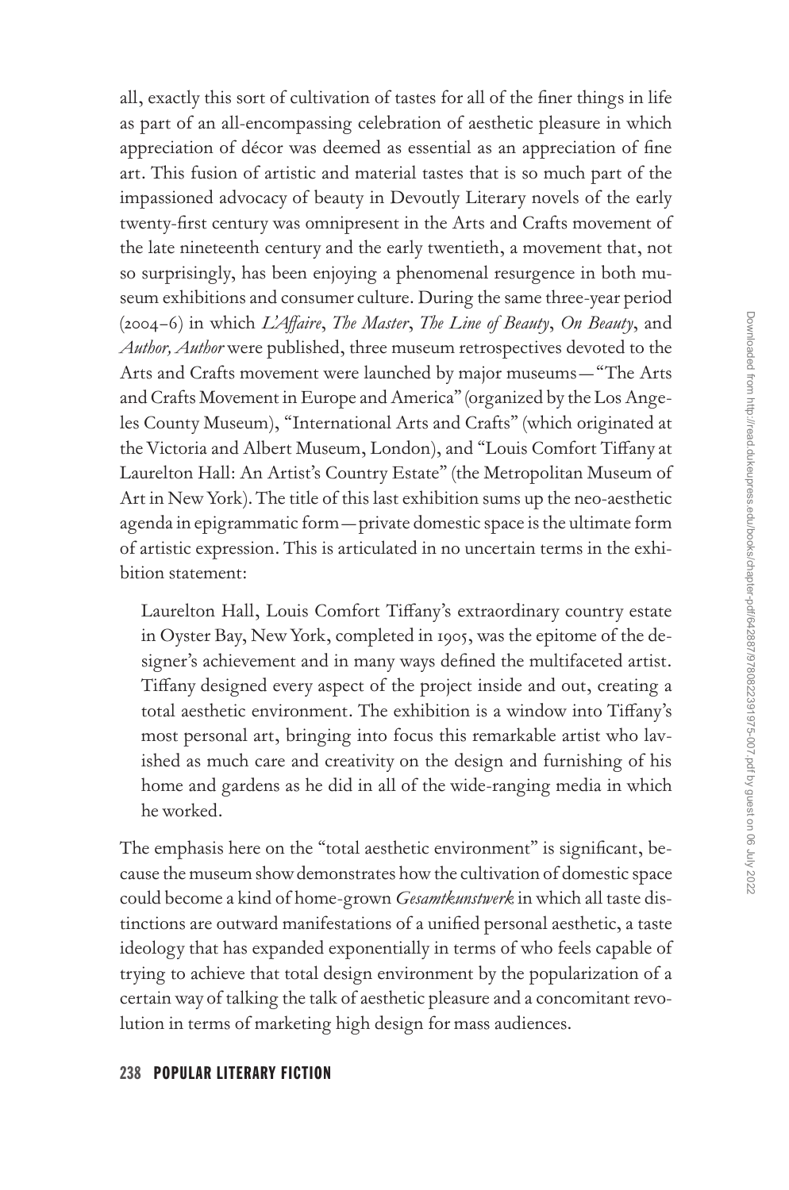all, exactly this sort of cultivation of tastes for all of the finer things in life as part of an all-encompassing celebration of aesthetic pleasure in which appreciation of décor was deemed as essential as an appreciation of fine art. This fusion of artistic and material tastes that is so much part of the impassioned advocacy of beauty in Devoutly Literary novels of the early twenty-first century was omnipresent in the Arts and Crafts movement of the late nineteenth century and the early twentieth, a movement that, not so surprisingly, has been enjoying a phenomenal resurgence in both museum exhibitions and consumer culture. During the same three-year period (2004–6) in which *L'Affaire*, *The Master*, *The Line of Beauty*, *On Beauty*, and *Author, Author* were published, three museum retrospectives devoted to the Arts and Crafts movement were launched by major museums—"The Arts and Crafts Movement in Europe and America" (organized by the Los Angeles County Museum), "International Arts and Crafts" (which originated at the Victoria and Albert Museum, London), and "Louis Comfort Tiffany at Laurelton Hall: An Artist's Country Estate" (the Metropolitan Museum of Art in New York). The title of this last exhibition sums up the neo-aesthetic agenda in epigrammatic form—private domestic space is the ultimate form of artistic expression. This is articulated in no uncertain terms in the exhibition statement:

> Laurelton Hall, Louis Comfort Tiffany's extraordinary country estate in Oyster Bay, New York, completed in 1905, was the epitome of the designer's achievement and in many ways defined the multifaceted artist. Tiffany designed every aspect of the project inside and out, creating a total aesthetic environment. The exhibition is a window into Tiffany's most personal art, bringing into focus this remarkable artist who lavished as much care and creativity on the design and furnishing of his home and gardens as he did in all of the wide-ranging media in which he worked.

The emphasis here on the "total aesthetic environment" is significant, because the museum show demonstrates how the cultivation of domestic space could become a kind of home-grown *Gesamtkunstwerk* in which all taste distinctions are outward manifestations of a unified personal aesthetic, a taste ideology that has expanded exponentially in terms of who feels capable of trying to achieve that total design environment by the popularization of a certain way of talking the talk of aesthetic pleasure and a concomitant revolution in terms of marketing high design for mass audiences.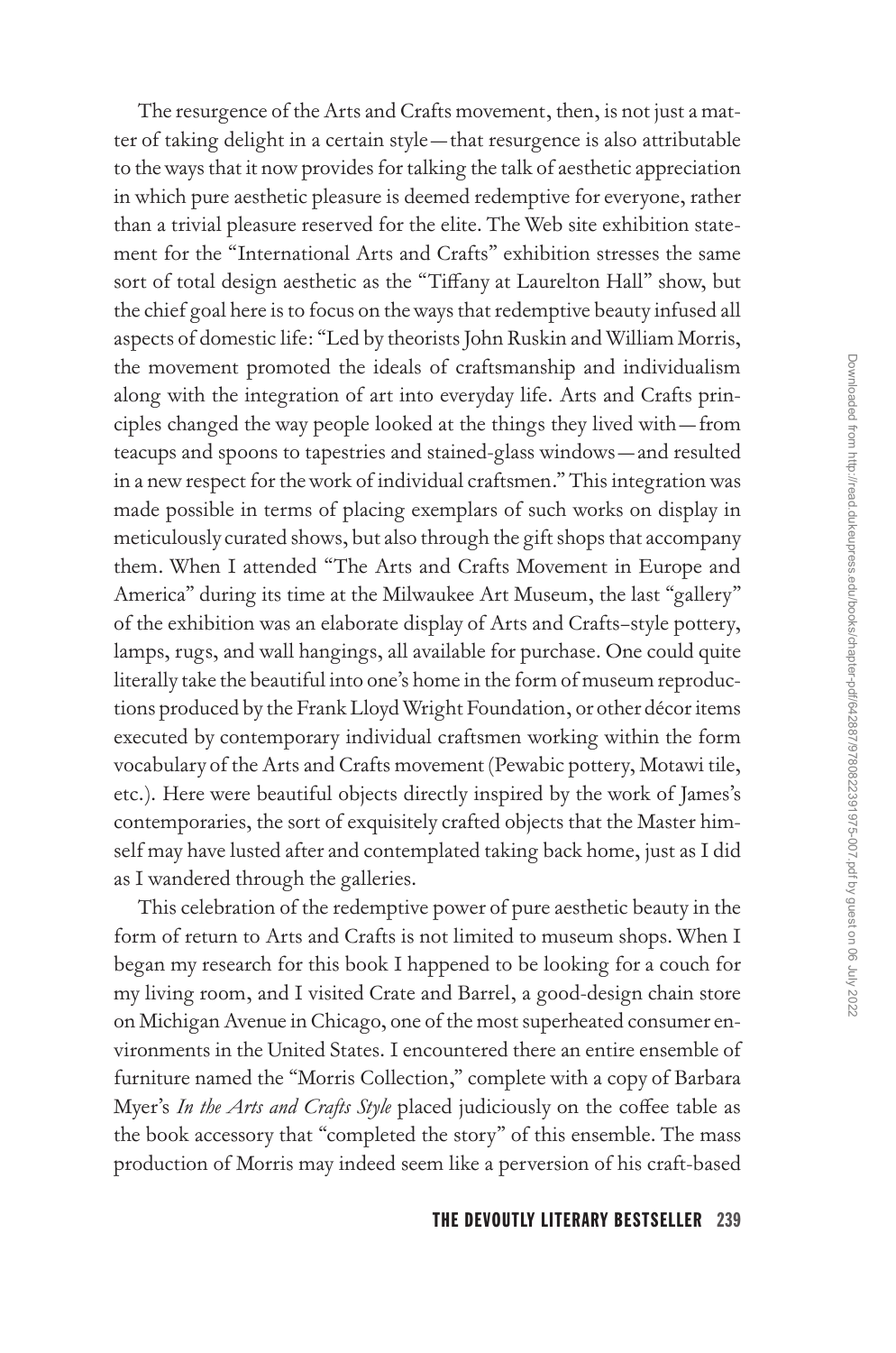The resurgence of the Arts and Crafts movement, then, is not just a matter of taking delight in a certain style—that resurgence is also attributable to the ways that it now provides for talking the talk of aesthetic appreciation in which pure aesthetic pleasure is deemed redemptive for everyone, rather than a trivial pleasure reserved for the elite. The Web site exhibition statement for the "International Arts and Crafts" exhibition stresses the same sort of total design aesthetic as the "Tiffany at Laurelton Hall" show, but the chief goal here is to focus on the ways that redemptive beauty infused all aspects of domestic life: "Led by theorists John Ruskin and William Morris, the movement promoted the ideals of craftsmanship and individualism along with the integration of art into everyday life. Arts and Crafts principles changed the way people looked at the things they lived with—from teacups and spoons to tapestries and stained-glass windows—and resulted in a new respect for the work of individual craftsmen." This integration was made possible in terms of placing exemplars of such works on display in meticulously curated shows, but also through the gift shops that accompany them. When I attended "The Arts and Crafts Movement in Europe and America" during its time at the Milwaukee Art Museum, the last "gallery" of the exhibition was an elaborate display of Arts and Crafts–style pottery, lamps, rugs, and wall hangings, all available for purchase. One could quite literally take the beautiful into one's home in the form of museum reproductions produced by the Frank Lloyd Wright Foundation, or other décor items executed by contemporary individual craftsmen working within the form vocabulary of the Arts and Crafts movement (Pewabic pottery, Motawi tile, etc.). Here were beautiful objects directly inspired by the work of James's contemporaries, the sort of exquisitely crafted objects that the Master himself may have lusted after and contemplated taking back home, just as I did as I wandered through the galleries.

This celebration of the redemptive power of pure aesthetic beauty in the form of return to Arts and Crafts is not limited to museum shops. When I began my research for this book I happened to be looking for a couch for my living room, and I visited Crate and Barrel, a good-design chain store on Michigan Avenue in Chicago, one of the most superheated consumer environments in the United States. I encountered there an entire ensemble of furniture named the "Morris Collection," complete with a copy of Barbara Myer's *In the Arts and Crafts Style* placed judiciously on the coffee table as the book accessory that "completed the story" of this ensemble. The mass production of Morris may indeed seem like a perversion of his craft-based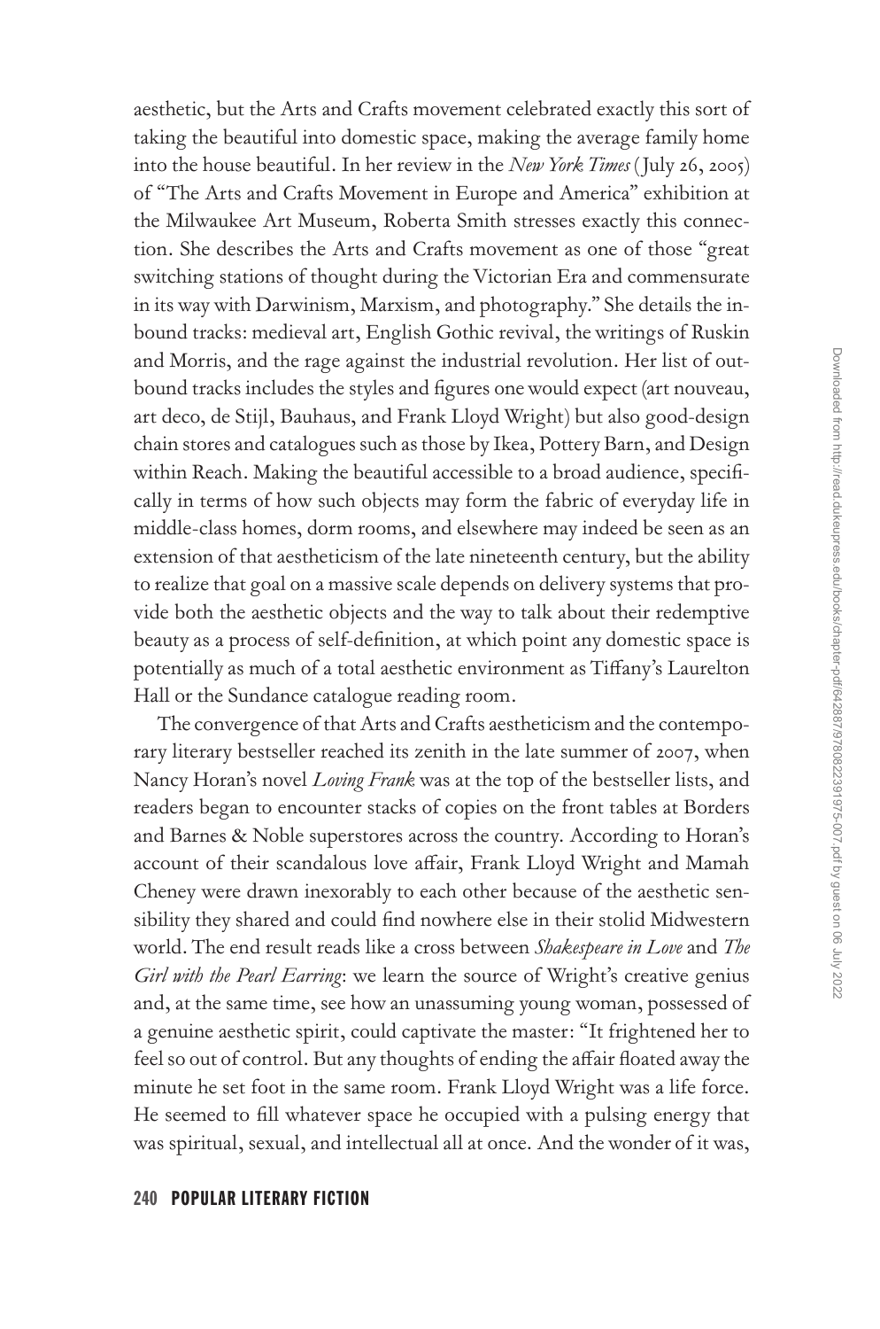aesthetic, but the Arts and Crafts movement celebrated exactly this sort of taking the beautiful into domestic space, making the average family home into the house beautiful. In her review in the *New York Times* (July 26, 2005) of "The Arts and Crafts Movement in Europe and America" exhibition at the Milwaukee Art Museum, Roberta Smith stresses exactly this connection. She describes the Arts and Crafts movement as one of those "great switching stations of thought during the Victorian Era and commensurate in its way with Darwinism, Marxism, and photography." She details the inbound tracks: medieval art, English Gothic revival, the writings of Ruskin and Morris, and the rage against the industrial revolution. Her list of outbound tracks includes the styles and figures one would expect (art nouveau, art deco, de Stijl, Bauhaus, and Frank Lloyd Wright) but also good-design chain stores and catalogues such as those by Ikea, Pottery Barn, and Design within Reach. Making the beautiful accessible to a broad audience, specifically in terms of how such objects may form the fabric of everyday life in middle-class homes, dorm rooms, and elsewhere may indeed be seen as an extension of that aestheticism of the late nineteenth century, but the ability to realize that goal on a massive scale depends on delivery systems that provide both the aesthetic objects and the way to talk about their redemptive beauty as a process of self-definition, at which point any domestic space is potentially as much of a total aesthetic environment as Tiffany's Laurelton Hall or the Sundance catalogue reading room.

The convergence of that Arts and Crafts aestheticism and the contemporary literary bestseller reached its zenith in the late summer of 2007, when Nancy Horan's novel *Loving Frank* was at the top of the bestseller lists, and readers began to encounter stacks of copies on the front tables at Borders and Barnes & Noble superstores across the country. According to Horan's account of their scandalous love affair, Frank Lloyd Wright and Mamah Cheney were drawn inexorably to each other because of the aesthetic sensibility they shared and could find nowhere else in their stolid Midwestern world. The end result reads like a cross between *Shakespeare in Love* and *The Girl with the Pearl Earring*: we learn the source of Wright's creative genius and, at the same time, see how an unassuming young woman, possessed of a genuine aesthetic spirit, could captivate the master: "It frightened her to feel so out of control. But any thoughts of ending the affair floated away the minute he set foot in the same room. Frank Lloyd Wright was a life force. He seemed to fill whatever space he occupied with a pulsing energy that was spiritual, sexual, and intellectual all at once. And the wonder of it was,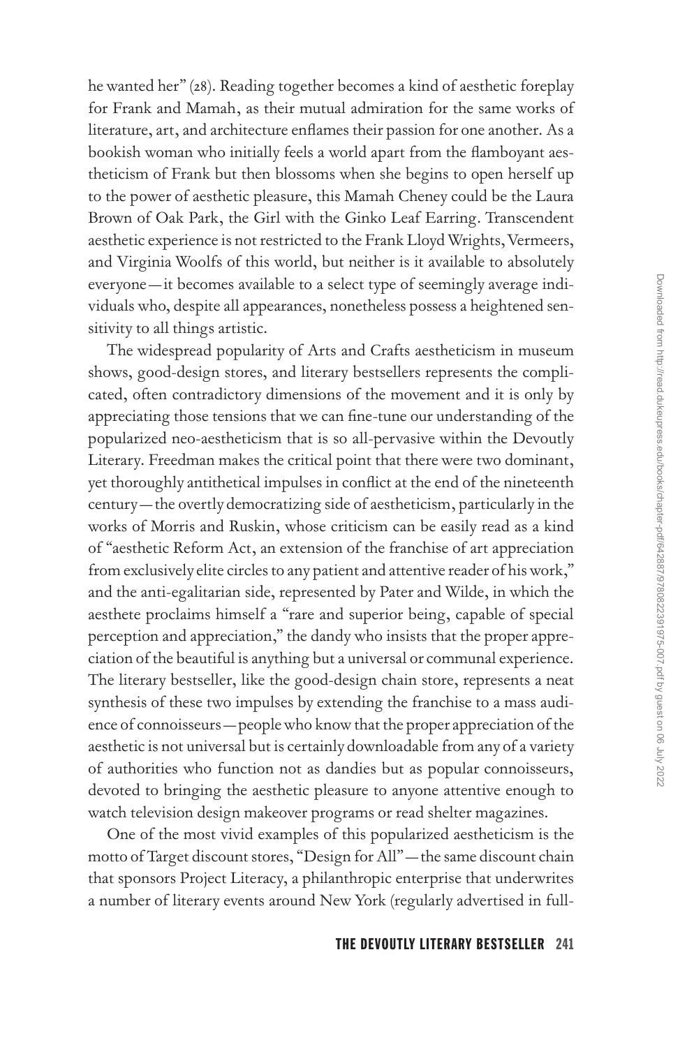he wanted her" (28). Reading together becomes a kind of aesthetic foreplay for Frank and Mamah, as their mutual admiration for the same works of literature, art, and architecture enflames their passion for one another. As a bookish woman who initially feels a world apart from the flamboyant aestheticism of Frank but then blossoms when she begins to open herself up to the power of aesthetic pleasure, this Mamah Cheney could be the Laura Brown of Oak Park, the Girl with the Ginko Leaf Earring. Transcendent aesthetic experience is not restricted to the Frank Lloyd Wrights, Vermeers, and Virginia Woolfs of this world, but neither is it available to absolutely everyone—it becomes available to a select type of seemingly average individuals who, despite all appearances, nonetheless possess a heightened sensitivity to all things artistic.

The widespread popularity of Arts and Crafts aestheticism in museum shows, good-design stores, and literary bestsellers represents the complicated, often contradictory dimensions of the movement and it is only by appreciating those tensions that we can fine-tune our understanding of the popularized neo-aestheticism that is so all-pervasive within the Devoutly Literary. Freedman makes the critical point that there were two dominant, yet thoroughly antithetical impulses in conflict at the end of the nineteenth century—the overtly democratizing side of aestheticism, particularly in the works of Morris and Ruskin, whose criticism can be easily read as a kind of "aesthetic Reform Act, an extension of the franchise of art appreciation from exclusively elite circles to any patient and attentive reader of his work," and the anti-egalitarian side, represented by Pater and Wilde, in which the aesthete proclaims himself a "rare and superior being, capable of special perception and appreciation," the dandy who insists that the proper appreciation of the beautiful is anything but a universal or communal experience. The literary bestseller, like the good-design chain store, represents a neat synthesis of these two impulses by extending the franchise to a mass audience of connoisseurs—people who know that the proper appreciation of the aesthetic is not universal but is certainly downloadable from any of a variety of authorities who function not as dandies but as popular connoisseurs, devoted to bringing the aesthetic pleasure to anyone attentive enough to watch television design makeover programs or read shelter magazines.

One of the most vivid examples of this popularized aestheticism is the motto of Target discount stores, "Design for All"—the same discount chain that sponsors Project Literacy, a philanthropic enterprise that underwrites a number of literary events around New York (regularly advertised in full-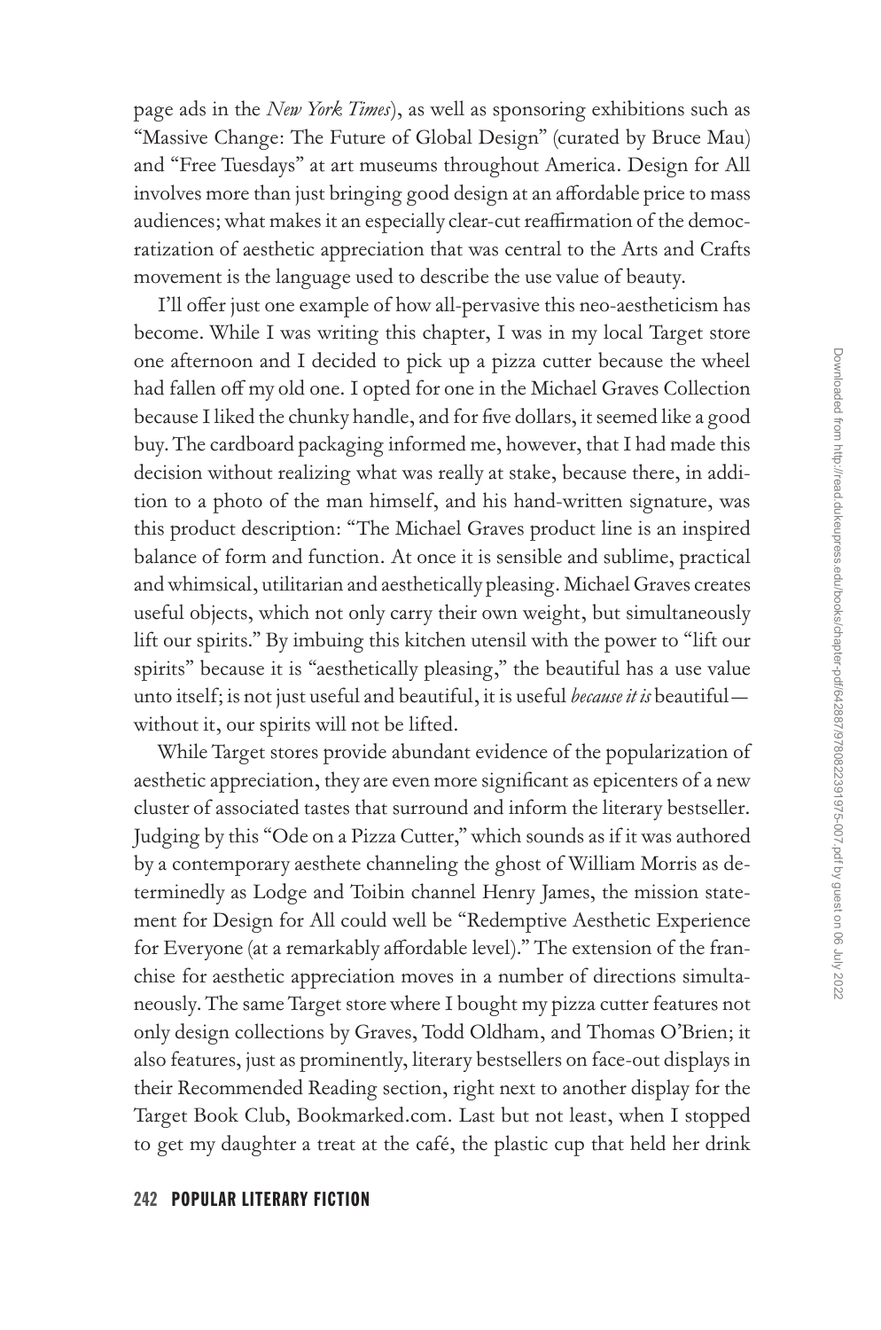page ads in the *New York Times*), as well as sponsoring exhibitions such as "Massive Change: The Future of Global Design" (curated by Bruce Mau) and "Free Tuesdays" at art museums throughout America. Design for All involves more than just bringing good design at an affordable price to mass audiences; what makes it an especially clear-cut reaffirmation of the democratization of aesthetic appreciation that was central to the Arts and Crafts movement is the language used to describe the use value of beauty.

I'll offer just one example of how all-pervasive this neo-aestheticism has become. While I was writing this chapter, I was in my local Target store one afternoon and I decided to pick up a pizza cutter because the wheel had fallen off my old one. I opted for one in the Michael Graves Collection because I liked the chunky handle, and for five dollars, it seemed like a good buy. The cardboard packaging informed me, however, that I had made this decision without realizing what was really at stake, because there, in addition to a photo of the man himself, and his hand-written signature, was this product description: "The Michael Graves product line is an inspired balance of form and function. At once it is sensible and sublime, practical and whimsical, utilitarian and aesthetically pleasing. Michael Graves creates useful objects, which not only carry their own weight, but simultaneously lift our spirits." By imbuing this kitchen utensil with the power to "lift our spirits" because it is "aesthetically pleasing," the beautiful has a use value unto itself; is not just useful and beautiful, it is useful *because it is* beautiful—without it, our spirits will not be lifted.

While Target stores provide abundant evidence of the popularization of aesthetic appreciation, they are even more significant as epicenters of a new cluster of associated tastes that surround and inform the literary bestseller. Judging by this "Ode on a Pizza Cutter," which sounds as if it was authored by a contemporary aesthete channeling the ghost of William Morris as determinedly as Lodge and Toibin channel Henry James, the mission statement for Design for All could well be "Redemptive Aesthetic Experience for Everyone (at a remarkably affordable level)." The extension of the franchise for aesthetic appreciation moves in a number of directions simultaneously. The same Target store where I bought my pizza cutter features not only design collections by Graves, Todd Oldham, and Thomas O'Brien; it also features, just as prominently, literary bestsellers on face-out displays in their Recommended Reading section, right next to another display for the Target Book Club, Bookmarked.com. Last but not least, when I stopped to get my daughter a treat at the café, the plastic cup that held her drink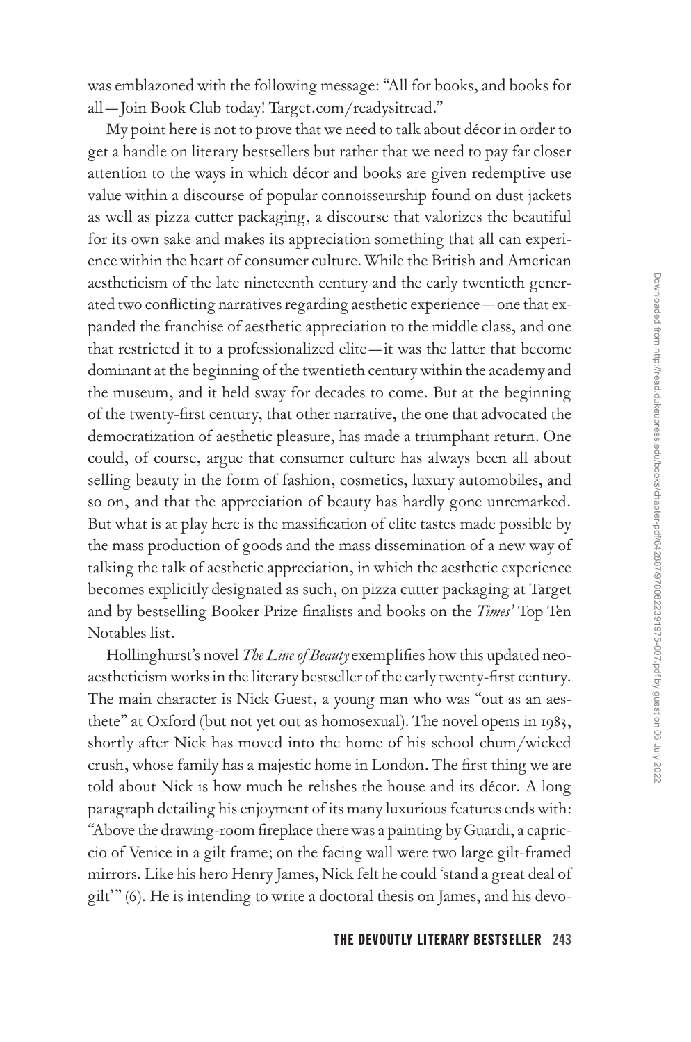was emblazoned with the following message: "All for books, and books for all—Join Book Club today! Target.com/readysitread."

My point here is not to prove that we need to talk about décor in order to get a handle on literary bestsellers but rather that we need to pay far closer attention to the ways in which décor and books are given redemptive use value within a discourse of popular connoisseurship found on dust jackets as well as pizza cutter packaging, a discourse that valorizes the beautiful for its own sake and makes its appreciation something that all can experience within the heart of consumer culture. While the British and American aestheticism of the late nineteenth century and the early twentieth generated two conflicting narratives regarding aesthetic experience—one that expanded the franchise of aesthetic appreciation to the middle class, and one that restricted it to a professionalized elite—it was the latter that become dominant at the beginning of the twentieth century within the academy and the museum, and it held sway for decades to come. But at the beginning of the twenty-first century, that other narrative, the one that advocated the democratization of aesthetic pleasure, has made a triumphant return. One could, of course, argue that consumer culture has always been all about selling beauty in the form of fashion, cosmetics, luxury automobiles, and so on, and that the appreciation of beauty has hardly gone unremarked. But what is at play here is the massification of elite tastes made possible by the mass production of goods and the mass dissemination of a new way of talking the talk of aesthetic appreciation, in which the aesthetic experience becomes explicitly designated as such, on pizza cutter packaging at Target and by bestselling Booker Prize finalists and books on the *Times'* Top Ten Notables list.

Hollinghurst's novel *The Line of Beauty* exemplifies how this updated neo-aestheticism works in the literary bestseller of the early twenty-first century. The main character is Nick Guest, a young man who was "out as an aesthete" at Oxford (but not yet out as homosexual). The novel opens in 1983, shortly after Nick has moved into the home of his school chum/wicked crush, whose family has a majestic home in London. The first thing we are told about Nick is how much he relishes the house and its décor. A long paragraph detailing his enjoyment of its many luxurious features ends with: "Above the drawing-room fireplace there was a painting by Guardi, a capriccio of Venice in a gilt frame; on the facing wall were two large gilt-framed mirrors. Like his hero Henry James, Nick felt he could 'stand a great deal of gilt'" (6). He is intending to write a doctoral thesis on James, and his devo-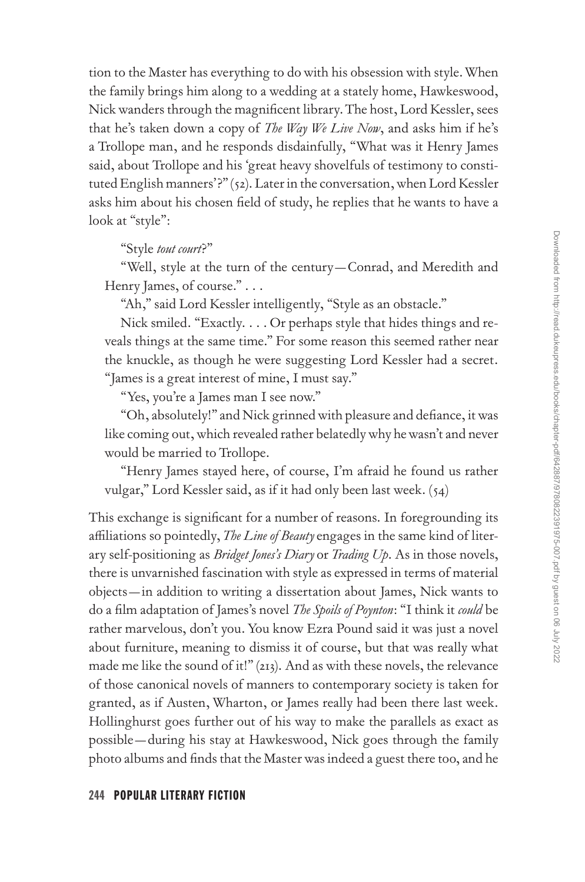tion to the Master has everything to do with his obsession with style. When the family brings him along to a wedding at a stately home, Hawkeswood, Nick wanders through the magnificent library. The host, Lord Kessler, sees that he's taken down a copy of *The Way We Live Now*, and asks him if he's a Trollope man, and he responds disdainfully, "What was it Henry James said, about Trollope and his 'great heavy shovelfuls of testimony to constituted English manners'?" (52). Later in the conversation, when Lord Kessler asks him about his chosen field of study, he replies that he wants to have a look at "style":

> "Style *tout court*?"
>
> "Well, style at the turn of the century—Conrad, and Meredith and Henry James, of course." . . .
>
> "Ah," said Lord Kessler intelligently, "Style as an obstacle."
>
> Nick smiled. "Exactly. . . . Or perhaps style that hides things and reveals things at the same time." For some reason this seemed rather near the knuckle, as though he were suggesting Lord Kessler had a secret. "James is a great interest of mine, I must say."
>
> "Yes, you're a James man I see now."
>
> "Oh, absolutely!" and Nick grinned with pleasure and defiance, it was like coming out, which revealed rather belatedly why he wasn't and never would be married to Trollope.
>
> "Henry James stayed here, of course, I'm afraid he found us rather vulgar," Lord Kessler said, as if it had only been last week. (54)

This exchange is significant for a number of reasons. In foregrounding its affiliations so pointedly, *The Line of Beauty* engages in the same kind of literary self-positioning as *Bridget Jones's Diary* or *Trading Up*. As in those novels, there is unvarnished fascination with style as expressed in terms of material objects—in addition to writing a dissertation about James, Nick wants to do a film adaptation of James's novel *The Spoils of Poynton*: "I think it *could* be rather marvelous, don't you. You know Ezra Pound said it was just a novel about furniture, meaning to dismiss it of course, but that was really what made me like the sound of it!" (213). And as with these novels, the relevance of those canonical novels of manners to contemporary society is taken for granted, as if Austen, Wharton, or James really had been there last week. Hollinghurst goes further out of his way to make the parallels as exact as possible—during his stay at Hawkeswood, Nick goes through the family photo albums and finds that the Master was indeed a guest there too, and he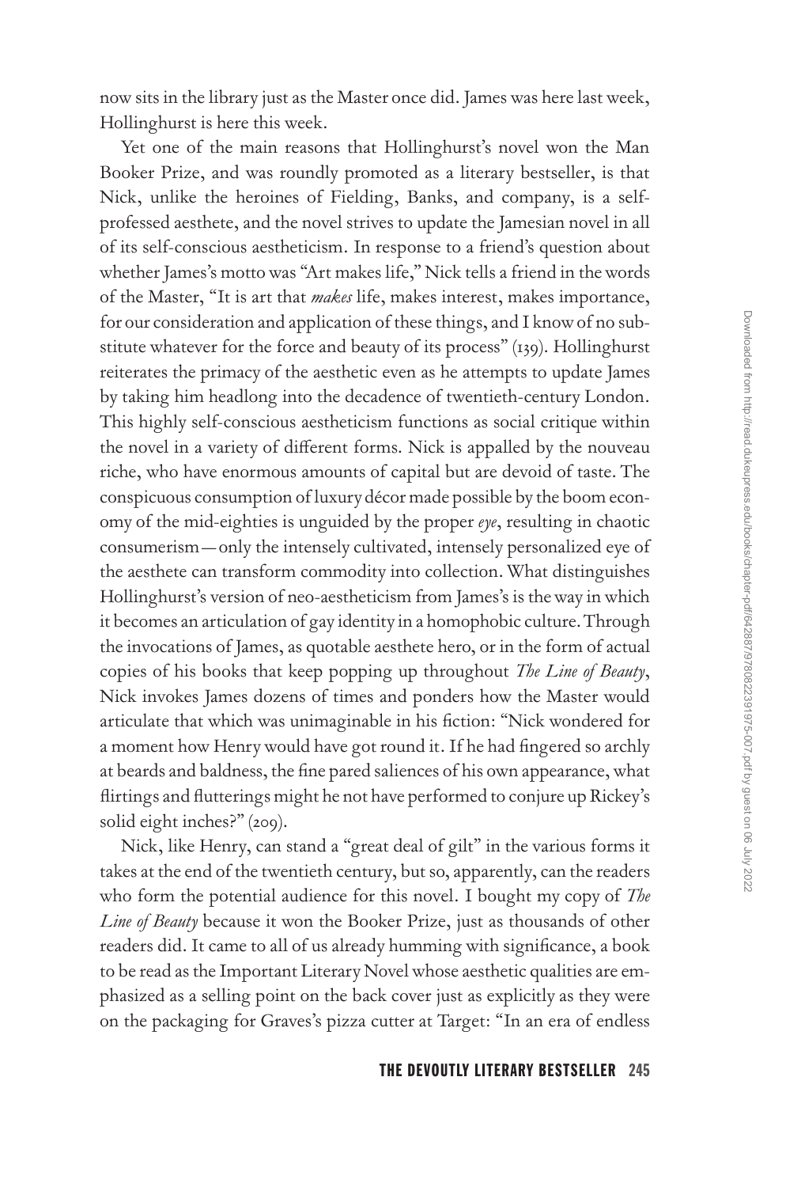now sits in the library just as the Master once did. James was here last week, Hollinghurst is here this week.

Yet one of the main reasons that Hollinghurst's novel won the Man Booker Prize, and was roundly promoted as a literary bestseller, is that Nick, unlike the heroines of Fielding, Banks, and company, is a self-professed aesthete, and the novel strives to update the Jamesian novel in all of its self-conscious aestheticism. In response to a friend's question about whether James's motto was "Art makes life," Nick tells a friend in the words of the Master, "It is art that *makes* life, makes interest, makes importance, for our consideration and application of these things, and I know of no substitute whatever for the force and beauty of its process" (139). Hollinghurst reiterates the primacy of the aesthetic even as he attempts to update James by taking him headlong into the decadence of twentieth-century London. This highly self-conscious aestheticism functions as social critique within the novel in a variety of different forms. Nick is appalled by the nouveau riche, who have enormous amounts of capital but are devoid of taste. The conspicuous consumption of luxury décor made possible by the boom economy of the mid-eighties is unguided by the proper *eye*, resulting in chaotic consumerism—only the intensely cultivated, intensely personalized eye of the aesthete can transform commodity into collection. What distinguishes Hollinghurst's version of neo-aestheticism from James's is the way in which it becomes an articulation of gay identity in a homophobic culture. Through the invocations of James, as quotable aesthete hero, or in the form of actual copies of his books that keep popping up throughout *The Line of Beauty*, Nick invokes James dozens of times and ponders how the Master would articulate that which was unimaginable in his fiction: "Nick wondered for a moment how Henry would have got round it. If he had fingered so archly at beards and baldness, the fine pared saliences of his own appearance, what flirtings and flutterings might he not have performed to conjure up Rickey's solid eight inches?" (209).

Nick, like Henry, can stand a "great deal of gilt" in the various forms it takes at the end of the twentieth century, but so, apparently, can the readers who form the potential audience for this novel. I bought my copy of *The Line of Beauty* because it won the Booker Prize, just as thousands of other readers did. It came to all of us already humming with significance, a book to be read as the Important Literary Novel whose aesthetic qualities are emphasized as a selling point on the back cover just as explicitly as they were on the packaging for Graves's pizza cutter at Target: "In an era of endless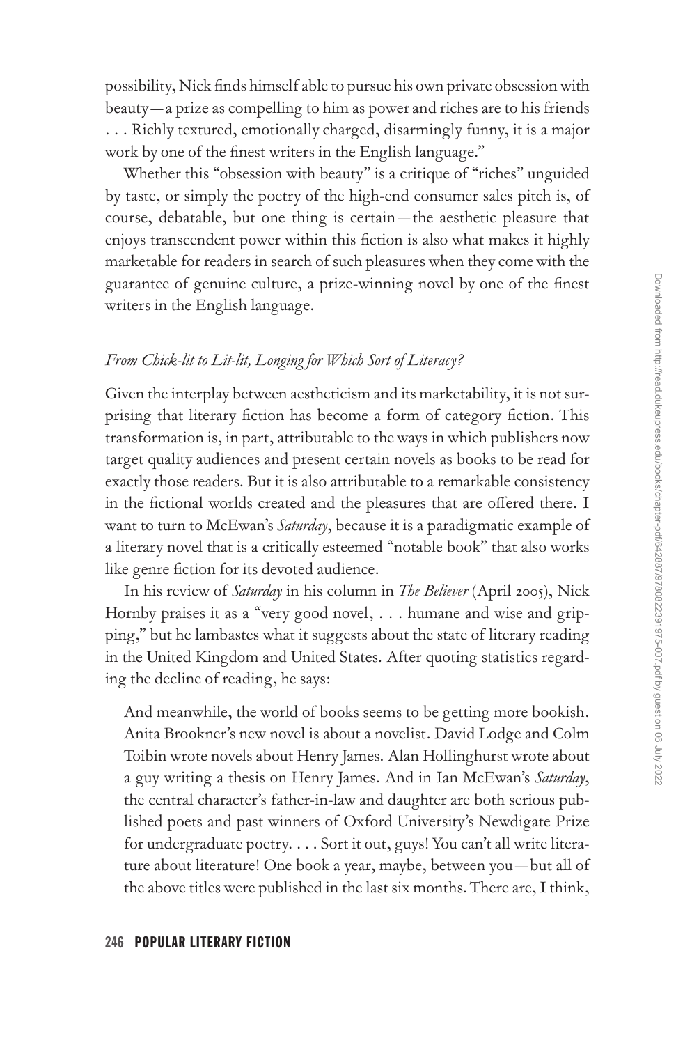possibility, Nick finds himself able to pursue his own private obsession with beauty—a prize as compelling to him as power and riches are to his friends . . . Richly textured, emotionally charged, disarmingly funny, it is a major work by one of the finest writers in the English language."

Whether this "obsession with beauty" is a critique of "riches" unguided by taste, or simply the poetry of the high-end consumer sales pitch is, of course, debatable, but one thing is certain—the aesthetic pleasure that enjoys transcendent power within this fiction is also what makes it highly marketable for readers in search of such pleasures when they come with the guarantee of genuine culture, a prize-winning novel by one of the finest writers in the English language.

### *From Chick-lit to Lit-lit, Longing for Which Sort of Literacy?*

Given the interplay between aestheticism and its marketability, it is not surprising that literary fiction has become a form of category fiction. This transformation is, in part, attributable to the ways in which publishers now target quality audiences and present certain novels as books to be read for exactly those readers. But it is also attributable to a remarkable consistency in the fictional worlds created and the pleasures that are offered there. I want to turn to McEwan's *Saturday*, because it is a paradigmatic example of a literary novel that is a critically esteemed "notable book" that also works like genre fiction for its devoted audience.

In his review of *Saturday* in his column in *The Believer* (April 2005), Nick Hornby praises it as a "very good novel, . . . humane and wise and gripping," but he lambastes what it suggests about the state of literary reading in the United Kingdom and United States. After quoting statistics regarding the decline of reading, he says:

> And meanwhile, the world of books seems to be getting more bookish. Anita Brookner's new novel is about a novelist. David Lodge and Colm Toibin wrote novels about Henry James. Alan Hollinghurst wrote about a guy writing a thesis on Henry James. And in Ian McEwan's *Saturday*, the central character's father-in-law and daughter are both serious published poets and past winners of Oxford University's Newdigate Prize for undergraduate poetry. . . . Sort it out, guys! You can't all write literature about literature! One book a year, maybe, between you—but all of the above titles were published in the last six months. There are, I think,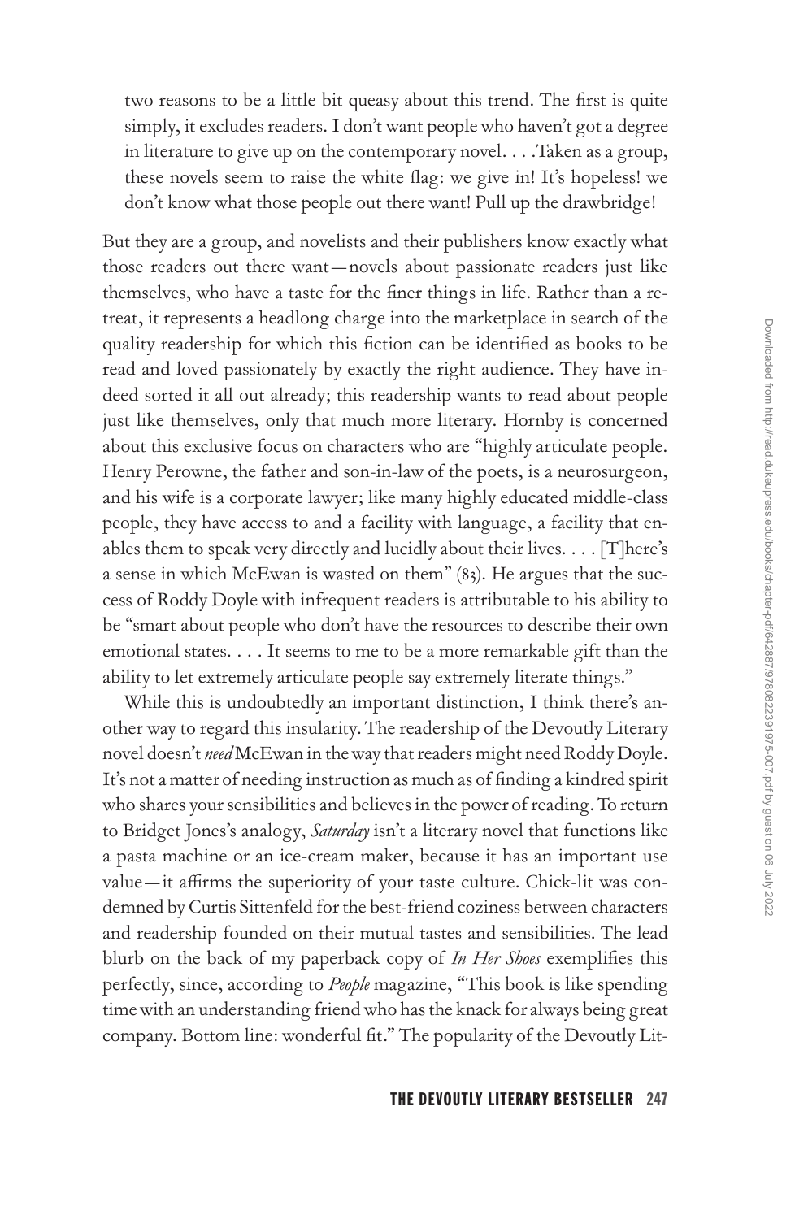> two reasons to be a little bit queasy about this trend. The first is quite simply, it excludes readers. I don't want people who haven't got a degree in literature to give up on the contemporary novel. . . .Taken as a group, these novels seem to raise the white flag: we give in! It's hopeless! we don't know what those people out there want! Pull up the drawbridge!

But they are a group, and novelists and their publishers know exactly what those readers out there want—novels about passionate readers just like themselves, who have a taste for the finer things in life. Rather than a retreat, it represents a headlong charge into the marketplace in search of the quality readership for which this fiction can be identified as books to be read and loved passionately by exactly the right audience. They have indeed sorted it all out already; this readership wants to read about people just like themselves, only that much more literary. Hornby is concerned about this exclusive focus on characters who are "highly articulate people. Henry Perowne, the father and son-in-law of the poets, is a neurosurgeon, and his wife is a corporate lawyer; like many highly educated middle-class people, they have access to and a facility with language, a facility that enables them to speak very directly and lucidly about their lives. . . . [T]here's a sense in which McEwan is wasted on them" (83). He argues that the success of Roddy Doyle with infrequent readers is attributable to his ability to be "smart about people who don't have the resources to describe their own emotional states. . . . It seems to me to be a more remarkable gift than the ability to let extremely articulate people say extremely literate things."

While this is undoubtedly an important distinction, I think there's another way to regard this insularity. The readership of the Devoutly Literary novel doesn't *need* McEwan in the way that readers might need Roddy Doyle. It's not a matter of needing instruction as much as of finding a kindred spirit who shares your sensibilities and believes in the power of reading. To return to Bridget Jones's analogy, *Saturday* isn't a literary novel that functions like a pasta machine or an ice-cream maker, because it has an important use value—it affirms the superiority of your taste culture. Chick-lit was condemned by Curtis Sittenfeld for the best-friend coziness between characters and readership founded on their mutual tastes and sensibilities. The lead blurb on the back of my paperback copy of *In Her Shoes* exemplifies this perfectly, since, according to *People* magazine, "This book is like spending time with an understanding friend who has the knack for always being great company. Bottom line: wonderful fit." The popularity of the Devoutly Lit-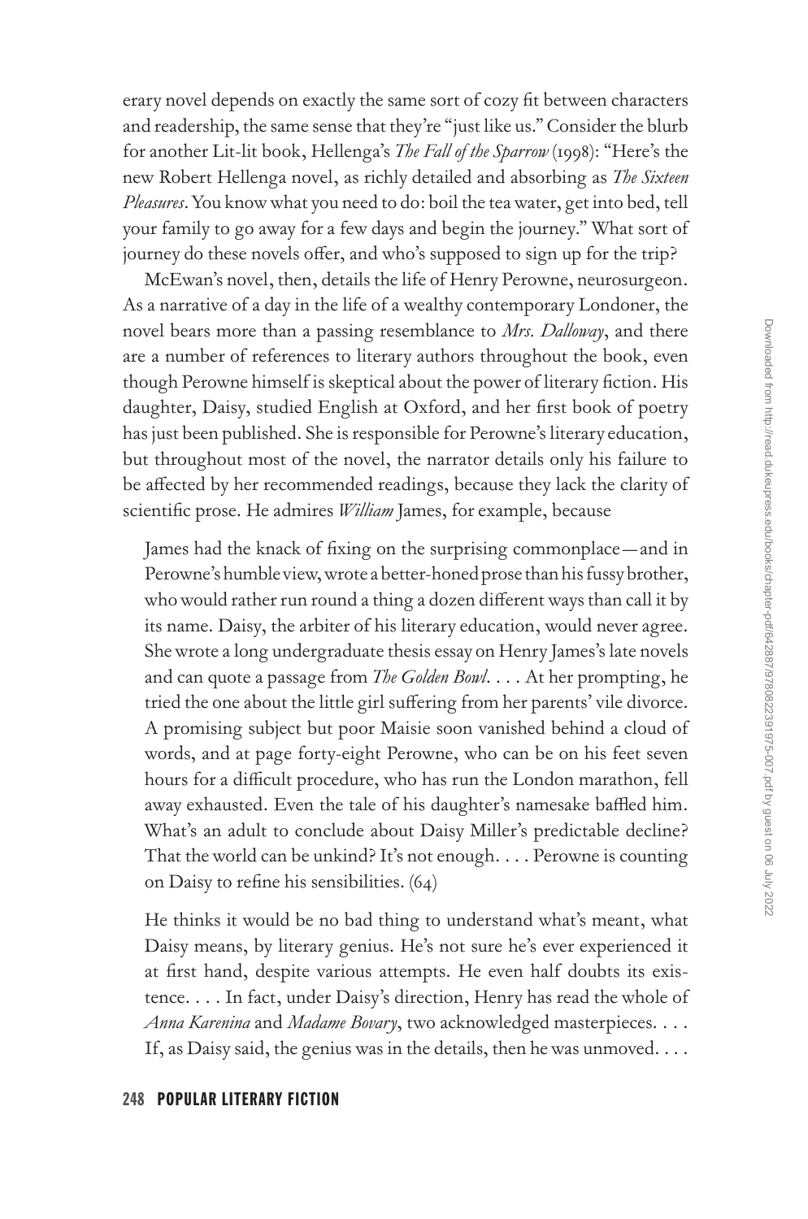erary novel depends on exactly the same sort of cozy fit between characters and readership, the same sense that they're "just like us." Consider the blurb for another Lit-lit book, Hellenga's *The Fall of the Sparrow* (1998): "Here's the new Robert Hellenga novel, as richly detailed and absorbing as *The Sixteen Pleasures*. You know what you need to do: boil the tea water, get into bed, tell your family to go away for a few days and begin the journey." What sort of journey do these novels offer, and who's supposed to sign up for the trip?

McEwan's novel, then, details the life of Henry Perowne, neurosurgeon. As a narrative of a day in the life of a wealthy contemporary Londoner, the novel bears more than a passing resemblance to *Mrs. Dalloway*, and there are a number of references to literary authors throughout the book, even though Perowne himself is skeptical about the power of literary fiction. His daughter, Daisy, studied English at Oxford, and her first book of poetry has just been published. She is responsible for Perowne's literary education, but throughout most of the novel, the narrator details only his failure to be affected by her recommended readings, because they lack the clarity of scientific prose. He admires *William* James, for example, because

> James had the knack of fixing on the surprising commonplace—and in Perowne's humble view, wrote a better-honed prose than his fussy brother, who would rather run round a thing a dozen different ways than call it by its name. Daisy, the arbiter of his literary education, would never agree. She wrote a long undergraduate thesis essay on Henry James's late novels and can quote a passage from *The Golden Bowl*. . . . At her prompting, he tried the one about the little girl suffering from her parents' vile divorce. A promising subject but poor Maisie soon vanished behind a cloud of words, and at page forty-eight Perowne, who can be on his feet seven hours for a difficult procedure, who has run the London marathon, fell away exhausted. Even the tale of his daughter's namesake baffled him. What's an adult to conclude about Daisy Miller's predictable decline? That the world can be unkind? It's not enough. . . . Perowne is counting on Daisy to refine his sensibilities. (64)
>
> He thinks it would be no bad thing to understand what's meant, what Daisy means, by literary genius. He's not sure he's ever experienced it at first hand, despite various attempts. He even half doubts its existence. . . . In fact, under Daisy's direction, Henry has read the whole of *Anna Karenina* and *Madame Bovary*, two acknowledged masterpieces. . . . If, as Daisy said, the genius was in the details, then he was unmoved. . . .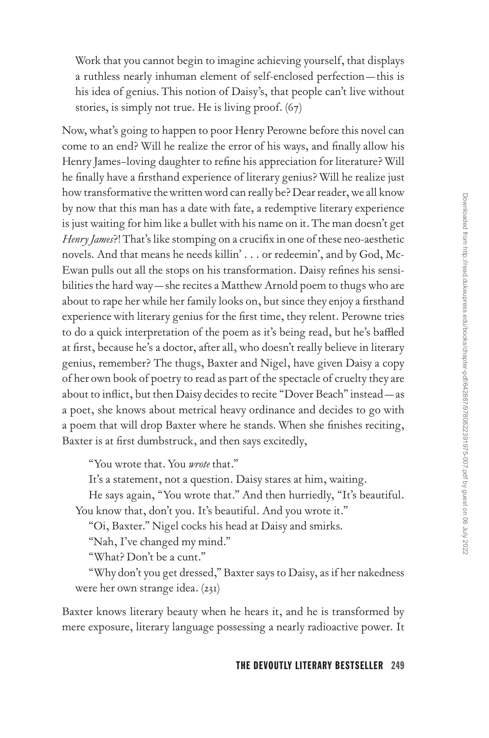Work that you cannot begin to imagine achieving yourself, that displays a ruthless nearly inhuman element of self-enclosed perfection—this is his idea of genius. This notion of Daisy's, that people can't live without stories, is simply not true. He is living proof. (67)

Now, what's going to happen to poor Henry Perowne before this novel can come to an end? Will he realize the error of his ways, and finally allow his Henry James–loving daughter to refine his appreciation for literature? Will he finally have a firsthand experience of literary genius? Will he realize just how transformative the written word can really be? Dear reader, we all know by now that this man has a date with fate, a redemptive literary experience is just waiting for him like a bullet with his name on it. The man doesn't get *Henry James*?! That's like stomping on a crucifix in one of these neo-aesthetic novels. And that means he needs killin' . . . or redeemin', and by God, McEwan pulls out all the stops on his transformation. Daisy refines his sensibilities the hard way—she recites a Matthew Arnold poem to thugs who are about to rape her while her family looks on, but since they enjoy a firsthand experience with literary genius for the first time, they relent. Perowne tries to do a quick interpretation of the poem as it's being read, but he's baffled at first, because he's a doctor, after all, who doesn't really believe in literary genius, remember? The thugs, Baxter and Nigel, have given Daisy a copy of her own book of poetry to read as part of the spectacle of cruelty they are about to inflict, but then Daisy decides to recite "Dover Beach" instead—as a poet, she knows about metrical heavy ordinance and decides to go with a poem that will drop Baxter where he stands. When she finishes reciting, Baxter is at first dumbstruck, and then says excitedly,

"You wrote that. You *wrote* that."

It's a statement, not a question. Daisy stares at him, waiting.

He says again, "You wrote that." And then hurriedly, "It's beautiful. You know that, don't you. It's beautiful. And you wrote it."

"Oi, Baxter." Nigel cocks his head at Daisy and smirks.

"Nah, I've changed my mind."

"What? Don't be a cunt."

"Why don't you get dressed," Baxter says to Daisy, as if her nakedness were her own strange idea. (231)

Baxter knows literary beauty when he hears it, and he is transformed by mere exposure, literary language possessing a nearly radioactive power. It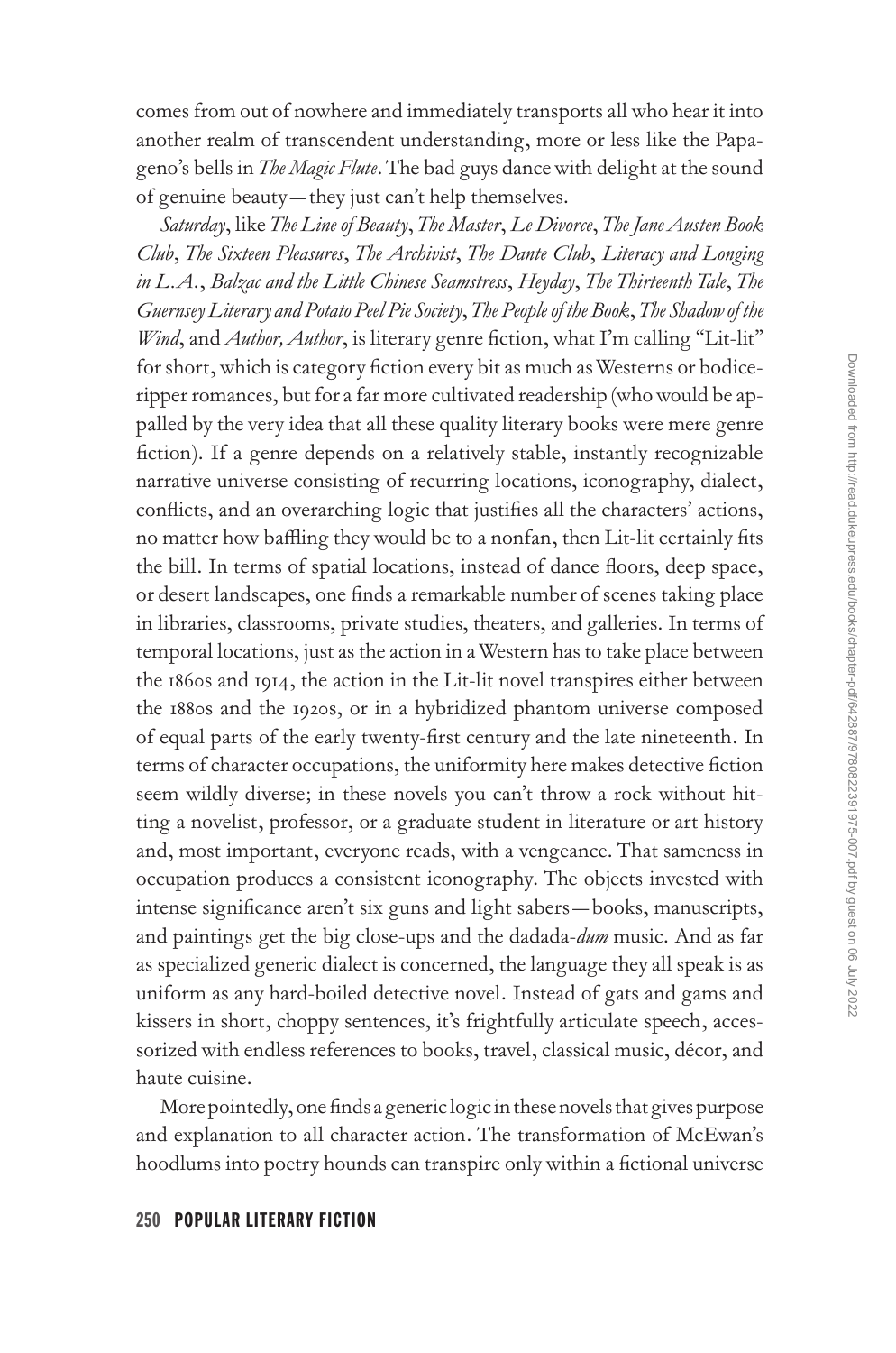comes from out of nowhere and immediately transports all who hear it into another realm of transcendent understanding, more or less like the Papageno's bells in *The Magic Flute*. The bad guys dance with delight at the sound of genuine beauty—they just can't help themselves.

*Saturday*, like *The Line of Beauty*, *The Master*, *Le Divorce*, *The Jane Austen Book Club*, *The Sixteen Pleasures*, *The Archivist*, *The Dante Club*, *Literacy and Longing in L.A.*, *Balzac and the Little Chinese Seamstress*, *Heyday*, *The Thirteenth Tale*, *The Guernsey Literary and Potato Peel Pie Society*, *The People of the Book*, *The Shadow of the Wind*, and *Author, Author*, is literary genre fiction, what I'm calling "Lit-lit" for short, which is category fiction every bit as much as Westerns or bodice-ripper romances, but for a far more cultivated readership (who would be appalled by the very idea that all these quality literary books were mere genre fiction). If a genre depends on a relatively stable, instantly recognizable narrative universe consisting of recurring locations, iconography, dialect, conflicts, and an overarching logic that justifies all the characters' actions, no matter how baffling they would be to a nonfan, then Lit-lit certainly fits the bill. In terms of spatial locations, instead of dance floors, deep space, or desert landscapes, one finds a remarkable number of scenes taking place in libraries, classrooms, private studies, theaters, and galleries. In terms of temporal locations, just as the action in a Western has to take place between the 1860s and 1914, the action in the Lit-lit novel transpires either between the 1880s and the 1920s, or in a hybridized phantom universe composed of equal parts of the early twenty-first century and the late nineteenth. In terms of character occupations, the uniformity here makes detective fiction seem wildly diverse; in these novels you can't throw a rock without hitting a novelist, professor, or a graduate student in literature or art history and, most important, everyone reads, with a vengeance. That sameness in occupation produces a consistent iconography. The objects invested with intense significance aren't six guns and light sabers—books, manuscripts, and paintings get the big close-ups and the dadada-*dum* music. And as far as specialized generic dialect is concerned, the language they all speak is as uniform as any hard-boiled detective novel. Instead of gats and gams and kissers in short, choppy sentences, it's frightfully articulate speech, accessorized with endless references to books, travel, classical music, décor, and haute cuisine.

More pointedly, one finds a generic logic in these novels that gives purpose and explanation to all character action. The transformation of McEwan's hoodlums into poetry hounds can transpire only within a fictional universe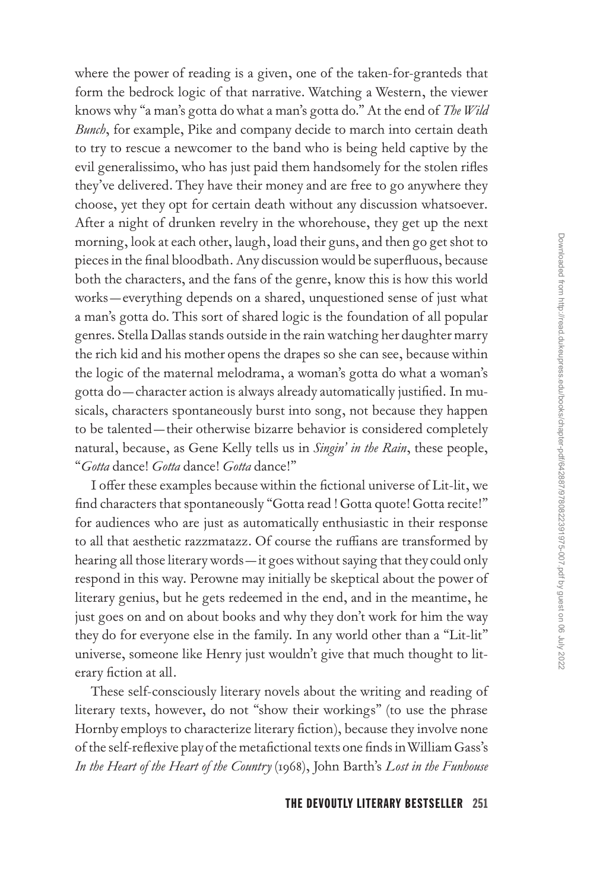where the power of reading is a given, one of the taken-for-granteds that form the bedrock logic of that narrative. Watching a Western, the viewer knows why "a man's gotta do what a man's gotta do." At the end of *The Wild Bunch*, for example, Pike and company decide to march into certain death to try to rescue a newcomer to the band who is being held captive by the evil generalissimo, who has just paid them handsomely for the stolen rifles they've delivered. They have their money and are free to go anywhere they choose, yet they opt for certain death without any discussion whatsoever. After a night of drunken revelry in the whorehouse, they get up the next morning, look at each other, laugh, load their guns, and then go get shot to pieces in the final bloodbath. Any discussion would be superfluous, because both the characters, and the fans of the genre, know this is how this world works—everything depends on a shared, unquestioned sense of just what a man's gotta do. This sort of shared logic is the foundation of all popular genres. Stella Dallas stands outside in the rain watching her daughter marry the rich kid and his mother opens the drapes so she can see, because within the logic of the maternal melodrama, a woman's gotta do what a woman's gotta do—character action is always already automatically justified. In musicals, characters spontaneously burst into song, not because they happen to be talented—their otherwise bizarre behavior is considered completely natural, because, as Gene Kelly tells us in *Singin' in the Rain*, these people, "*Gotta* dance! *Gotta* dance! *Gotta* dance!"

I offer these examples because within the fictional universe of Lit-lit, we find characters that spontaneously "Gotta read ! Gotta quote! Gotta recite!" for audiences who are just as automatically enthusiastic in their response to all that aesthetic razzmatazz. Of course the ruffians are transformed by hearing all those literary words—it goes without saying that they could only respond in this way. Perowne may initially be skeptical about the power of literary genius, but he gets redeemed in the end, and in the meantime, he just goes on and on about books and why they don't work for him the way they do for everyone else in the family. In any world other than a "Lit-lit" universe, someone like Henry just wouldn't give that much thought to literary fiction at all.

These self-consciously literary novels about the writing and reading of literary texts, however, do not "show their workings" (to use the phrase Hornby employs to characterize literary fiction), because they involve none of the self-reflexive play of the metafictional texts one finds in William Gass's *In the Heart of the Heart of the Country* (1968), John Barth's *Lost in the Funhouse*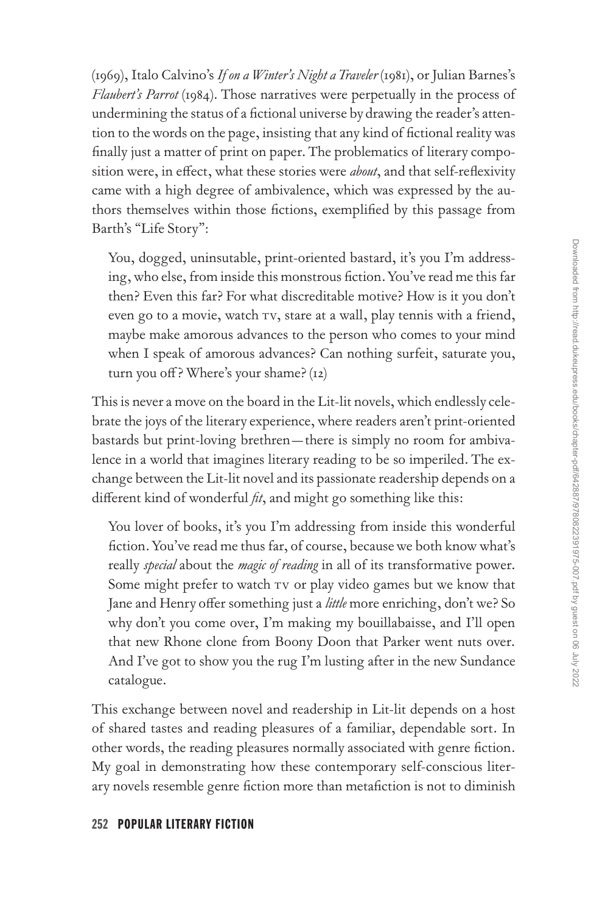(1969), Italo Calvino's *If on a Winter's Night a Traveler* (1981), or Julian Barnes's *Flaubert's Parrot* (1984). Those narratives were perpetually in the process of undermining the status of a fictional universe by drawing the reader's attention to the words on the page, insisting that any kind of fictional reality was finally just a matter of print on paper. The problematics of literary composition were, in effect, what these stories were *about*, and that self-reflexivity came with a high degree of ambivalence, which was expressed by the authors themselves within those fictions, exemplified by this passage from Barth's "Life Story":

> You, dogged, uninsutable, print-oriented bastard, it's you I'm addressing, who else, from inside this monstrous fiction. You've read me this far then? Even this far? For what discreditable motive? How is it you don't even go to a movie, watch TV, stare at a wall, play tennis with a friend, maybe make amorous advances to the person who comes to your mind when I speak of amorous advances? Can nothing surfeit, saturate you, turn you off? Where's your shame? (12)

This is never a move on the board in the Lit-lit novels, which endlessly celebrate the joys of the literary experience, where readers aren't print-oriented bastards but print-loving brethren—there is simply no room for ambivalence in a world that imagines literary reading to be so imperiled. The exchange between the Lit-lit novel and its passionate readership depends on a different kind of wonderful *fit*, and might go something like this:

> You lover of books, it's you I'm addressing from inside this wonderful fiction. You've read me thus far, of course, because we both know what's really *special* about the *magic of reading* in all of its transformative power. Some might prefer to watch TV or play video games but we know that Jane and Henry offer something just a *little* more enriching, don't we? So why don't you come over, I'm making my bouillabaisse, and I'll open that new Rhone clone from Boony Doon that Parker went nuts over. And I've got to show you the rug I'm lusting after in the new Sundance catalogue.

This exchange between novel and readership in Lit-lit depends on a host of shared tastes and reading pleasures of a familiar, dependable sort. In other words, the reading pleasures normally associated with genre fiction. My goal in demonstrating how these contemporary self-conscious literary novels resemble genre fiction more than metafiction is not to diminish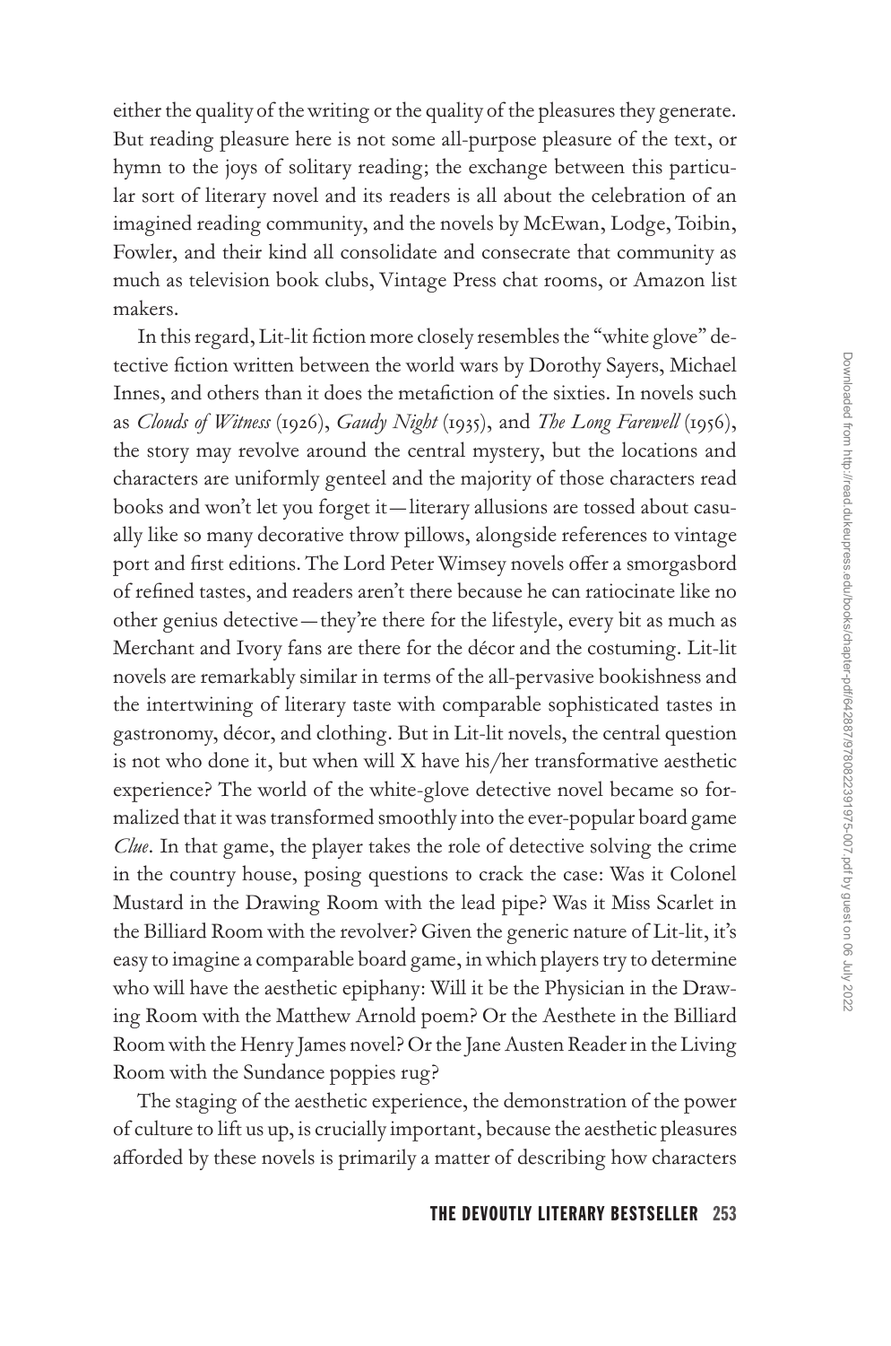either the quality of the writing or the quality of the pleasures they generate. But reading pleasure here is not some all-purpose pleasure of the text, or hymn to the joys of solitary reading; the exchange between this particular sort of literary novel and its readers is all about the celebration of an imagined reading community, and the novels by McEwan, Lodge, Toibin, Fowler, and their kind all consolidate and consecrate that community as much as television book clubs, Vintage Press chat rooms, or Amazon list makers.

In this regard, Lit-lit fiction more closely resembles the "white glove" detective fiction written between the world wars by Dorothy Sayers, Michael Innes, and others than it does the metafiction of the sixties. In novels such as *Clouds of Witness* (1926), *Gaudy Night* (1935), and *The Long Farewell* (1956), the story may revolve around the central mystery, but the locations and characters are uniformly genteel and the majority of those characters read books and won't let you forget it—literary allusions are tossed about casually like so many decorative throw pillows, alongside references to vintage port and first editions. The Lord Peter Wimsey novels offer a smorgasbord of refined tastes, and readers aren't there because he can ratiocinate like no other genius detective—they're there for the lifestyle, every bit as much as Merchant and Ivory fans are there for the décor and the costuming. Lit-lit novels are remarkably similar in terms of the all-pervasive bookishness and the intertwining of literary taste with comparable sophisticated tastes in gastronomy, décor, and clothing. But in Lit-lit novels, the central question is not who done it, but when will X have his/her transformative aesthetic experience? The world of the white-glove detective novel became so formalized that it was transformed smoothly into the ever-popular board game *Clue*. In that game, the player takes the role of detective solving the crime in the country house, posing questions to crack the case: Was it Colonel Mustard in the Drawing Room with the lead pipe? Was it Miss Scarlet in the Billiard Room with the revolver? Given the generic nature of Lit-lit, it's easy to imagine a comparable board game, in which players try to determine who will have the aesthetic epiphany: Will it be the Physician in the Drawing Room with the Matthew Arnold poem? Or the Aesthete in the Billiard Room with the Henry James novel? Or the Jane Austen Reader in the Living Room with the Sundance poppies rug?

The staging of the aesthetic experience, the demonstration of the power of culture to lift us up, is crucially important, because the aesthetic pleasures afforded by these novels is primarily a matter of describing how characters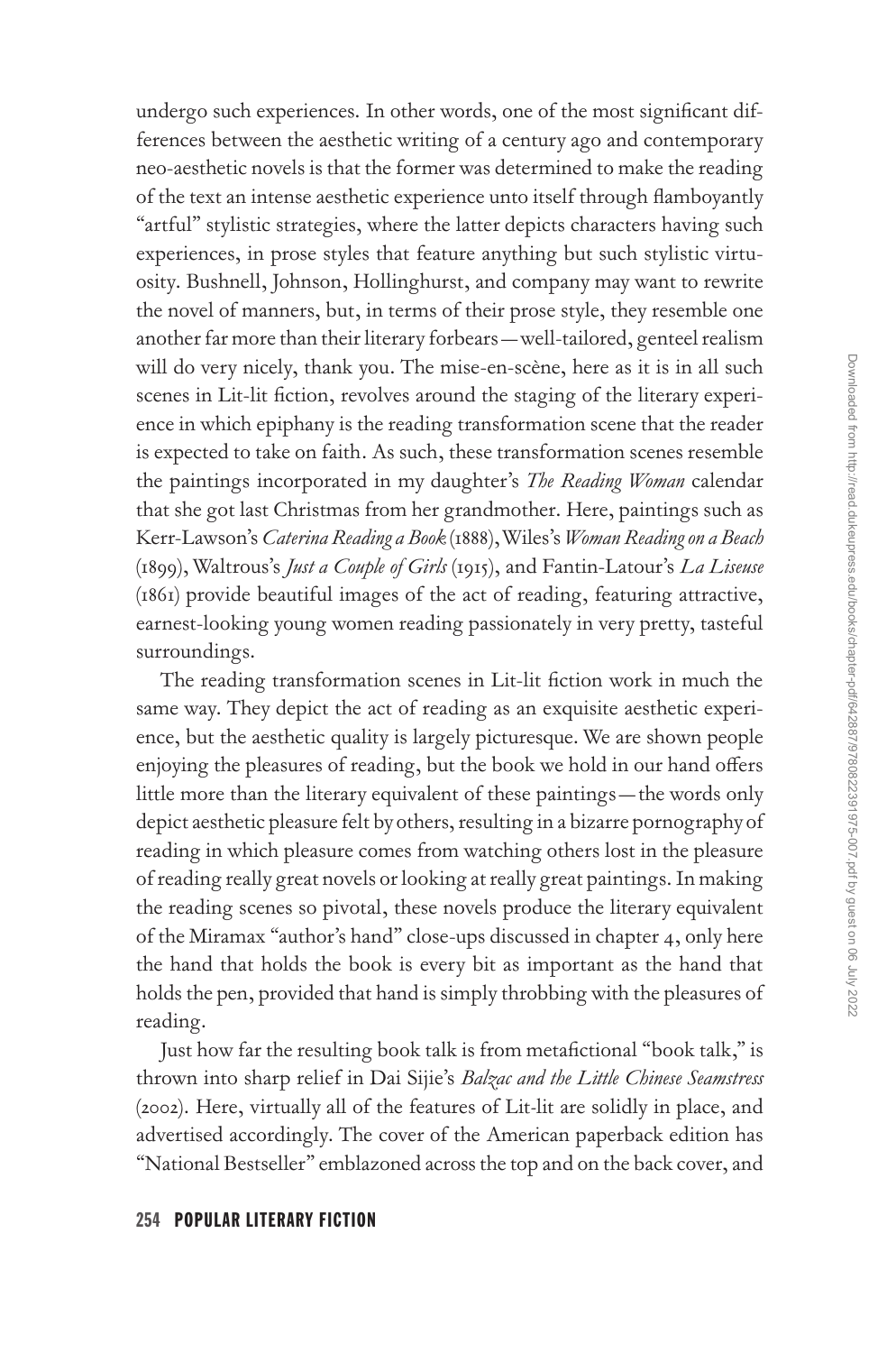undergo such experiences. In other words, one of the most significant differences between the aesthetic writing of a century ago and contemporary neo-aesthetic novels is that the former was determined to make the reading of the text an intense aesthetic experience unto itself through flamboyantly "artful" stylistic strategies, where the latter depicts characters having such experiences, in prose styles that feature anything but such stylistic virtuosity. Bushnell, Johnson, Hollinghurst, and company may want to rewrite the novel of manners, but, in terms of their prose style, they resemble one another far more than their literary forbears—well-tailored, genteel realism will do very nicely, thank you. The mise-en-scène, here as it is in all such scenes in Lit-lit fiction, revolves around the staging of the literary experience in which epiphany is the reading transformation scene that the reader is expected to take on faith. As such, these transformation scenes resemble the paintings incorporated in my daughter's *The Reading Woman* calendar that she got last Christmas from her grandmother. Here, paintings such as Kerr-Lawson's *Caterina Reading a Book* (1888), Wiles's *Woman Reading on a Beach* (1899), Waltrous's *Just a Couple of Girls* (1915), and Fantin-Latour's *La Liseuse* (1861) provide beautiful images of the act of reading, featuring attractive, earnest-looking young women reading passionately in very pretty, tasteful surroundings.

The reading transformation scenes in Lit-lit fiction work in much the same way. They depict the act of reading as an exquisite aesthetic experience, but the aesthetic quality is largely picturesque. We are shown people enjoying the pleasures of reading, but the book we hold in our hand offers little more than the literary equivalent of these paintings—the words only depict aesthetic pleasure felt by others, resulting in a bizarre pornography of reading in which pleasure comes from watching others lost in the pleasure of reading really great novels or looking at really great paintings. In making the reading scenes so pivotal, these novels produce the literary equivalent of the Miramax "author's hand" close-ups discussed in chapter 4, only here the hand that holds the book is every bit as important as the hand that holds the pen, provided that hand is simply throbbing with the pleasures of reading.

Just how far the resulting book talk is from metafictional "book talk," is thrown into sharp relief in Dai Sijie's *Balzac and the Little Chinese Seamstress* (2002). Here, virtually all of the features of Lit-lit are solidly in place, and advertised accordingly. The cover of the American paperback edition has "National Bestseller" emblazoned across the top and on the back cover, and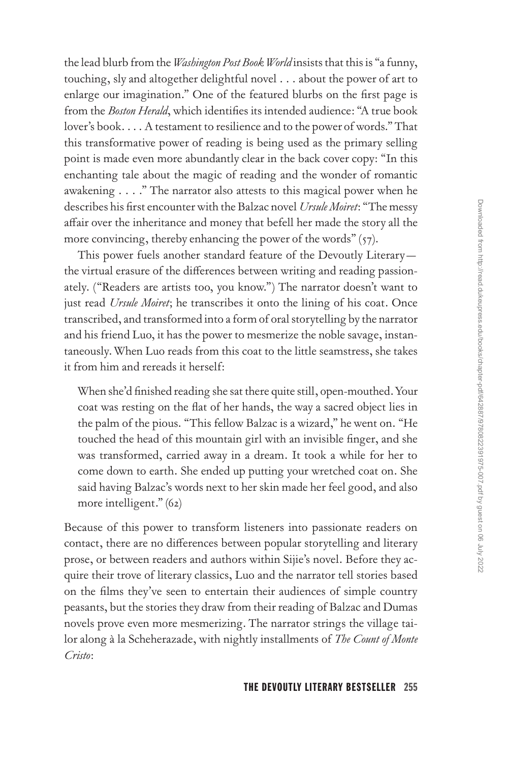the lead blurb from the *Washington Post Book World* insists that this is "a funny, touching, sly and altogether delightful novel . . . about the power of art to enlarge our imagination." One of the featured blurbs on the first page is from the *Boston Herald*, which identifies its intended audience: "A true book lover's book. . . . A testament to resilience and to the power of words." That this transformative power of reading is being used as the primary selling point is made even more abundantly clear in the back cover copy: "In this enchanting tale about the magic of reading and the wonder of romantic awakening . . . ." The narrator also attests to this magical power when he describes his first encounter with the Balzac novel *Ursule Moiret*: "The messy affair over the inheritance and money that befell her made the story all the more convincing, thereby enhancing the power of the words" (57).

This power fuels another standard feature of the Devoutly Literary—the virtual erasure of the differences between writing and reading passionately. ("Readers are artists too, you know.") The narrator doesn't want to just read *Ursule Moiret*; he transcribes it onto the lining of his coat. Once transcribed, and transformed into a form of oral storytelling by the narrator and his friend Luo, it has the power to mesmerize the noble savage, instantaneously. When Luo reads from this coat to the little seamstress, she takes it from him and rereads it herself:

> When she'd finished reading she sat there quite still, open-mouthed. Your coat was resting on the flat of her hands, the way a sacred object lies in the palm of the pious. "This fellow Balzac is a wizard," he went on. "He touched the head of this mountain girl with an invisible finger, and she was transformed, carried away in a dream. It took a while for her to come down to earth. She ended up putting your wretched coat on. She said having Balzac's words next to her skin made her feel good, and also more intelligent." (62)

Because of this power to transform listeners into passionate readers on contact, there are no differences between popular storytelling and literary prose, or between readers and authors within Sijie's novel. Before they acquire their trove of literary classics, Luo and the narrator tell stories based on the films they've seen to entertain their audiences of simple country peasants, but the stories they draw from their reading of Balzac and Dumas novels prove even more mesmerizing. The narrator strings the village tailor along à la Scheherazade, with nightly installments of *The Count of Monte Cristo*: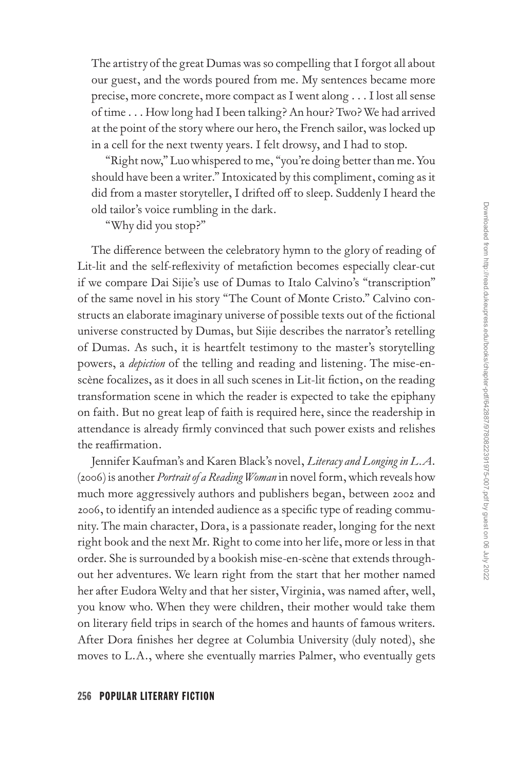The artistry of the great Dumas was so compelling that I forgot all about our guest, and the words poured from me. My sentences became more precise, more concrete, more compact as I went along . . . I lost all sense of time . . . How long had I been talking? An hour? Two? We had arrived at the point of the story where our hero, the French sailor, was locked up in a cell for the next twenty years. I felt drowsy, and I had to stop.

"Right now," Luo whispered to me, "you're doing better than me. You should have been a writer." Intoxicated by this compliment, coming as it did from a master storyteller, I drifted off to sleep. Suddenly I heard the old tailor's voice rumbling in the dark.

"Why did you stop?"

The difference between the celebratory hymn to the glory of reading of Lit-lit and the self-reflexivity of metafiction becomes especially clear-cut if we compare Dai Sijie's use of Dumas to Italo Calvino's "transcription" of the same novel in his story "The Count of Monte Cristo." Calvino constructs an elaborate imaginary universe of possible texts out of the fictional universe constructed by Dumas, but Sijie describes the narrator's retelling of Dumas. As such, it is heartfelt testimony to the master's storytelling powers, a *depiction* of the telling and reading and listening. The mise-en-scène focalizes, as it does in all such scenes in Lit-lit fiction, on the reading transformation scene in which the reader is expected to take the epiphany on faith. But no great leap of faith is required here, since the readership in attendance is already firmly convinced that such power exists and relishes the reaffirmation.

Jennifer Kaufman's and Karen Black's novel, *Literacy and Longing in L.A.* (2006) is another *Portrait of a Reading Woman* in novel form, which reveals how much more aggressively authors and publishers began, between 2002 and 2006, to identify an intended audience as a specific type of reading community. The main character, Dora, is a passionate reader, longing for the next right book and the next Mr. Right to come into her life, more or less in that order. She is surrounded by a bookish mise-en-scène that extends throughout her adventures. We learn right from the start that her mother named her after Eudora Welty and that her sister, Virginia, was named after, well, you know who. When they were children, their mother would take them on literary field trips in search of the homes and haunts of famous writers. After Dora finishes her degree at Columbia University (duly noted), she moves to L.A., where she eventually marries Palmer, who eventually gets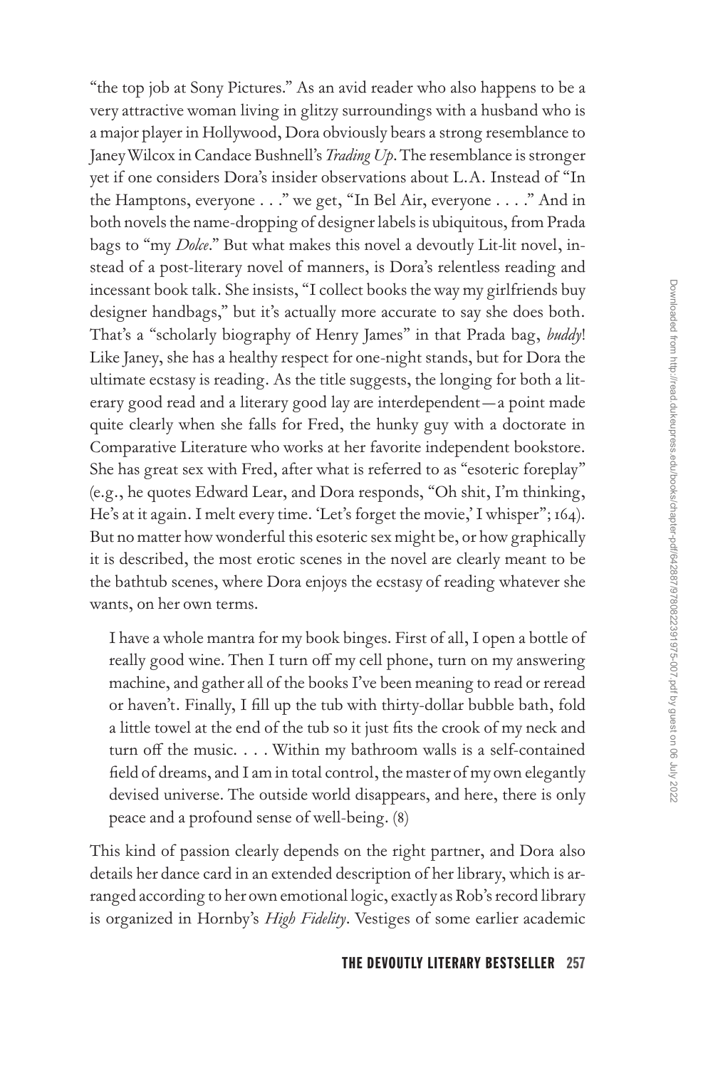"the top job at Sony Pictures." As an avid reader who also happens to be a very attractive woman living in glitzy surroundings with a husband who is a major player in Hollywood, Dora obviously bears a strong resemblance to Janey Wilcox in Candace Bushnell's *Trading Up*. The resemblance is stronger yet if one considers Dora's insider observations about L.A. Instead of "In the Hamptons, everyone . . ." we get, "In Bel Air, everyone . . . ." And in both novels the name-dropping of designer labels is ubiquitous, from Prada bags to "my *Dolce*." But what makes this novel a devoutly Lit-lit novel, instead of a post-literary novel of manners, is Dora's relentless reading and incessant book talk. She insists, "I collect books the way my girlfriends buy designer handbags," but it's actually more accurate to say she does both. That's a "scholarly biography of Henry James" in that Prada bag, *buddy*! Like Janey, she has a healthy respect for one-night stands, but for Dora the ultimate ecstasy is reading. As the title suggests, the longing for both a literary good read and a literary good lay are interdependent—a point made quite clearly when she falls for Fred, the hunky guy with a doctorate in Comparative Literature who works at her favorite independent bookstore. She has great sex with Fred, after what is referred to as "esoteric foreplay" (e.g., he quotes Edward Lear, and Dora responds, "Oh shit, I'm thinking, He's at it again. I melt every time. 'Let's forget the movie,' I whisper"; 164). But no matter how wonderful this esoteric sex might be, or how graphically it is described, the most erotic scenes in the novel are clearly meant to be the bathtub scenes, where Dora enjoys the ecstasy of reading whatever she wants, on her own terms.

> I have a whole mantra for my book binges. First of all, I open a bottle of really good wine. Then I turn off my cell phone, turn on my answering machine, and gather all of the books I've been meaning to read or reread or haven't. Finally, I fill up the tub with thirty-dollar bubble bath, fold a little towel at the end of the tub so it just fits the crook of my neck and turn off the music. . . . Within my bathroom walls is a self-contained field of dreams, and I am in total control, the master of my own elegantly devised universe. The outside world disappears, and here, there is only peace and a profound sense of well-being. (8)

This kind of passion clearly depends on the right partner, and Dora also details her dance card in an extended description of her library, which is arranged according to her own emotional logic, exactly as Rob's record library is organized in Hornby's *High Fidelity*. Vestiges of some earlier academic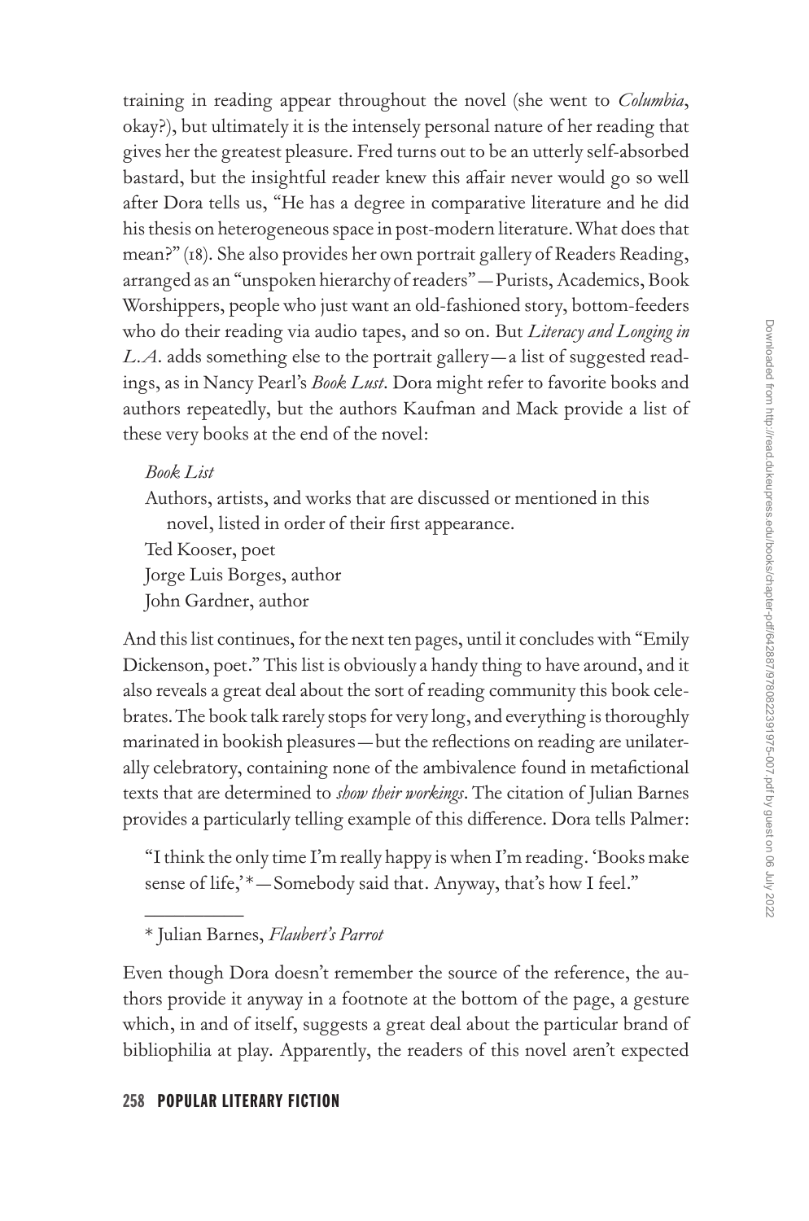training in reading appear throughout the novel (she went to *Columbia*, okay?), but ultimately it is the intensely personal nature of her reading that gives her the greatest pleasure. Fred turns out to be an utterly self-absorbed bastard, but the insightful reader knew this affair never would go so well after Dora tells us, "He has a degree in comparative literature and he did his thesis on heterogeneous space in post-modern literature. What does that mean?" (18). She also provides her own portrait gallery of Readers Reading, arranged as an "unspoken hierarchy of readers"—Purists, Academics, Book Worshippers, people who just want an old-fashioned story, bottom-feeders who do their reading via audio tapes, and so on. But *Literacy and Longing in L.A.* adds something else to the portrait gallery—a list of suggested readings, as in Nancy Pearl's *Book Lust*. Dora might refer to favorite books and authors repeatedly, but the authors Kaufman and Mack provide a list of these very books at the end of the novel:

> *Book List*
>
> Authors, artists, and works that are discussed or mentioned in this novel, listed in order of their first appearance.
>
> Ted Kooser, poet
> Jorge Luis Borges, author
> John Gardner, author

And this list continues, for the next ten pages, until it concludes with "Emily Dickenson, poet." This list is obviously a handy thing to have around, and it also reveals a great deal about the sort of reading community this book celebrates. The book talk rarely stops for very long, and everything is thoroughly marinated in bookish pleasures—but the reflections on reading are unilaterally celebratory, containing none of the ambivalence found in metafictional texts that are determined to *show their workings*. The citation of Julian Barnes provides a particularly telling example of this difference. Dora tells Palmer:

> "I think the only time I'm really happy is when I'm reading. 'Books make sense of life,'*—Somebody said that. Anyway, that's how I feel."
>
> ---
>
> \* Julian Barnes, *Flaubert's Parrot*

Even though Dora doesn't remember the source of the reference, the authors provide it anyway in a footnote at the bottom of the page, a gesture which, in and of itself, suggests a great deal about the particular brand of bibliophilia at play. Apparently, the readers of this novel aren't expected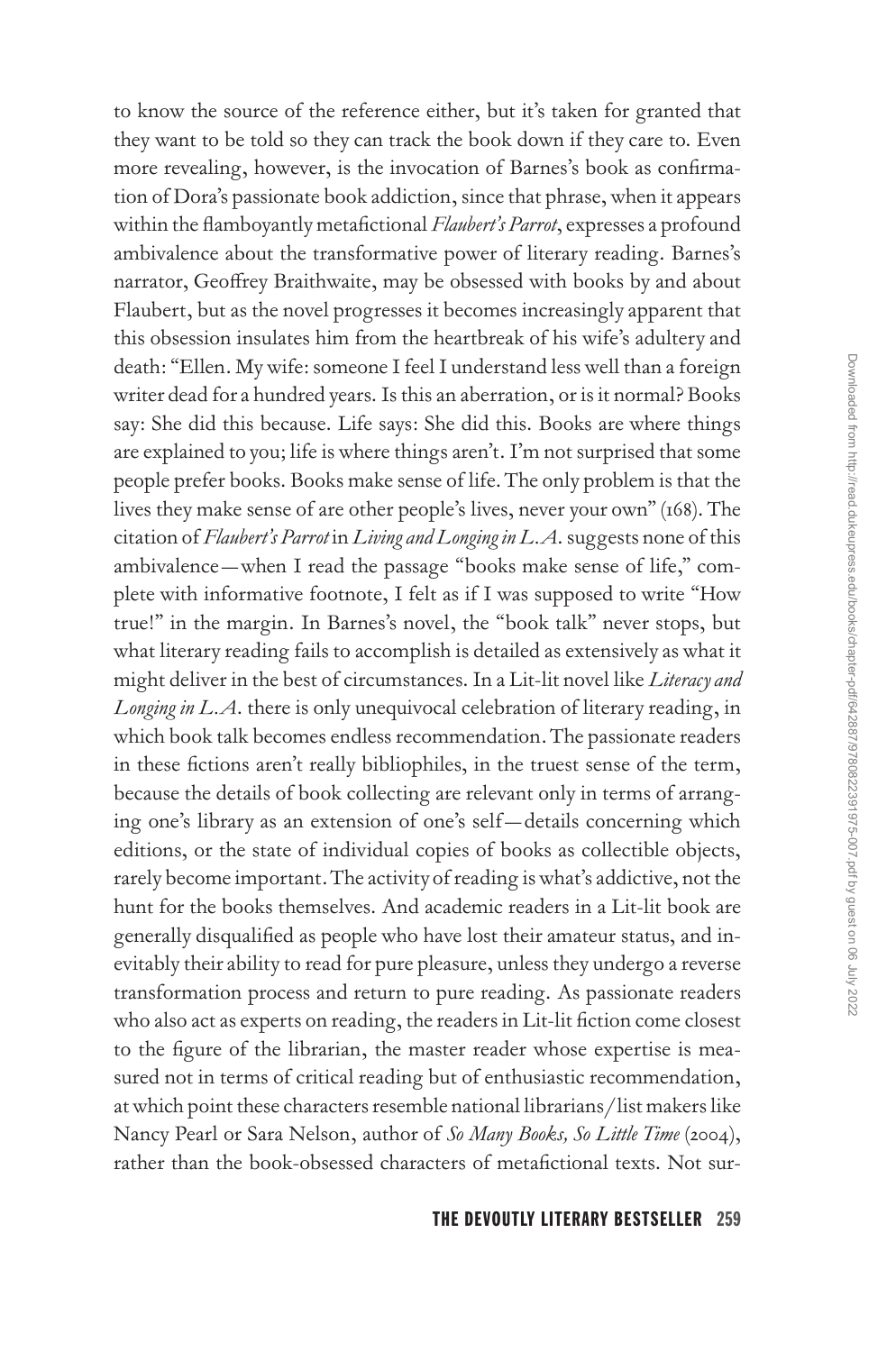to know the source of the reference either, but it's taken for granted that they want to be told so they can track the book down if they care to. Even more revealing, however, is the invocation of Barnes's book as confirmation of Dora's passionate book addiction, since that phrase, when it appears within the flamboyantly metafictional *Flaubert's Parrot*, expresses a profound ambivalence about the transformative power of literary reading. Barnes's narrator, Geoffrey Braithwaite, may be obsessed with books by and about Flaubert, but as the novel progresses it becomes increasingly apparent that this obsession insulates him from the heartbreak of his wife's adultery and death: "Ellen. My wife: someone I feel I understand less well than a foreign writer dead for a hundred years. Is this an aberration, or is it normal? Books say: She did this because. Life says: She did this. Books are where things are explained to you; life is where things aren't. I'm not surprised that some people prefer books. Books make sense of life. The only problem is that the lives they make sense of are other people's lives, never your own" (168). The citation of *Flaubert's Parrot* in *Living and Longing in L.A.* suggests none of this ambivalence—when I read the passage "books make sense of life," complete with informative footnote, I felt as if I was supposed to write "How true!" in the margin. In Barnes's novel, the "book talk" never stops, but what literary reading fails to accomplish is detailed as extensively as what it might deliver in the best of circumstances. In a Lit-lit novel like *Literacy and Longing in L.A.* there is only unequivocal celebration of literary reading, in which book talk becomes endless recommendation. The passionate readers in these fictions aren't really bibliophiles, in the truest sense of the term, because the details of book collecting are relevant only in terms of arranging one's library as an extension of one's self—details concerning which editions, or the state of individual copies of books as collectible objects, rarely become important. The activity of reading is what's addictive, not the hunt for the books themselves. And academic readers in a Lit-lit book are generally disqualified as people who have lost their amateur status, and inevitably their ability to read for pure pleasure, unless they undergo a reverse transformation process and return to pure reading. As passionate readers who also act as experts on reading, the readers in Lit-lit fiction come closest to the figure of the librarian, the master reader whose expertise is measured not in terms of critical reading but of enthusiastic recommendation, at which point these characters resemble national librarians/list makers like Nancy Pearl or Sara Nelson, author of *So Many Books, So Little Time* (2004), rather than the book-obsessed characters of metafictional texts. Not sur-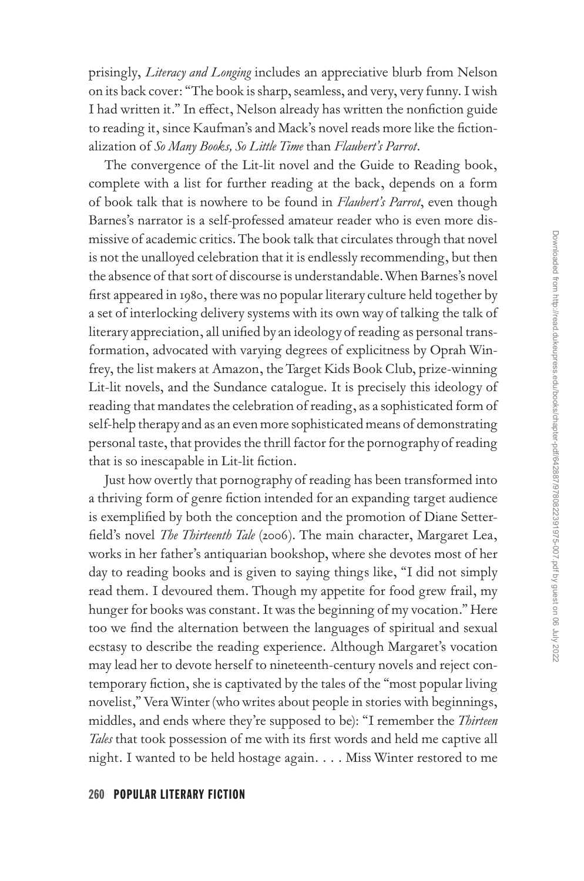prisingly, *Literacy and Longing* includes an appreciative blurb from Nelson on its back cover: "The book is sharp, seamless, and very, very funny. I wish I had written it." In effect, Nelson already has written the nonfiction guide to reading it, since Kaufman's and Mack's novel reads more like the fictionalization of *So Many Books, So Little Time* than *Flaubert's Parrot*.

The convergence of the Lit-lit novel and the Guide to Reading book, complete with a list for further reading at the back, depends on a form of book talk that is nowhere to be found in *Flaubert's Parrot*, even though Barnes's narrator is a self-professed amateur reader who is even more dismissive of academic critics. The book talk that circulates through that novel is not the unalloyed celebration that it is endlessly recommending, but then the absence of that sort of discourse is understandable. When Barnes's novel first appeared in 1980, there was no popular literary culture held together by a set of interlocking delivery systems with its own way of talking the talk of literary appreciation, all unified by an ideology of reading as personal transformation, advocated with varying degrees of explicitness by Oprah Winfrey, the list makers at Amazon, the Target Kids Book Club, prize-winning Lit-lit novels, and the Sundance catalogue. It is precisely this ideology of reading that mandates the celebration of reading, as a sophisticated form of self-help therapy and as an even more sophisticated means of demonstrating personal taste, that provides the thrill factor for the pornography of reading that is so inescapable in Lit-lit fiction.

Just how overtly that pornography of reading has been transformed into a thriving form of genre fiction intended for an expanding target audience is exemplified by both the conception and the promotion of Diane Setterfield's novel *The Thirteenth Tale* (2006). The main character, Margaret Lea, works in her father's antiquarian bookshop, where she devotes most of her day to reading books and is given to saying things like, "I did not simply read them. I devoured them. Though my appetite for food grew frail, my hunger for books was constant. It was the beginning of my vocation." Here too we find the alternation between the languages of spiritual and sexual ecstasy to describe the reading experience. Although Margaret's vocation may lead her to devote herself to nineteenth-century novels and reject contemporary fiction, she is captivated by the tales of the "most popular living novelist," Vera Winter (who writes about people in stories with beginnings, middles, and ends where they're supposed to be): "I remember the *Thirteen Tales* that took possession of me with its first words and held me captive all night. I wanted to be held hostage again. . . . Miss Winter restored to me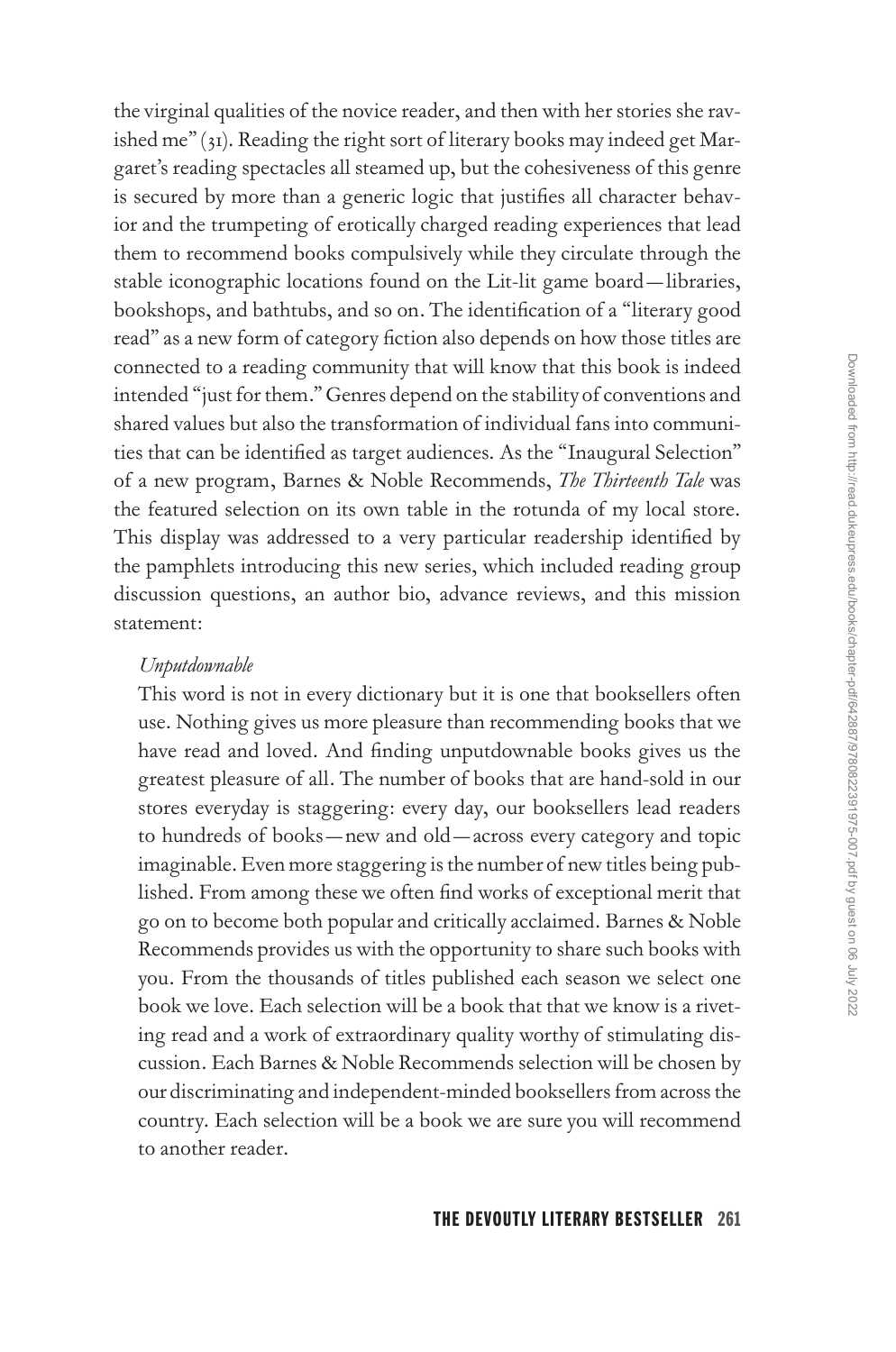the virginal qualities of the novice reader, and then with her stories she ravished me" (31). Reading the right sort of literary books may indeed get Margaret's reading spectacles all steamed up, but the cohesiveness of this genre is secured by more than a generic logic that justifies all character behavior and the trumpeting of erotically charged reading experiences that lead them to recommend books compulsively while they circulate through the stable iconographic locations found on the Lit-lit game board—libraries, bookshops, and bathtubs, and so on. The identification of a "literary good read" as a new form of category fiction also depends on how those titles are connected to a reading community that will know that this book is indeed intended "just for them." Genres depend on the stability of conventions and shared values but also the transformation of individual fans into communities that can be identified as target audiences. As the "Inaugural Selection" of a new program, Barnes & Noble Recommends, *The Thirteenth Tale* was the featured selection on its own table in the rotunda of my local store. This display was addressed to a very particular readership identified by the pamphlets introducing this new series, which included reading group discussion questions, an author bio, advance reviews, and this mission statement:

> *Unputdownable*
>
> This word is not in every dictionary but it is one that booksellers often use. Nothing gives us more pleasure than recommending books that we have read and loved. And finding unputdownable books gives us the greatest pleasure of all. The number of books that are hand-sold in our stores everyday is staggering: every day, our booksellers lead readers to hundreds of books—new and old—across every category and topic imaginable. Even more staggering is the number of new titles being published. From among these we often find works of exceptional merit that go on to become both popular and critically acclaimed. Barnes & Noble Recommends provides us with the opportunity to share such books with you. From the thousands of titles published each season we select one book we love. Each selection will be a book that that we know is a riveting read and a work of extraordinary quality worthy of stimulating discussion. Each Barnes & Noble Recommends selection will be chosen by our discriminating and independent-minded booksellers from across the country. Each selection will be a book we are sure you will recommend to another reader.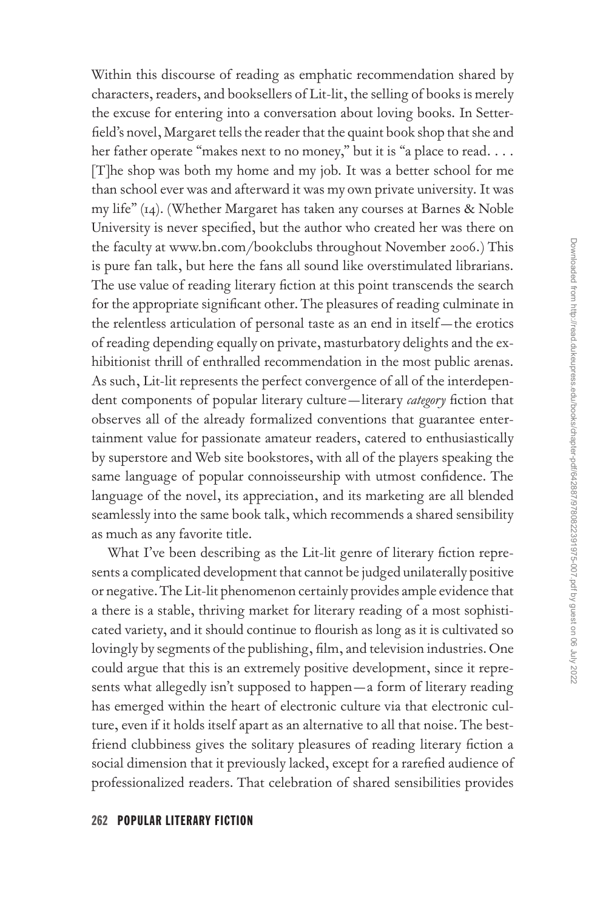Within this discourse of reading as emphatic recommendation shared by characters, readers, and booksellers of Lit-lit, the selling of books is merely the excuse for entering into a conversation about loving books. In Setterfield's novel, Margaret tells the reader that the quaint book shop that she and her father operate "makes next to no money," but it is "a place to read. . . . [T]he shop was both my home and my job. It was a better school for me than school ever was and afterward it was my own private university. It was my life" (14). (Whether Margaret has taken any courses at Barnes & Noble University is never specified, but the author who created her was there on the faculty at www.bn.com/bookclubs throughout November 2006.) This is pure fan talk, but here the fans all sound like overstimulated librarians. The use value of reading literary fiction at this point transcends the search for the appropriate significant other. The pleasures of reading culminate in the relentless articulation of personal taste as an end in itself—the erotics of reading depending equally on private, masturbatory delights and the exhibitionist thrill of enthralled recommendation in the most public arenas. As such, Lit-lit represents the perfect convergence of all of the interdependent components of popular literary culture—literary *category* fiction that observes all of the already formalized conventions that guarantee entertainment value for passionate amateur readers, catered to enthusiastically by superstore and Web site bookstores, with all of the players speaking the same language of popular connoisseurship with utmost confidence. The language of the novel, its appreciation, and its marketing are all blended seamlessly into the same book talk, which recommends a shared sensibility as much as any favorite title.

What I've been describing as the Lit-lit genre of literary fiction represents a complicated development that cannot be judged unilaterally positive or negative. The Lit-lit phenomenon certainly provides ample evidence that a there is a stable, thriving market for literary reading of a most sophisticated variety, and it should continue to flourish as long as it is cultivated so lovingly by segments of the publishing, film, and television industries. One could argue that this is an extremely positive development, since it represents what allegedly isn't supposed to happen—a form of literary reading has emerged within the heart of electronic culture via that electronic culture, even if it holds itself apart as an alternative to all that noise. The best-friend clubbiness gives the solitary pleasures of reading literary fiction a social dimension that it previously lacked, except for a rarefied audience of professionalized readers. That celebration of shared sensibilities provides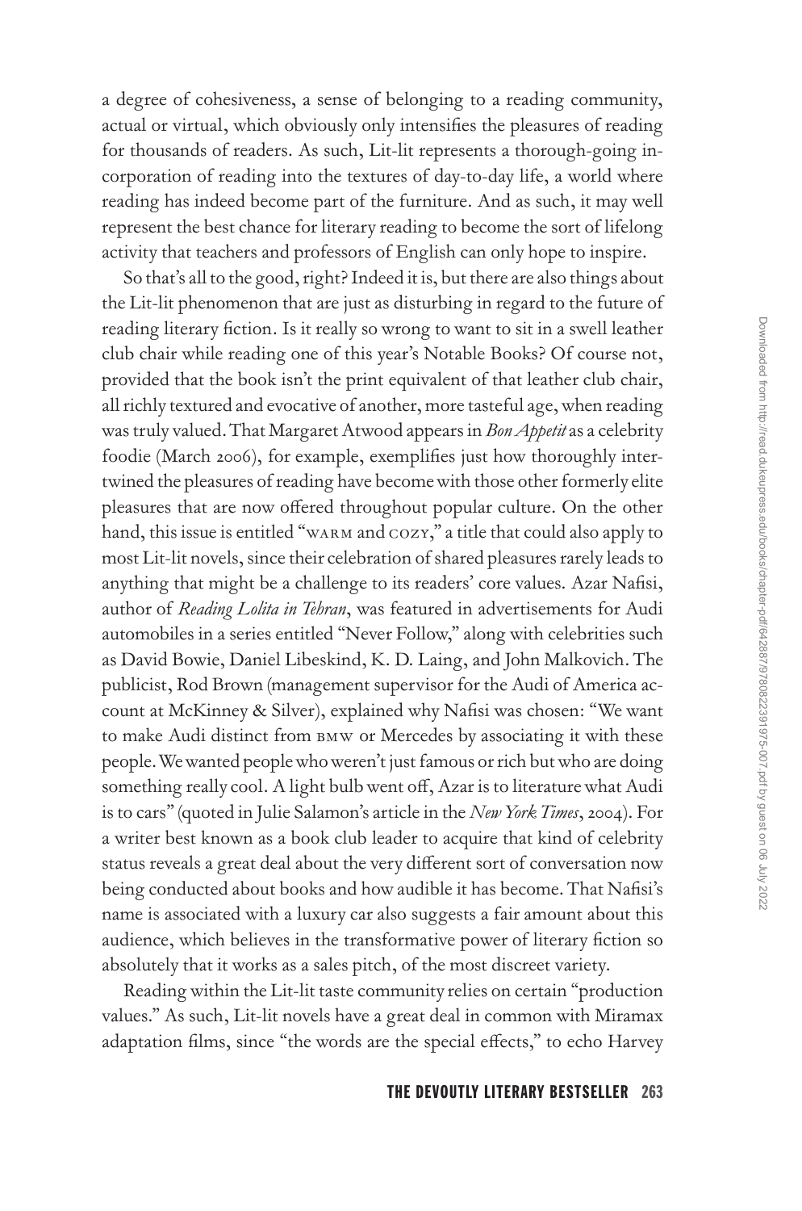a degree of cohesiveness, a sense of belonging to a reading community, actual or virtual, which obviously only intensifies the pleasures of reading for thousands of readers. As such, Lit-lit represents a thorough-going incorporation of reading into the textures of day-to-day life, a world where reading has indeed become part of the furniture. And as such, it may well represent the best chance for literary reading to become the sort of lifelong activity that teachers and professors of English can only hope to inspire.

So that's all to the good, right? Indeed it is, but there are also things about the Lit-lit phenomenon that are just as disturbing in regard to the future of reading literary fiction. Is it really so wrong to want to sit in a swell leather club chair while reading one of this year's Notable Books? Of course not, provided that the book isn't the print equivalent of that leather club chair, all richly textured and evocative of another, more tasteful age, when reading was truly valued. That Margaret Atwood appears in *Bon Appetit* as a celebrity foodie (March 2006), for example, exemplifies just how thoroughly intertwined the pleasures of reading have become with those other formerly elite pleasures that are now offered throughout popular culture. On the other hand, this issue is entitled "WARM and COZY," a title that could also apply to most Lit-lit novels, since their celebration of shared pleasures rarely leads to anything that might be a challenge to its readers' core values. Azar Nafisi, author of *Reading Lolita in Tehran*, was featured in advertisements for Audi automobiles in a series entitled "Never Follow," along with celebrities such as David Bowie, Daniel Libeskind, K. D. Laing, and John Malkovich. The publicist, Rod Brown (management supervisor for the Audi of America account at McKinney & Silver), explained why Nafisi was chosen: "We want to make Audi distinct from BMW or Mercedes by associating it with these people. We wanted people who weren't just famous or rich but who are doing something really cool. A light bulb went off, Azar is to literature what Audi is to cars" (quoted in Julie Salamon's article in the *New York Times*, 2004). For a writer best known as a book club leader to acquire that kind of celebrity status reveals a great deal about the very different sort of conversation now being conducted about books and how audible it has become. That Nafisi's name is associated with a luxury car also suggests a fair amount about this audience, which believes in the transformative power of literary fiction so absolutely that it works as a sales pitch, of the most discreet variety.

Reading within the Lit-lit taste community relies on certain "production values." As such, Lit-lit novels have a great deal in common with Miramax adaptation films, since "the words are the special effects," to echo Harvey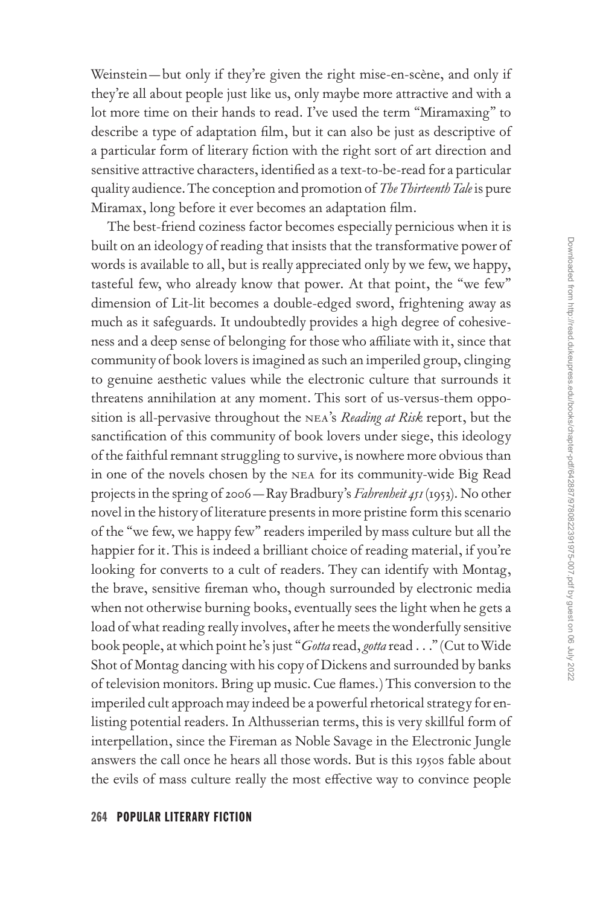Weinstein—but only if they're given the right mise-en-scène, and only if they're all about people just like us, only maybe more attractive and with a lot more time on their hands to read. I've used the term "Miramaxing" to describe a type of adaptation film, but it can also be just as descriptive of a particular form of literary fiction with the right sort of art direction and sensitive attractive characters, identified as a text-to-be-read for a particular quality audience. The conception and promotion of *The Thirteenth Tale* is pure Miramax, long before it ever becomes an adaptation film.

The best-friend coziness factor becomes especially pernicious when it is built on an ideology of reading that insists that the transformative power of words is available to all, but is really appreciated only by we few, we happy, tasteful few, who already know that power. At that point, the "we few" dimension of Lit-lit becomes a double-edged sword, frightening away as much as it safeguards. It undoubtedly provides a high degree of cohesiveness and a deep sense of belonging for those who affiliate with it, since that community of book lovers is imagined as such an imperiled group, clinging to genuine aesthetic values while the electronic culture that surrounds it threatens annihilation at any moment. This sort of us-versus-them opposition is all-pervasive throughout the NEA's *Reading at Risk* report, but the sanctification of this community of book lovers under siege, this ideology of the faithful remnant struggling to survive, is nowhere more obvious than in one of the novels chosen by the NEA for its community-wide Big Read projects in the spring of 2006—Ray Bradbury's *Fahrenheit 451* (1953). No other novel in the history of literature presents in more pristine form this scenario of the "we few, we happy few" readers imperiled by mass culture but all the happier for it. This is indeed a brilliant choice of reading material, if you're looking for converts to a cult of readers. They can identify with Montag, the brave, sensitive fireman who, though surrounded by electronic media when not otherwise burning books, eventually sees the light when he gets a load of what reading really involves, after he meets the wonderfully sensitive book people, at which point he's just "*Gotta* read, *gotta* read . . ." (Cut to Wide Shot of Montag dancing with his copy of Dickens and surrounded by banks of television monitors. Bring up music. Cue flames.) This conversion to the imperiled cult approach may indeed be a powerful rhetorical strategy for enlisting potential readers. In Althusserian terms, this is very skillful form of interpellation, since the Fireman as Noble Savage in the Electronic Jungle answers the call once he hears all those words. But is this 1950s fable about the evils of mass culture really the most effective way to convince people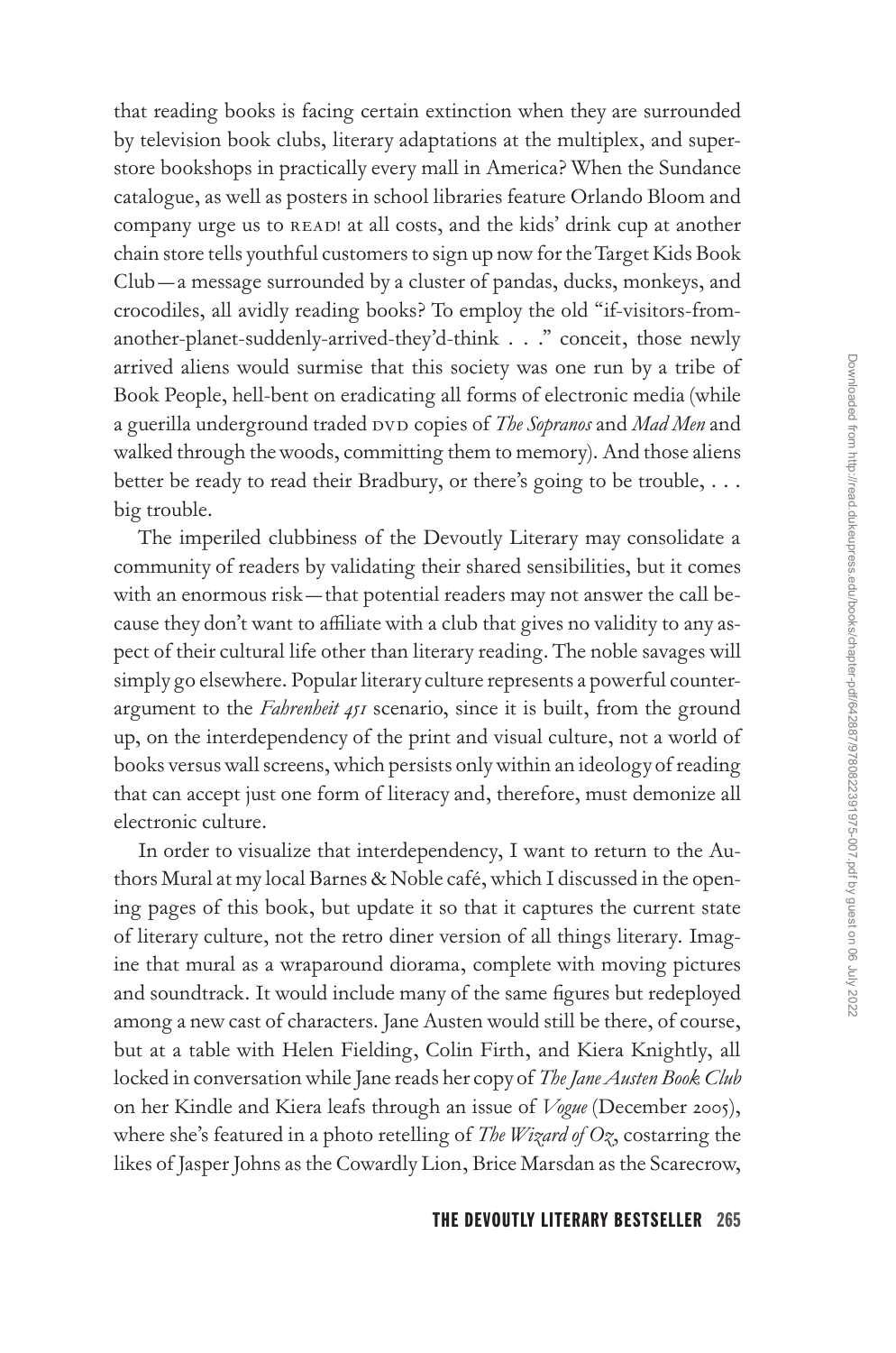that reading books is facing certain extinction when they are surrounded by television book clubs, literary adaptations at the multiplex, and superstore bookshops in practically every mall in America? When the Sundance catalogue, as well as posters in school libraries feature Orlando Bloom and company urge us to READ! at all costs, and the kids' drink cup at another chain store tells youthful customers to sign up now for the Target Kids Book Club—a message surrounded by a cluster of pandas, ducks, monkeys, and crocodiles, all avidly reading books? To employ the old "if-visitors-from-another-planet-suddenly-arrived-they'd-think . . ." conceit, those newly arrived aliens would surmise that this society was one run by a tribe of Book People, hell-bent on eradicating all forms of electronic media (while a guerilla underground traded DVD copies of *The Sopranos* and *Mad Men* and walked through the woods, committing them to memory). And those aliens better be ready to read their Bradbury, or there's going to be trouble, . . . big trouble.

The imperiled clubbiness of the Devoutly Literary may consolidate a community of readers by validating their shared sensibilities, but it comes with an enormous risk—that potential readers may not answer the call because they don't want to affiliate with a club that gives no validity to any aspect of their cultural life other than literary reading. The noble savages will simply go elsewhere. Popular literary culture represents a powerful counterargument to the *Fahrenheit 451* scenario, since it is built, from the ground up, on the interdependency of the print and visual culture, not a world of books versus wall screens, which persists only within an ideology of reading that can accept just one form of literacy and, therefore, must demonize all electronic culture.

In order to visualize that interdependency, I want to return to the Authors Mural at my local Barnes & Noble café, which I discussed in the opening pages of this book, but update it so that it captures the current state of literary culture, not the retro diner version of all things literary. Imagine that mural as a wraparound diorama, complete with moving pictures and soundtrack. It would include many of the same figures but redeployed among a new cast of characters. Jane Austen would still be there, of course, but at a table with Helen Fielding, Colin Firth, and Kiera Knightly, all locked in conversation while Jane reads her copy of *The Jane Austen Book Club* on her Kindle and Kiera leafs through an issue of *Vogue* (December 2005), where she's featured in a photo retelling of *The Wizard of Oz*, costarring the likes of Jasper Johns as the Cowardly Lion, Brice Marsdan as the Scarecrow,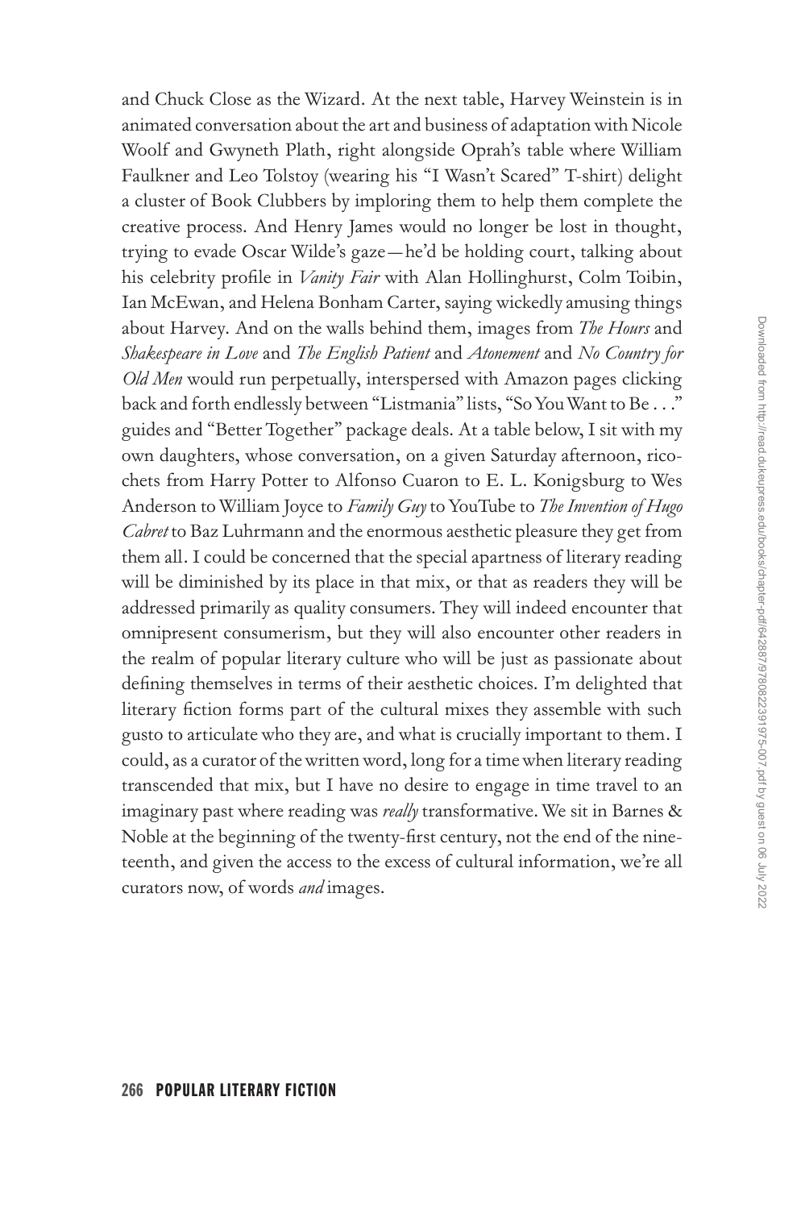and Chuck Close as the Wizard. At the next table, Harvey Weinstein is in animated conversation about the art and business of adaptation with Nicole Woolf and Gwyneth Plath, right alongside Oprah's table where William Faulkner and Leo Tolstoy (wearing his "I Wasn't Scared" T-shirt) delight a cluster of Book Clubbers by imploring them to help them complete the creative process. And Henry James would no longer be lost in thought, trying to evade Oscar Wilde's gaze—he'd be holding court, talking about his celebrity profile in *Vanity Fair* with Alan Hollinghurst, Colm Toibin, Ian McEwan, and Helena Bonham Carter, saying wickedly amusing things about Harvey. And on the walls behind them, images from *The Hours* and *Shakespeare in Love* and *The English Patient* and *Atonement* and *No Country for Old Men* would run perpetually, interspersed with Amazon pages clicking back and forth endlessly between "Listmania" lists, "So You Want to Be . . ." guides and "Better Together" package deals. At a table below, I sit with my own daughters, whose conversation, on a given Saturday afternoon, ricochets from Harry Potter to Alfonso Cuaron to E. L. Konigsburg to Wes Anderson to William Joyce to *Family Guy* to YouTube to *The Invention of Hugo Cabret* to Baz Luhrmann and the enormous aesthetic pleasure they get from them all. I could be concerned that the special apartness of literary reading will be diminished by its place in that mix, or that as readers they will be addressed primarily as quality consumers. They will indeed encounter that omnipresent consumerism, but they will also encounter other readers in the realm of popular literary culture who will be just as passionate about defining themselves in terms of their aesthetic choices. I'm delighted that literary fiction forms part of the cultural mixes they assemble with such gusto to articulate who they are, and what is crucially important to them. I could, as a curator of the written word, long for a time when literary reading transcended that mix, but I have no desire to engage in time travel to an imaginary past where reading was *really* transformative. We sit in Barnes & Noble at the beginning of the twenty-first century, not the end of the nineteenth, and given the access to the excess of cultural information, we're all curators now, of words *and* images.